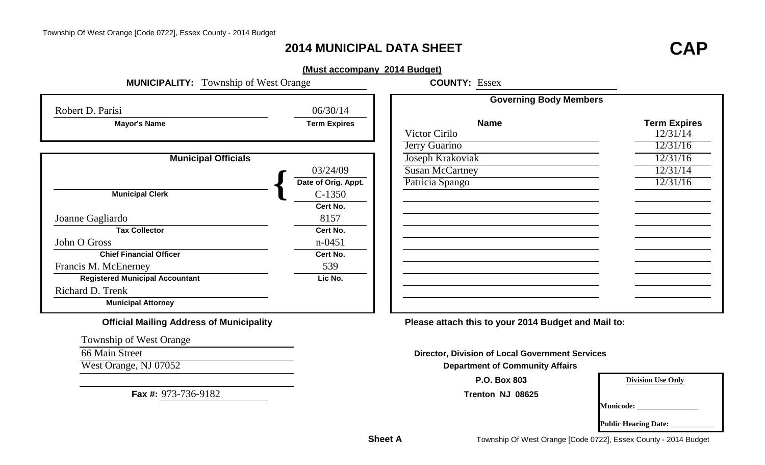# 2014 MUNICIPAL DATA SHEET

**CAP**

**(Must accompany 2014 Budget)**

**MUNICIPALITY:** Township of West Orange **COUNTY:** Essex

| Mayor's Name | Term Expires |
|---|---|
| Robert D. Parisi | 06/30/14 |

**Municipal Officials**

| Official | Name | Date / Number |
|---|---|---|
| Municipal Clerk | | Date of Orig. Appt.: 03/24/09; Cert No.: C-1350 |
| Tax Collector | Joanne Gagliardo | Cert No.: 8157 |
| Chief Financial Officer | John O Gross | Cert No.: n-0451 |
| Registered Municipal Accountant | Francis M. McEnerney | Lic No.: 539 |
| Municipal Attorney | Richard D. Trenk | |

**Governing Body Members**

| Name | Term Expires |
|---|---|
| Victor Cirilo | 12/31/14 |
| Jerry Guarino | 12/31/16 |
| Joseph Krakoviak | 12/31/16 |
| Susan McCartney | 12/31/14 |
| Patricia Spango | 12/31/16 |

**Official Mailing Address of Municipality**

Township of West Orange
66 Main Street
West Orange, NJ 07052

**Fax #:** 973-736-9182

**Please attach this to your 2014 Budget and Mail to:**

**Director, Division of Local Government Services**
**Department of Community Affairs**
**P.O. Box 803**
**Trenton NJ 08625**

| Division Use Only |
|---|
| Municode: ________________ |
| Public Hearing Date: ___________ |

**Sheet A**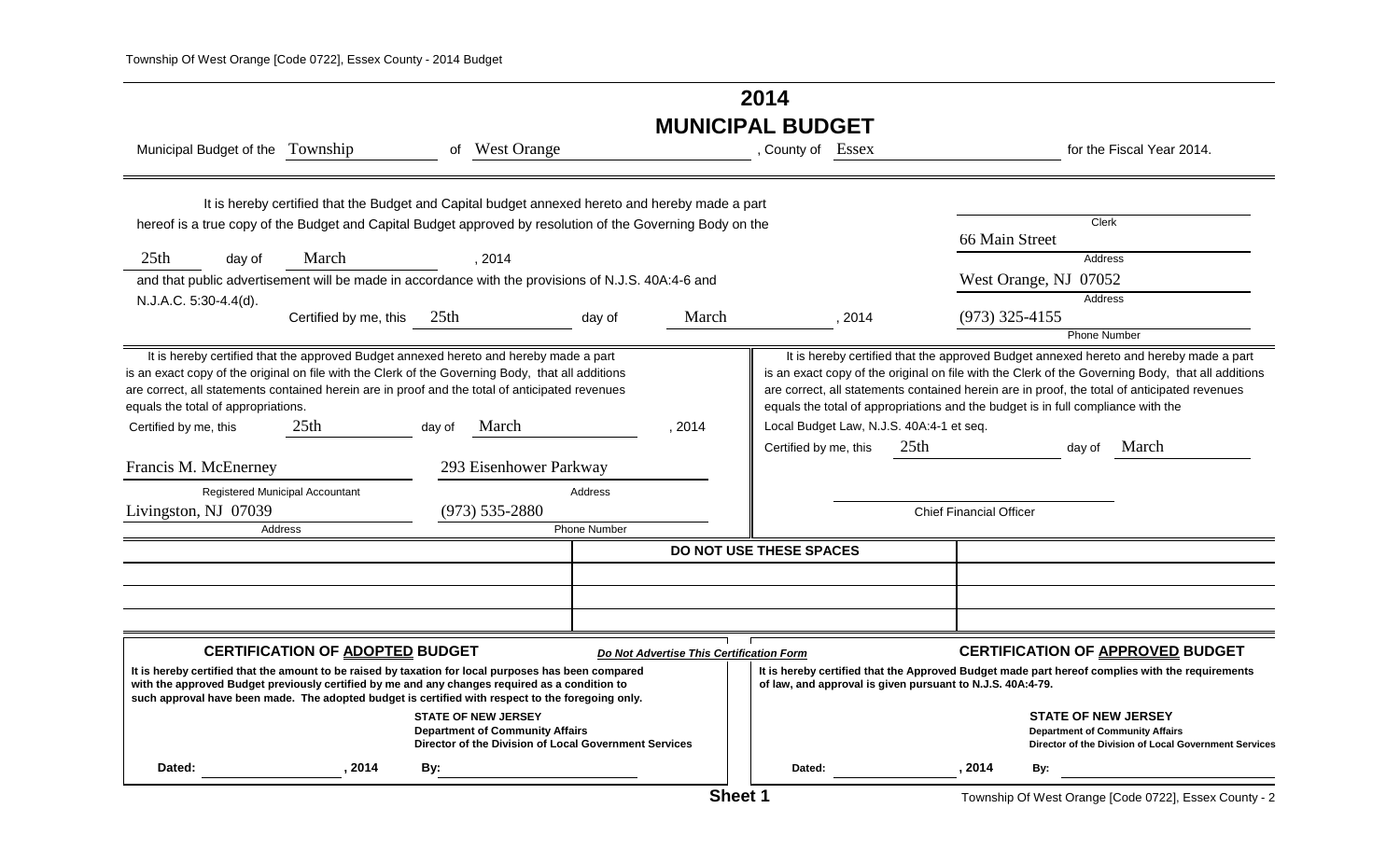# 2014 MUNICIPAL BUDGET

Municipal Budget of the Township of West Orange, County of Essex for the Fiscal Year 2014.

It is hereby certified that the Budget and Capital budget annexed hereto and hereby made a part hereof is a true copy of the Budget and Capital Budget approved by resolution of the Governing Body on the 25th day of March, 2014 and that public advertisement will be made in accordance with the provisions of N.J.S. 40A:4-6 and N.J.A.C. 5:30-4.4(d).

Certified by me, this 25th day of March, 2014

Clerk
66 Main Street
Address
West Orange, NJ 07052
Address
(973) 325-4155
Phone Number

It is hereby certified that the approved Budget annexed hereto and hereby made a part is an exact copy of the original on file with the Clerk of the Governing Body, that all additions are correct, all statements contained herein are in proof and the total of anticipated revenues equals the total of appropriations.

Certified by me, this 25th day of March, 2014

Francis M. McEnerney
Registered Municipal Accountant
293 Eisenhower Parkway
Address
Livingston, NJ 07039
Address
(973) 535-2880
Phone Number

It is hereby certified that the approved Budget annexed hereto and hereby made a part is an exact copy of the original on file with the Clerk of the Governing Body, that all additions are correct, all statements contained herein are in proof, the total of anticipated revenues equals the total of appropriations and the budget is in full compliance with the Local Budget Law, N.J.S. 40A:4-1 et seq.

Certified by me, this 25th day of March

Chief Financial Officer

**DO NOT USE THESE SPACES**

**CERTIFICATION OF ADOPTED BUDGET**

*Do Not Advertise This Certification Form*

**It is hereby certified that the amount to be raised by taxation for local purposes has been compared with the approved Budget previously certified by me and any changes required as a condition to such approval have been made. The adopted budget is certified with respect to the foregoing only.**

**STATE OF NEW JERSEY**
**Department of Community Affairs**
**Director of the Division of Local Government Services**

**Dated:** _______, 2014 **By:** _______

**CERTIFICATION OF APPROVED BUDGET**

**It is hereby certified that the Approved Budget made part hereof complies with the requirements of law, and approval is given pursuant to N.J.S. 40A:4-79.**

**STATE OF NEW JERSEY**
**Department of Community Affairs**
**Director of the Division of Local Government Services**

**Dated:** _______, 2014 **By:** _______

**Sheet 1**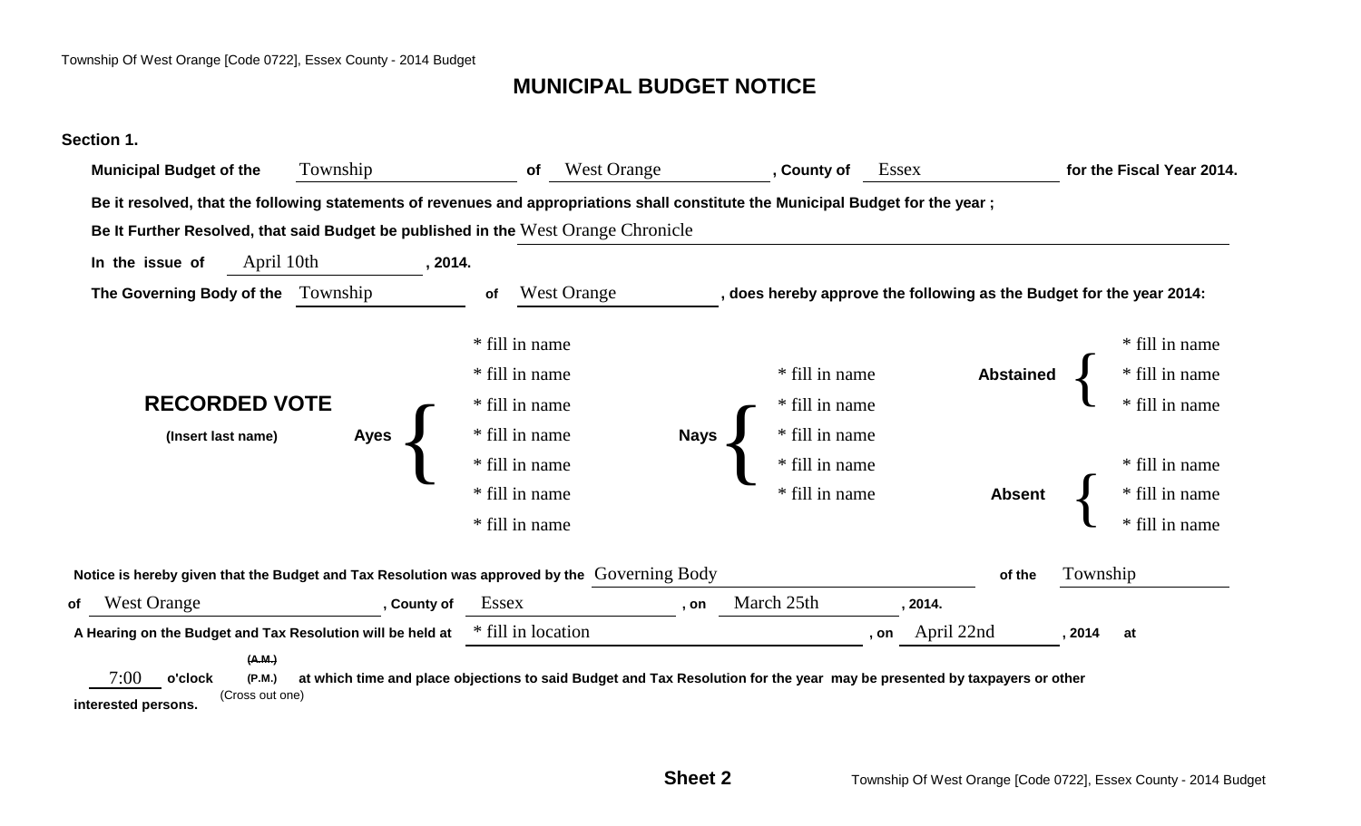# MUNICIPAL BUDGET NOTICE

**Section 1.**

**Municipal Budget of the** Township **of** West Orange **, County of** Essex **for the Fiscal Year 2014.**

**Be it resolved, that the following statements of revenues and appropriations shall constitute the Municipal Budget for the year ;**

**Be It Further Resolved, that said Budget be published in the** West Orange Chronicle

**In the issue of** April 10th **, 2014.**

**The Governing Body of the** Township **of** West Orange **, does hereby approve the following as the Budget for the year 2014:**

**RECORDED VOTE**

**(Insert last name)**

| Ayes | Nays | Abstained | Absent |
|---|---|---|---|
| * fill in name | * fill in name | * fill in name | * fill in name |
| * fill in name | * fill in name | * fill in name | * fill in name |
| * fill in name | * fill in name | * fill in name | * fill in name |
| * fill in name | * fill in name | | |
| * fill in name | * fill in name | | |
| * fill in name | | | |
| * fill in name | | | |

**Notice is hereby given that the Budget and Tax Resolution was approved by the** Governing Body **of the** Township **of** West Orange **, County of** Essex **, on** March 25th **, 2014.**

**A Hearing on the Budget and Tax Resolution will be held at** * fill in location **, on** April 22nd **, 2014 at** 7:00 **o'clock** ~~**(A.M.)**~~ **(P.M.)** (Cross out one) **at which time and place objections to said Budget and Tax Resolution for the year may be presented by taxpayers or other interested persons.**

**Sheet 2**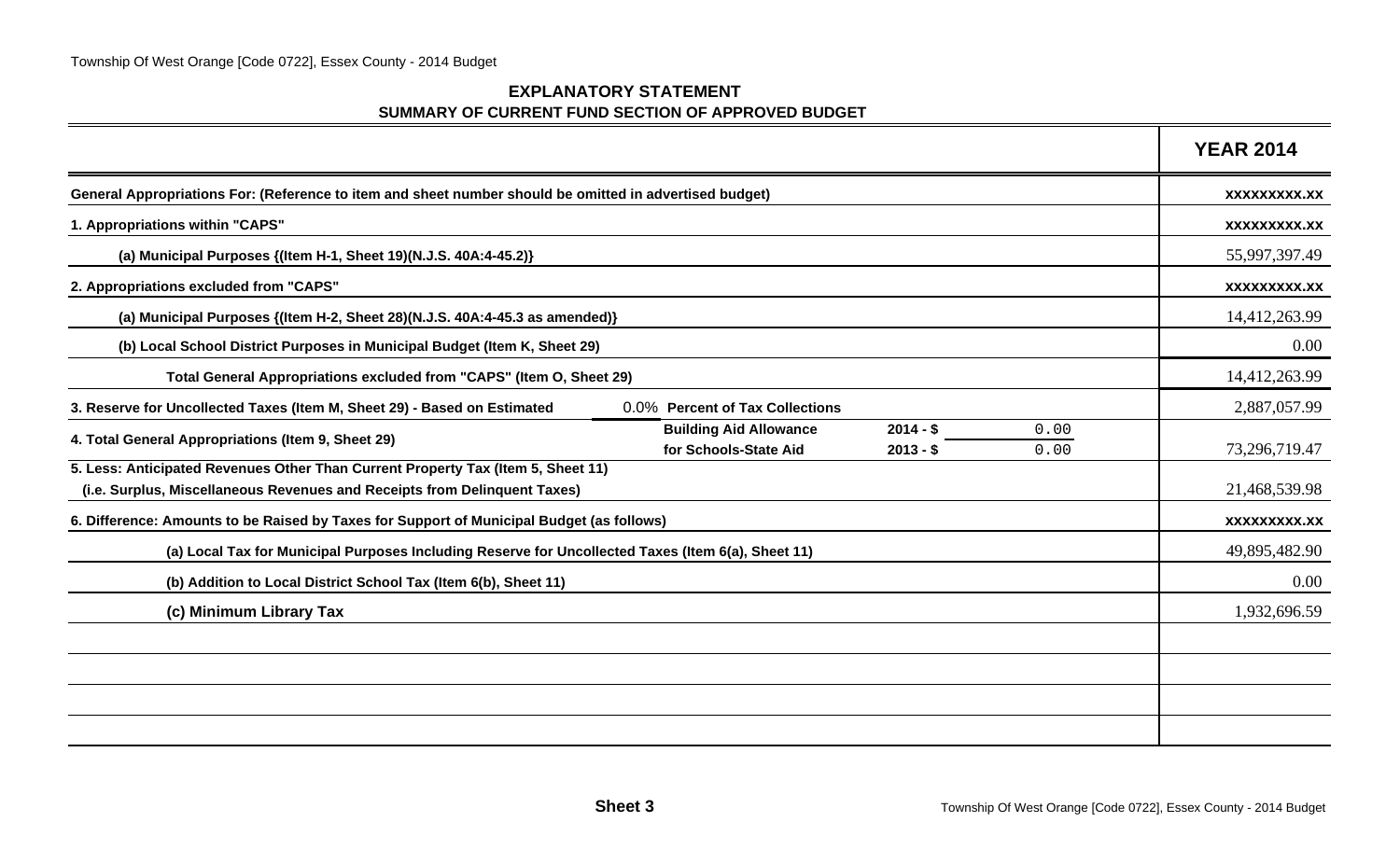## EXPLANATORY STATEMENT
### SUMMARY OF CURRENT FUND SECTION OF APPROVED BUDGET

| | | | | YEAR 2014 |
|---|---|---|---|---|
| **General Appropriations For: (Reference to item and sheet number should be omitted in advertised budget)** | | | | xxxxxxxxx.xx |
| **1. Appropriations within "CAPS"** | | | | xxxxxxxxx.xx |
| **(a) Municipal Purposes {(Item H-1, Sheet 19)(N.J.S. 40A:4-45.2)}** | | | | 55,997,397.49 |
| **2. Appropriations excluded from "CAPS"** | | | | xxxxxxxxx.xx |
| **(a) Municipal Purposes {(Item H-2, Sheet 28)(N.J.S. 40A:4-45.3 as amended)}** | | | | 14,412,263.99 |
| **(b) Local School District Purposes in Municipal Budget (Item K, Sheet 29)** | | | | 0.00 |
| **Total General Appropriations excluded from "CAPS" (Item O, Sheet 29)** | | | | 14,412,263.99 |
| **3. Reserve for Uncollected Taxes (Item M, Sheet 29) - Based on Estimated** | 0.0% **Percent of Tax Collections** | | | 2,887,057.99 |
| **4. Total General Appropriations (Item 9, Sheet 29)** | **Building Aid Allowance for Schools-State Aid** | **2014 - $**<br>**2013 - $** | 0.00<br>0.00 | 73,296,719.47 |
| **5. Less: Anticipated Revenues Other Than Current Property Tax (Item 5, Sheet 11) (i.e. Surplus, Miscellaneous Revenues and Receipts from Delinquent Taxes)** | | | | 21,468,539.98 |
| **6. Difference: Amounts to be Raised by Taxes for Support of Municipal Budget (as follows)** | | | | xxxxxxxxx.xx |
| **(a) Local Tax for Municipal Purposes Including Reserve for Uncollected Taxes (Item 6(a), Sheet 11)** | | | | 49,895,482.90 |
| **(b) Addition to Local District School Tax (Item 6(b), Sheet 11)** | | | | 0.00 |
| **(c) Minimum Library Tax** | | | | 1,932,696.59 |

**Sheet 3**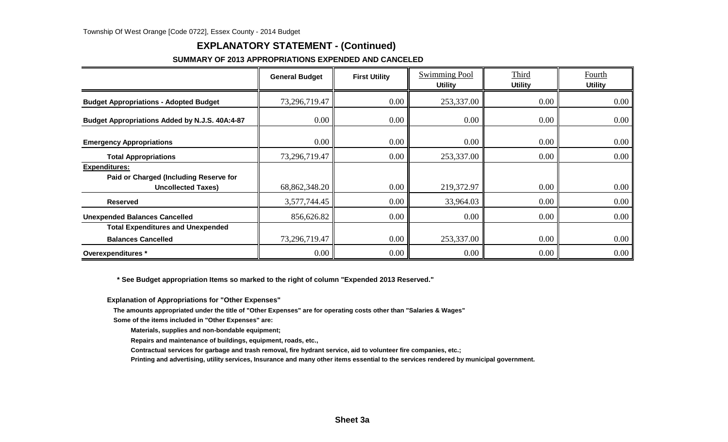Township Of West Orange [Code 0722], Essex County - 2014 Budget

## EXPLANATORY STATEMENT - (Continued)

### SUMMARY OF 2013 APPROPRIATIONS EXPENDED AND CANCELED

| | General Budget | First Utility | Swimming Pool Utility | Third Utility | Fourth Utility |
|---|---|---|---|---|---|
| **Budget Appropriations - Adopted Budget** | 73,296,719.47 | 0.00 | 253,337.00 | 0.00 | 0.00 |
| **Budget Appropriations Added by N.J.S. 40A:4-87** | 0.00 | 0.00 | 0.00 | 0.00 | 0.00 |
| **Emergency Appropriations** | 0.00 | 0.00 | 0.00 | 0.00 | 0.00 |
| **Total Appropriations** | 73,296,719.47 | 0.00 | 253,337.00 | 0.00 | 0.00 |
| **Expenditures:** | | | | | |
| **Paid or Charged (Including Reserve for Uncollected Taxes)** | 68,862,348.20 | 0.00 | 219,372.97 | 0.00 | 0.00 |
| **Reserved** | 3,577,744.45 | 0.00 | 33,964.03 | 0.00 | 0.00 |
| **Unexpended Balances Cancelled** | 856,626.82 | 0.00 | 0.00 | 0.00 | 0.00 |
| **Total Expenditures and Unexpended Balances Cancelled** | 73,296,719.47 | 0.00 | 253,337.00 | 0.00 | 0.00 |
| **Overexpenditures *** | 0.00 | 0.00 | 0.00 | 0.00 | 0.00 |

**\* See Budget appropriation Items so marked to the right of column "Expended 2013 Reserved."**

**Explanation of Appropriations for "Other Expenses"**

**The amounts appropriated under the title of "Other Expenses" are for operating costs other than "Salaries & Wages"**

**Some of the items included in "Other Expenses" are:**

**Materials, supplies and non-bondable equipment;**

**Repairs and maintenance of buildings, equipment, roads, etc.,**

**Contractual services for garbage and trash removal, fire hydrant service, aid to volunteer fire companies, etc.;**

**Printing and advertising, utility services, Insurance and many other items essential to the services rendered by municipal government.**

**Sheet 3a**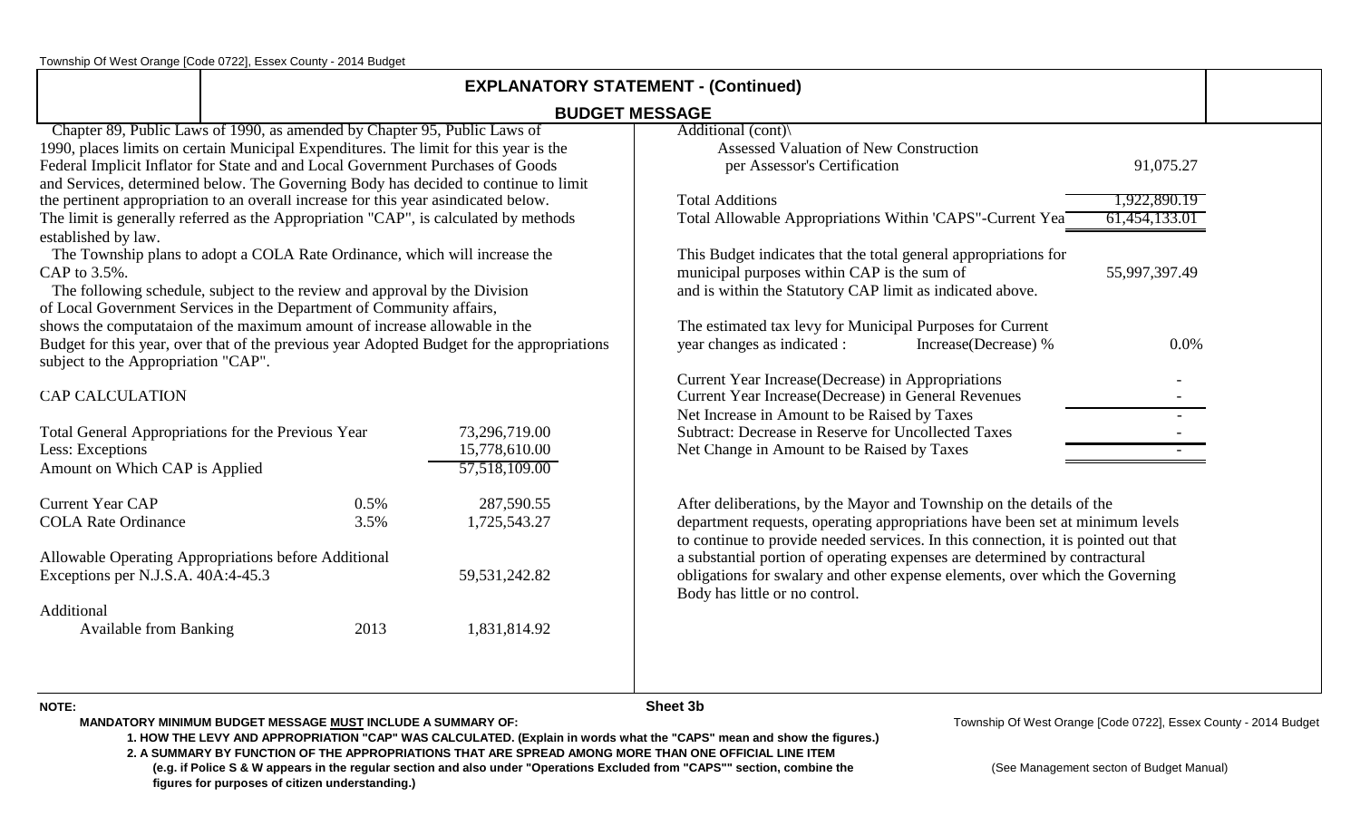## EXPLANATORY STATEMENT - (Continued)

### BUDGET MESSAGE

Chapter 89, Public Laws of 1990, as amended by Chapter 95, Public Laws of 1990, places limits on certain Municipal Expenditures. The limit for this year is the Federal Implicit Inflator for State and and Local Government Purchases of Goods and Services, determined below. The Governing Body has decided to continue to limit the pertinent appropriation to an overall increase for this year asindicated below. The limit is generally referred as the Appropriation "CAP", is calculated by methods established by law.

The Township plans to adopt a COLA Rate Ordinance, which will increase the CAP to 3.5%.

The following schedule, subject to the review and approval by the Division of Local Government Services in the Department of Community affairs, shows the computataion of the maximum amount of increase allowable in the Budget for this year, over that of the previous year Adopted Budget for the appropriations subject to the Appropriation "CAP".

CAP CALCULATION

| | | |
|---|---|---|
| Total General Appropriations for the Previous Year | | 73,296,719.00 |
| Less: Exceptions | | 15,778,610.00 |
| Amount on Which CAP is Applied | | 57,518,109.00 |
| Current Year CAP | 0.5% | 287,590.55 |
| COLA Rate Ordinance | 3.5% | 1,725,543.27 |
| Allowable Operating Appropriations before Additional Exceptions per N.J.S.A. 40A:4-45.3 | | 59,531,242.82 |
| Additional | | |
| Available from Banking | 2013 | 1,831,814.92 |
| Additional (cont) | | |
| Assessed Valuation of New Construction per Assessor's Certification | | 91,075.27 |
| Total Additions | | 1,922,890.19 |
| Total Allowable Appropriations Within 'CAPS"-Current Yea | | 61,454,133.01 |

This Budget indicates that the total general appropriations for municipal purposes within CAP is the sum of 55,997,397.49 and is within the Statutory CAP limit as indicated above.

| | |
|---|---|
| The estimated tax levy for Municipal Purposes for Current year changes as indicated : Increase(Decrease) % | 0.0% |
| Current Year Increase(Decrease) in Appropriations | - |
| Current Year Increase(Decrease) in General Revenues | - |
| Net Increase in Amount to be Raised by Taxes | - |
| Subtract: Decrease in Reserve for Uncollected Taxes | - |
| Net Change in Amount to be Raised by Taxes | - |

After deliberations, by the Mayor and Township on the details of the department requests, operating appropriations have been set at minimum levels to continue to provide needed services. In this connection, it is pointed out that a substantial portion of operating expenses are determined by contractural obligations for swalary and other expense elements, over which the Governing Body has little or no control.

Sheet 3b

**NOTE:**

**MANDATORY MINIMUM BUDGET MESSAGE MUST INCLUDE A SUMMARY OF:**

1. **HOW THE LEVY AND APPROPRIATION "CAP" WAS CALCULATED. (Explain in words what the "CAPS" mean and show the figures.)**
2. **A SUMMARY BY FUNCTION OF THE APPROPRIATIONS THAT ARE SPREAD AMONG MORE THAN ONE OFFICIAL LINE ITEM (e.g. if Police S & W appears in the regular section and also under "Operations Excluded from "CAPS"" section, combine the figures for purposes of citizen understanding.)**

(See Management secton of Budget Manual)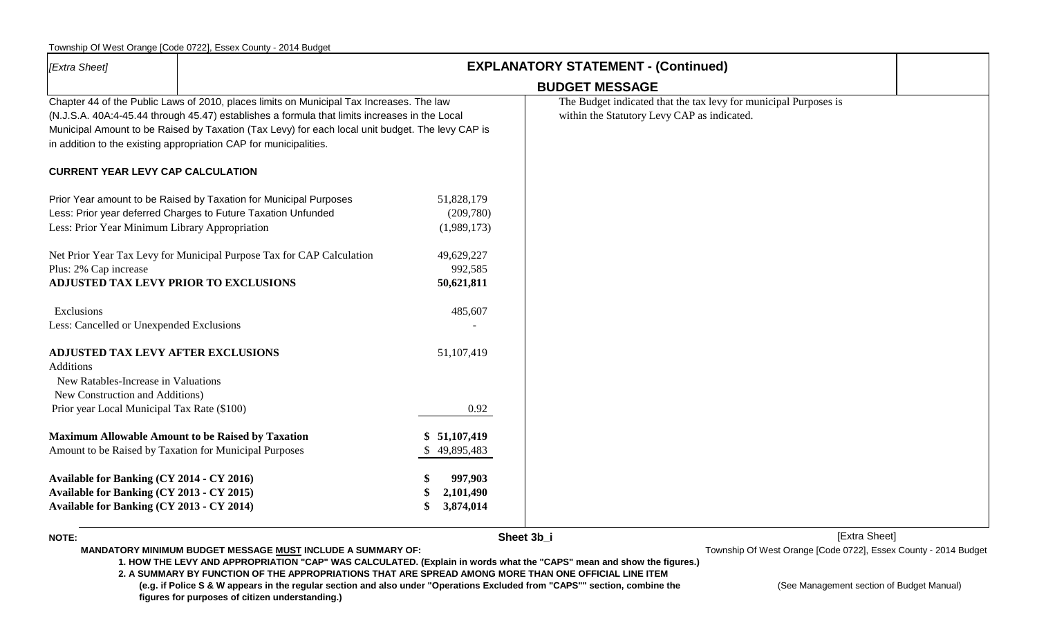[Extra Sheet]

## EXPLANATORY STATEMENT - (Continued)

### BUDGET MESSAGE

Chapter 44 of the Public Laws of 2010, places limits on Municipal Tax Increases. The law (N.J.S.A. 40A:4-45.44 through 45.47) establishes a formula that limits increases in the Local Municipal Amount to be Raised by Taxation (Tax Levy) for each local unit budget. The levy CAP is in addition to the existing appropriation CAP for municipalities.

**CURRENT YEAR LEVY CAP CALCULATION**

| | |
|---|---|
| Prior Year amount to be Raised by Taxation for Municipal Purposes | 51,828,179 |
| Less: Prior year deferred Charges to Future Taxation Unfunded | (209,780) |
| Less: Prior Year Minimum Library Appropriation | (1,989,173) |
| | |
| Net Prior Year Tax Levy for Municipal Purpose Tax for CAP Calculation | 49,629,227 |
| Plus: 2% Cap increase | 992,585 |
| **ADJUSTED TAX LEVY PRIOR TO EXCLUSIONS** | **50,621,811** |
| | |
| Exclusions | 485,607 |
| Less: Cancelled or Unexpended Exclusions | - |
| | |
| **ADJUSTED TAX LEVY AFTER EXCLUSIONS** | 51,107,419 |
| Additions | |
| New Ratables-Increase in Valuations | |
| New Construction and Additions) | |
| Prior year Local Municipal Tax Rate ($100) | 0.92 |
| | |
| **Maximum Allowable Amount to be Raised by Taxation** | **$ 51,107,419** |
| Amount to be Raised by Taxation for Municipal Purposes | $ 49,895,483 |
| | |
| **Available for Banking (CY 2014 - CY 2016)** | **$ 997,903** |
| **Available for Banking (CY 2013 - CY 2015)** | **$ 2,101,490** |
| **Available for Banking (CY 2013 - CY 2014)** | **$ 3,874,014** |

The Budget indicated that the tax levy for municipal Purposes is within the Statutory Levy CAP as indicated.

**NOTE:**

**MANDATORY MINIMUM BUDGET MESSAGE MUST INCLUDE A SUMMARY OF:**

**1. HOW THE LEVY AND APPROPRIATION "CAP" WAS CALCULATED. (Explain in words what the "CAPS" mean and show the figures.)**

**2. A SUMMARY BY FUNCTION OF THE APPROPRIATIONS THAT ARE SPREAD AMONG MORE THAN ONE OFFICIAL LINE ITEM (e.g. if Police S & W appears in the regular section and also under "Operations Excluded from "CAPS"" section, combine the figures for purposes of citizen understanding.)**

(See Management section of Budget Manual)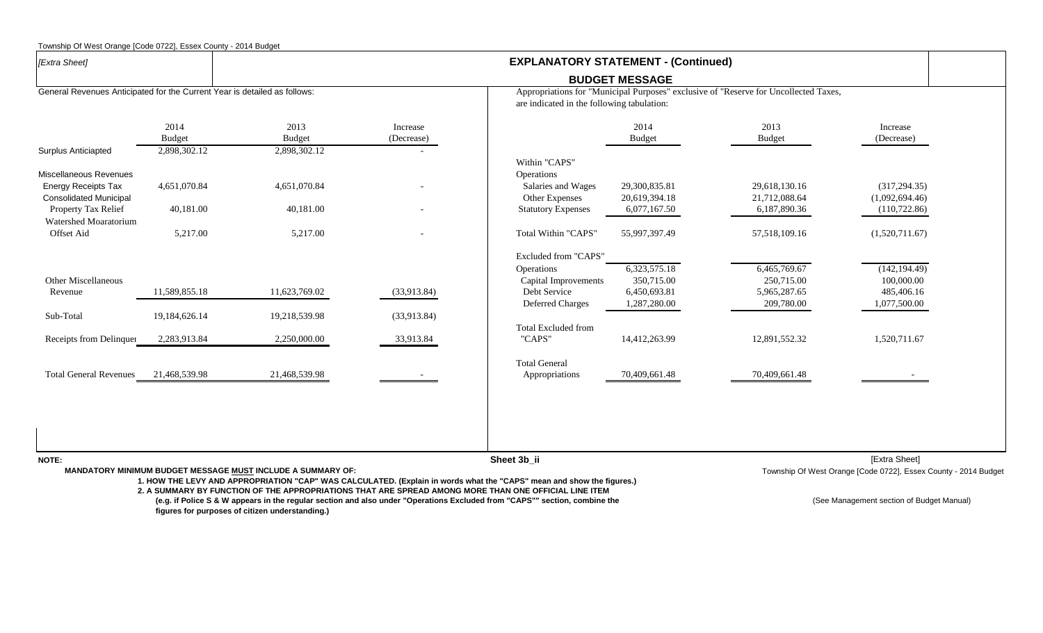*[Extra Sheet]*

## EXPLANATORY STATEMENT - (Continued)

### BUDGET MESSAGE

General Revenues Anticipated for the Current Year is detailed as follows:

| | 2014 Budget | 2013 Budget | Increase (Decrease) |
|---|---|---|---|
| Surplus Anticiapted | 2,898,302.12 | 2,898,302.12 | - |
| Miscellaneous Revenues | | | |
| Energy Receipts Tax | 4,651,070.84 | 4,651,070.84 | - |
| Consolidated Municipal Property Tax Relief | 40,181.00 | 40,181.00 | - |
| Watershed Moaratorium Offset Aid | 5,217.00 | 5,217.00 | - |
| Other Miscellaneous Revenue | 11,589,855.18 | 11,623,769.02 | (33,913.84) |
| Sub-Total | 19,184,626.14 | 19,218,539.98 | (33,913.84) |
| Receipts from Delinquer | 2,283,913.84 | 2,250,000.00 | 33,913.84 |
| Total General Revenues | 21,468,539.98 | 21,468,539.98 | - |

Appropriations for "Municipal Purposes" exclusive of "Reserve for Uncollected Taxes, are indicated in the following tabulation:

| | 2014 Budget | 2013 Budget | Increase (Decrease) |
|---|---|---|---|
| Within "CAPS" | | | |
| Operations | | | |
| Salaries and Wages | 29,300,835.81 | 29,618,130.16 | (317,294.35) |
| Other Expenses | 20,619,394.18 | 21,712,088.64 | (1,092,694.46) |
| Statutory Expenses | 6,077,167.50 | 6,187,890.36 | (110,722.86) |
| Total Within "CAPS" | 55,997,397.49 | 57,518,109.16 | (1,520,711.67) |
| Excluded from "CAPS" | | | |
| Operations | 6,323,575.18 | 6,465,769.67 | (142,194.49) |
| Capital Improvements | 350,715.00 | 250,715.00 | 100,000.00 |
| Debt Service | 6,450,693.81 | 5,965,287.65 | 485,406.16 |
| Deferred Charges | 1,287,280.00 | 209,780.00 | 1,077,500.00 |
| Total Excluded from "CAPS" | 14,412,263.99 | 12,891,552.32 | 1,520,711.67 |
| Total General Appropriations | 70,409,661.48 | 70,409,661.48 | - |

**NOTE:**

**MANDATORY MINIMUM BUDGET MESSAGE MUST INCLUDE A SUMMARY OF:**

**1. HOW THE LEVY AND APPROPRIATION "CAP" WAS CALCULATED. (Explain in words what the "CAPS" mean and show the figures.)**

**2. A SUMMARY BY FUNCTION OF THE APPROPRIATIONS THAT ARE SPREAD AMONG MORE THAN ONE OFFICIAL LINE ITEM (e.g. if Police S & W appears in the regular section and also under "Operations Excluded from "CAPS"" section, combine the figures for purposes of citizen understanding.)**

Sheet 3b_ii

(See Management section of Budget Manual)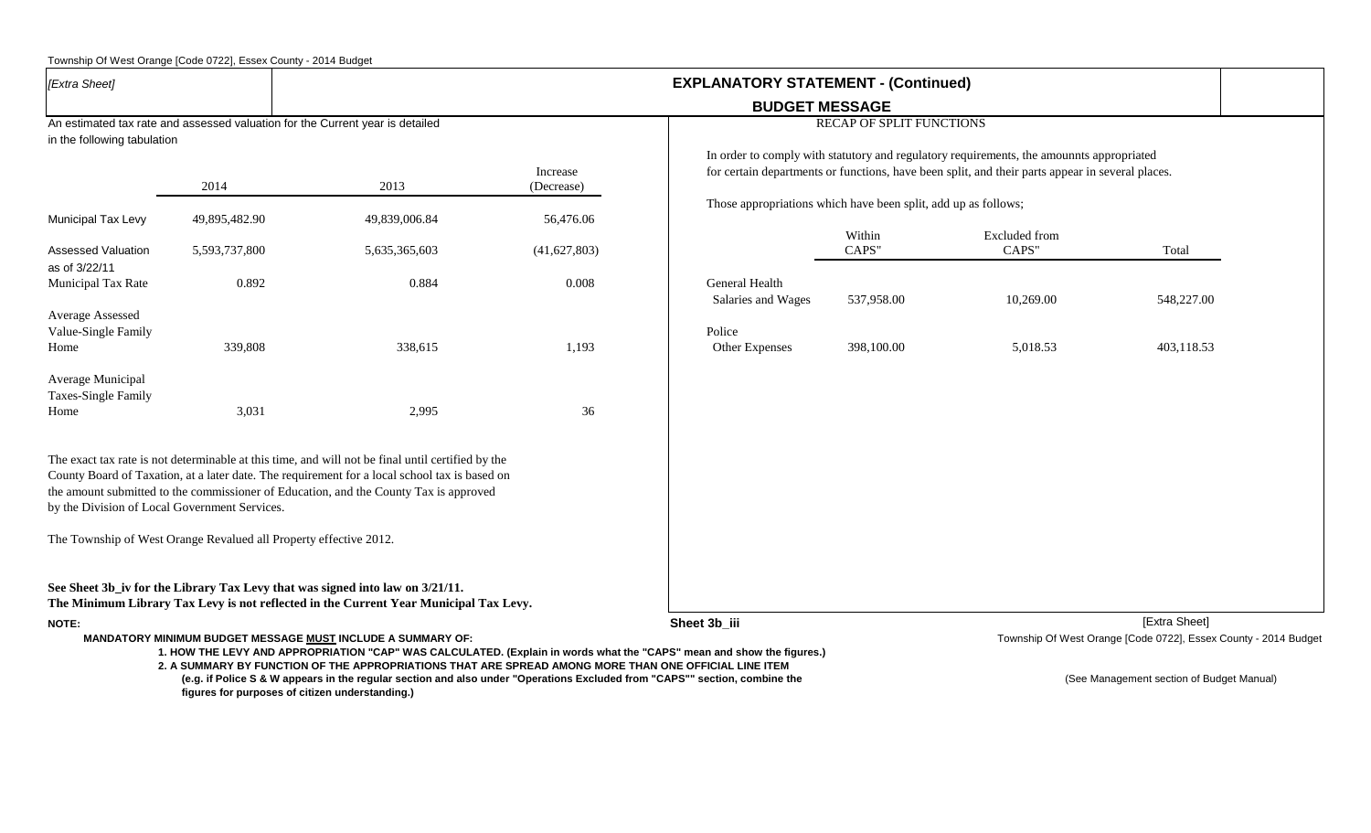*[Extra Sheet]*

## EXPLANATORY STATEMENT - (Continued)

### BUDGET MESSAGE

An estimated tax rate and assessed valuation for the Current year is detailed in the following tabulation

| | 2014 | 2013 | Increase (Decrease) |
|---|---|---|---|
| Municipal Tax Levy | 49,895,482.90 | 49,839,006.84 | 56,476.06 |
| Assessed Valuation as of 3/22/11 | 5,593,737,800 | 5,635,365,603 | (41,627,803) |
| Municipal Tax Rate | 0.892 | 0.884 | 0.008 |
| Average Assessed Value-Single Family Home | 339,808 | 338,615 | 1,193 |
| Average Municipal Taxes-Single Family Home | 3,031 | 2,995 | 36 |

The exact tax rate is not determinable at this time, and will not be final until certified by the County Board of Taxation, at a later date. The requirement for a local school tax is based on the amount submitted to the commissioner of Education, and the County Tax is approved by the Division of Local Government Services.

The Township of West Orange Revalued all Property effective 2012.

**See Sheet 3b_iv for the Library Tax Levy that was signed into law on 3/21/11.**
**The Minimum Library Tax Levy is not reflected in the Current Year Municipal Tax Levy.**

RECAP OF SPLIT FUNCTIONS

In order to comply with statutory and regulatory requirements, the amounnts appropriated for certain departments or functions, have been split, and their parts appear in several places.

Those appropriations which have been split, add up as follows;

| | Within CAPS" | Excluded from CAPS" | Total |
|---|---|---|---|
| General Health Salaries and Wages | 537,958.00 | 10,269.00 | 548,227.00 |
| Police Other Expenses | 398,100.00 | 5,018.53 | 403,118.53 |

Sheet 3b_iii

**NOTE:**

**MANDATORY MINIMUM BUDGET MESSAGE MUST INCLUDE A SUMMARY OF:**

1. **HOW THE LEVY AND APPROPRIATION "CAP" WAS CALCULATED. (Explain in words what the "CAPS" mean and show the figures.)**
2. **A SUMMARY BY FUNCTION OF THE APPROPRIATIONS THAT ARE SPREAD AMONG MORE THAN ONE OFFICIAL LINE ITEM (e.g. if Police S & W appears in the regular section and also under "Operations Excluded from "CAPS"" section, combine the figures for purposes of citizen understanding.)**

(See Management section of Budget Manual)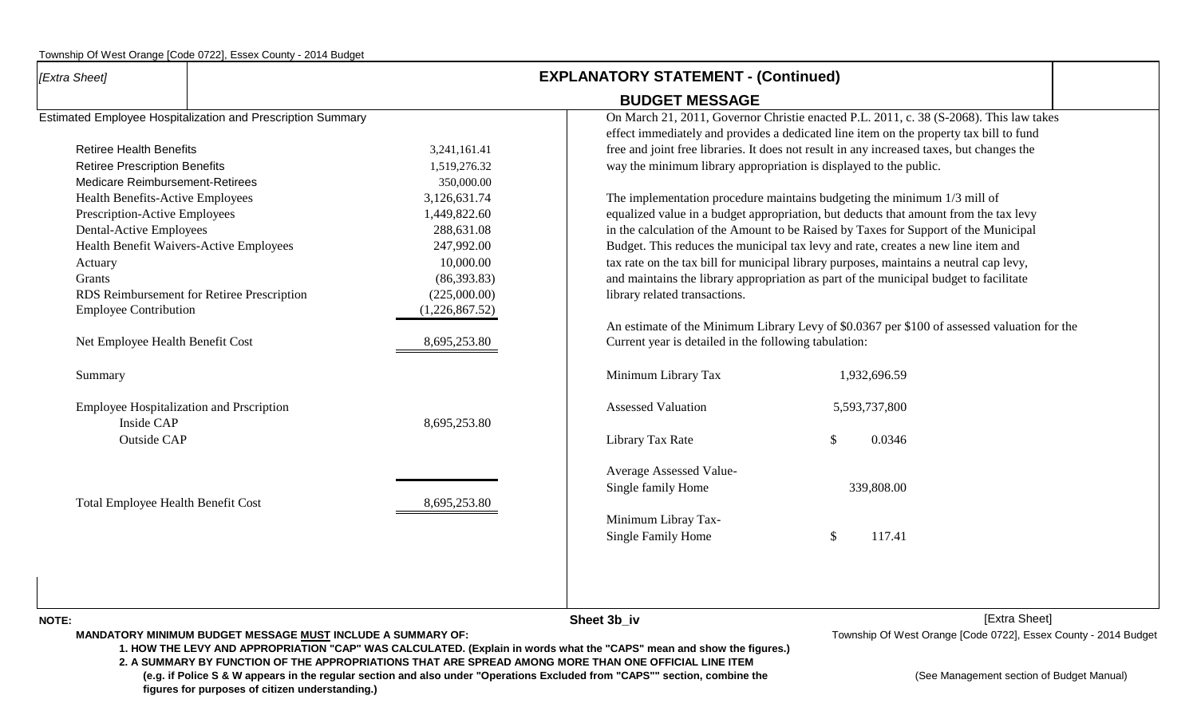[Extra Sheet]

## EXPLANATORY STATEMENT - (Continued)

### BUDGET MESSAGE

**Estimated Employee Hospitalization and Prescription Summary**

| Item | Amount |
|---|---|
| Retiree Health Benefits | 3,241,161.41 |
| Retiree Prescription Benefits | 1,519,276.32 |
| Medicare Reimbursement-Retirees | 350,000.00 |
| Health Benefits-Active Employees | 3,126,631.74 |
| Prescription-Active Employees | 1,449,822.60 |
| Dental-Active Employees | 288,631.08 |
| Health Benefit Waivers-Active Employees | 247,992.00 |
| Actuary | 10,000.00 |
| Grants | (86,393.83) |
| RDS Reimbursement for Retiree Prescription | (225,000.00) |
| Employee Contribution | (1,226,867.52) |
| Net Employee Health Benefit Cost | 8,695,253.80 |

**Summary**

| Item | Amount |
|---|---|
| Employee Hospitalization and Prscription | |
| Inside CAP | 8,695,253.80 |
| Outside CAP | |
| Total Employee Health Benefit Cost | 8,695,253.80 |

On March 21, 2011, Governor Christie enacted P.L. 2011, c. 38 (S-2068). This law takes effect immediately and provides a dedicated line item on the property tax bill to fund free and joint free libraries. It does not result in any increased taxes, but changes the way the minimum library appropriation is displayed to the public.

The implementation procedure maintains budgeting the minimum 1/3 mill of equalized value in a budget appropriation, but deducts that amount from the tax levy in the calculation of the Amount to be Raised by Taxes for Support of the Municipal Budget. This reduces the municipal tax levy and rate, creates a new line item and tax rate on the tax bill for municipal library purposes, maintains a neutral cap levy, and maintains the library appropriation as part of the municipal budget to facilitate library related transactions.

An estimate of the Minimum Library Levy of $0.0367 per $100 of assessed valuation for the Current year is detailed in the following tabulation:

| Item | Amount |
|---|---|
| Minimum Library Tax | 1,932,696.59 |
| Assessed Valuation | 5,593,737,800 |
| Library Tax Rate | $ 0.0346 |
| Average Assessed Value-Single family Home | 339,808.00 |
| Minimum Libray Tax-Single Family Home | $ 117.41 |

**NOTE:**

**MANDATORY MINIMUM BUDGET MESSAGE MUST INCLUDE A SUMMARY OF:**

**1. HOW THE LEVY AND APPROPRIATION "CAP" WAS CALCULATED. (Explain in words what the "CAPS" mean and show the figures.)**

**2. A SUMMARY BY FUNCTION OF THE APPROPRIATIONS THAT ARE SPREAD AMONG MORE THAN ONE OFFICIAL LINE ITEM (e.g. if Police S & W appears in the regular section and also under "Operations Excluded from "CAPS"" section, combine the figures for purposes of citizen understanding.)**

(See Management section of Budget Manual)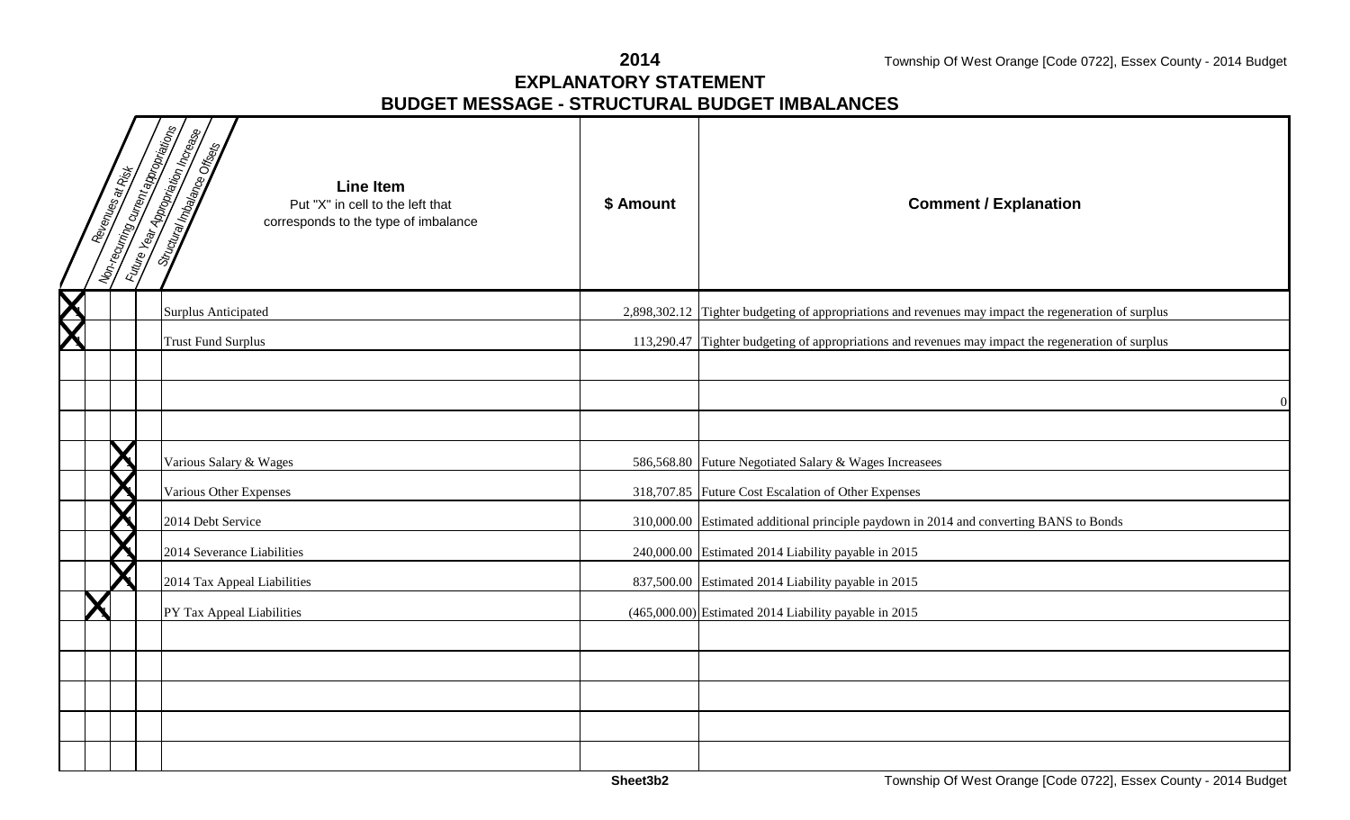# 2014

## EXPLANATORY STATEMENT

## BUDGET MESSAGE - STRUCTURAL BUDGET IMBALANCES

| Revenues at Risk | Non-recurring current appropriations | Future Year Appropriation Increase | Structural Imbalance Offsets | Line Item<br>Put "X" in cell to the left that corresponds to the type of imbalance | $ Amount | Comment / Explanation |
|---|---|---|---|---|---|---|
| X | | | | Surplus Anticipated | 2,898,302.12 | Tighter budgeting of appropriations and revenues may impact the regeneration of surplus |
| X | | | | Trust Fund Surplus | 113,290.47 | Tighter budgeting of appropriations and revenues may impact the regeneration of surplus |
| | | | | | | |
| | | | | | | 0 |
| | | | | | | |
| | | X | | Various Salary & Wages | 586,568.80 | Future Negotiated Salary & Wages Increasees |
| | | X | | Various Other Expenses | 318,707.85 | Future Cost Escalation of Other Expenses |
| | | X | | 2014 Debt Service | 310,000.00 | Estimated additional principle paydown in 2014 and converting BANS to Bonds |
| | | X | | 2014 Severance Liabilities | 240,000.00 | Estimated 2014 Liability payable in 2015 |
| | | X | | 2014 Tax Appeal Liabilities | 837,500.00 | Estimated 2014 Liability payable in 2015 |
| | X | | | PY Tax Appeal Liabilities | (465,000.00) | Estimated 2014 Liability payable in 2015 |
| | | | | | | |
| | | | | | | |
| | | | | | | |
| | | | | | | |
| | | | | | | |

Sheet3b2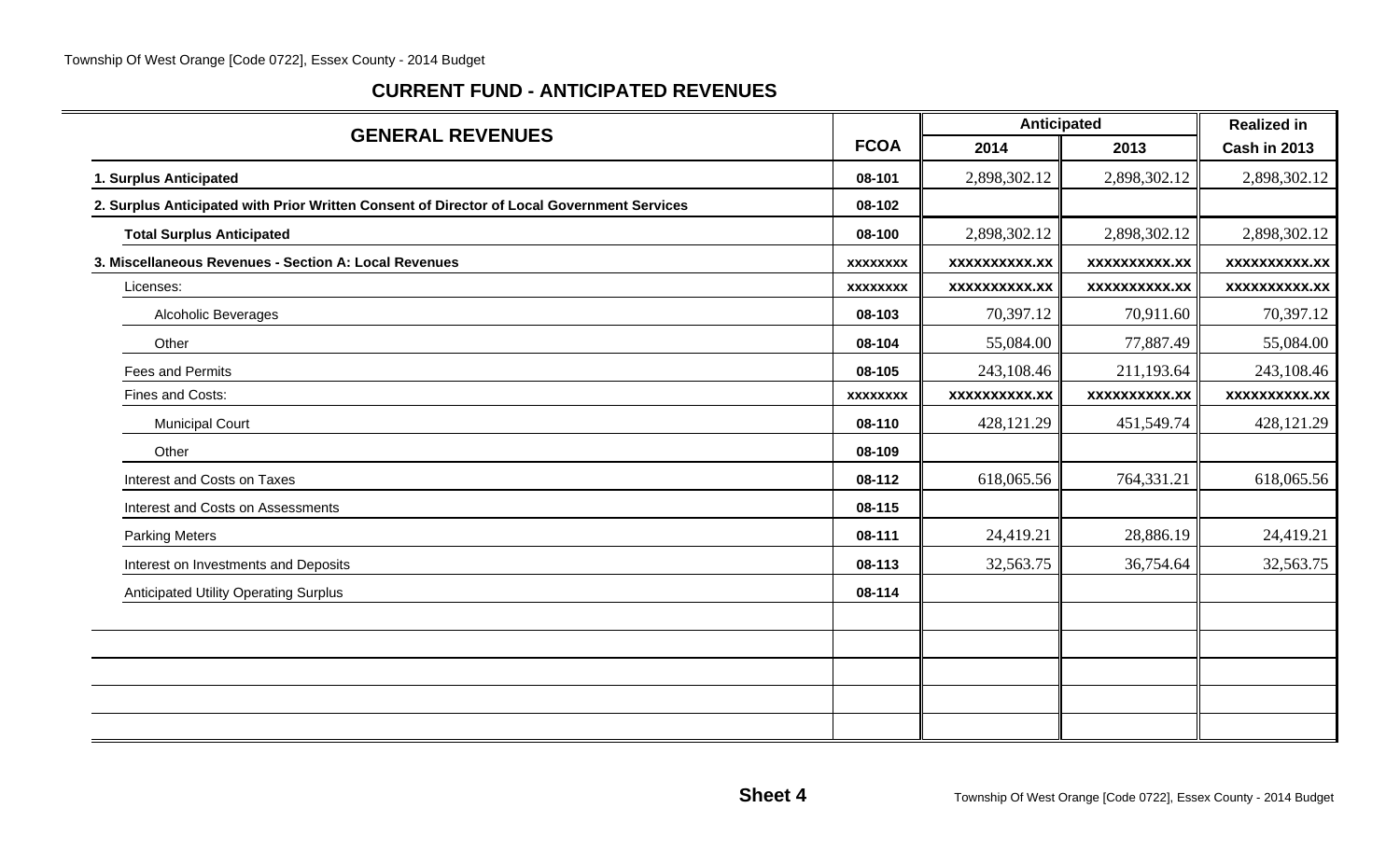## CURRENT FUND - ANTICIPATED REVENUES

| GENERAL REVENUES | FCOA | Anticipated | | Realized in |
|---|---|---|---|---|
| | | 2014 | 2013 | Cash in 2013 |
| **1. Surplus Anticipated** | 08-101 | 2,898,302.12 | 2,898,302.12 | 2,898,302.12 |
| **2. Surplus Anticipated with Prior Written Consent of Director of Local Government Services** | 08-102 | | | |
| **Total Surplus Anticipated** | 08-100 | 2,898,302.12 | 2,898,302.12 | 2,898,302.12 |
| **3. Miscellaneous Revenues - Section A: Local Revenues** | xxxxxxxx | xxxxxxxxxx.xx | xxxxxxxxxx.xx | xxxxxxxxxx.xx |
| Licenses: | xxxxxxxx | xxxxxxxxxx.xx | xxxxxxxxxx.xx | xxxxxxxxxx.xx |
| Alcoholic Beverages | 08-103 | 70,397.12 | 70,911.60 | 70,397.12 |
| Other | 08-104 | 55,084.00 | 77,887.49 | 55,084.00 |
| Fees and Permits | 08-105 | 243,108.46 | 211,193.64 | 243,108.46 |
| Fines and Costs: | xxxxxxxx | xxxxxxxxxx.xx | xxxxxxxxxx.xx | xxxxxxxxxx.xx |
| Municipal Court | 08-110 | 428,121.29 | 451,549.74 | 428,121.29 |
| Other | 08-109 | | | |
| Interest and Costs on Taxes | 08-112 | 618,065.56 | 764,331.21 | 618,065.56 |
| Interest and Costs on Assessments | 08-115 | | | |
| Parking Meters | 08-111 | 24,419.21 | 28,886.19 | 24,419.21 |
| Interest on Investments and Deposits | 08-113 | 32,563.75 | 36,754.64 | 32,563.75 |
| Anticipated Utility Operating Surplus | 08-114 | | | |
| | | | | |
| | | | | |
| | | | | |
| | | | | |
| | | | | |

**Sheet 4**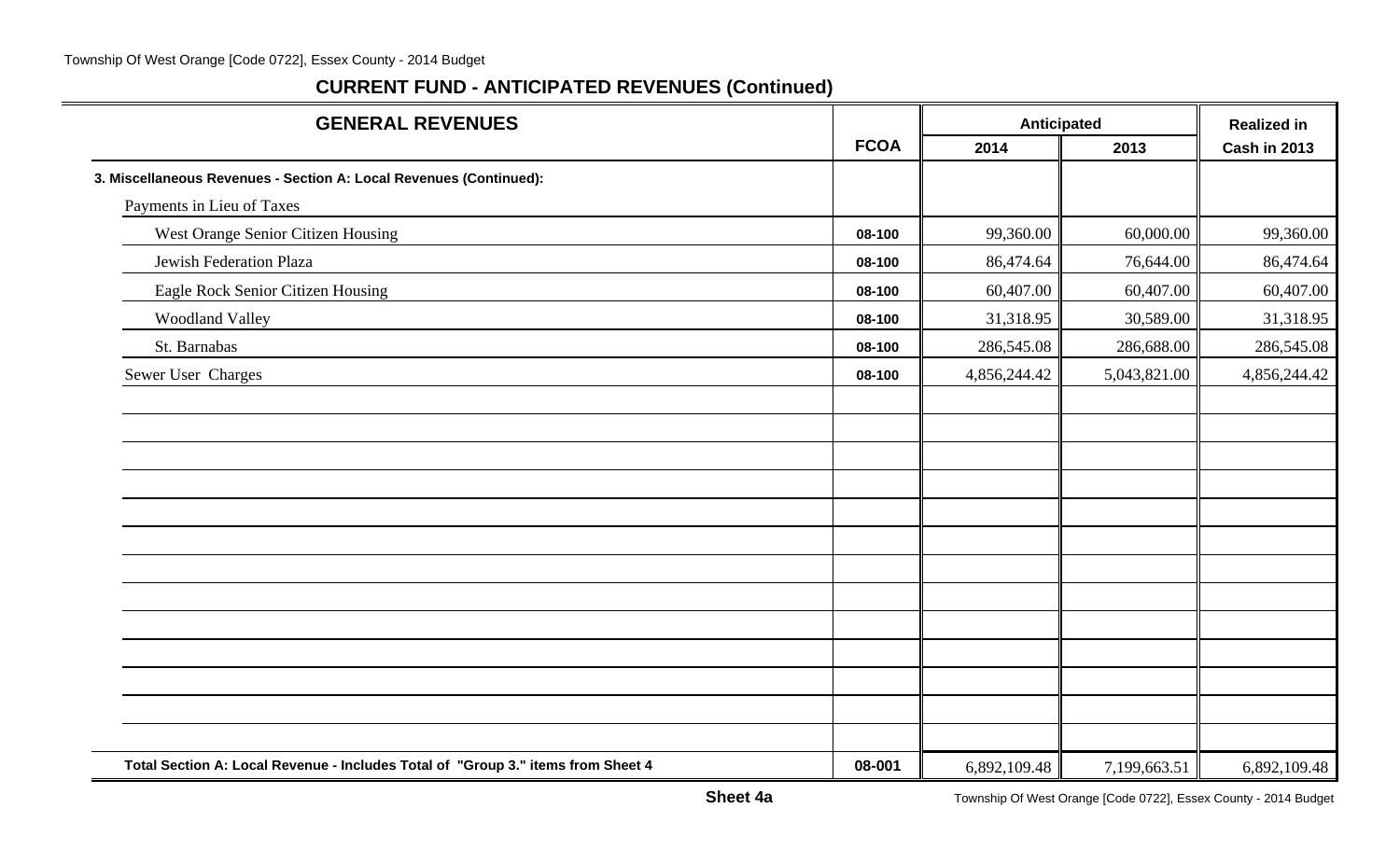## CURRENT FUND - ANTICIPATED REVENUES (Continued)

| GENERAL REVENUES | FCOA | Anticipated | | Realized in |
|---|---|---|---|---|
| | | 2014 | 2013 | Cash in 2013 |
| **3. Miscellaneous Revenues - Section A: Local Revenues (Continued):** | | | | |
| Payments in Lieu of Taxes | | | | |
| West Orange Senior Citizen Housing | 08-100 | 99,360.00 | 60,000.00 | 99,360.00 |
| Jewish Federation Plaza | 08-100 | 86,474.64 | 76,644.00 | 86,474.64 |
| Eagle Rock Senior Citizen Housing | 08-100 | 60,407.00 | 60,407.00 | 60,407.00 |
| Woodland Valley | 08-100 | 31,318.95 | 30,589.00 | 31,318.95 |
| St. Barnabas | 08-100 | 286,545.08 | 286,688.00 | 286,545.08 |
| Sewer User Charges | 08-100 | 4,856,244.42 | 5,043,821.00 | 4,856,244.42 |
| **Total Section A: Local Revenue - Includes Total of "Group 3." items from Sheet 4** | 08-001 | 6,892,109.48 | 7,199,663.51 | 6,892,109.48 |

**Sheet 4a**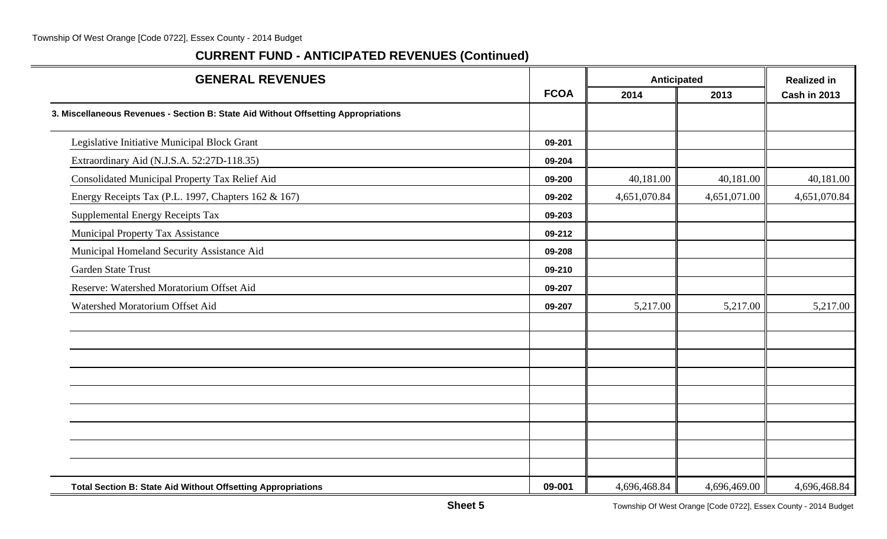## CURRENT FUND - ANTICIPATED REVENUES (Continued)

| GENERAL REVENUES | FCOA | Anticipated | | Realized in |
|---|---|---|---|---|
| | | 2014 | 2013 | Cash in 2013 |
| **3. Miscellaneous Revenues - Section B: State Aid Without Offsetting Appropriations** | | | | |
| Legislative Initiative Municipal Block Grant | 09-201 | | | |
| Extraordinary Aid (N.J.S.A. 52:27D-118.35) | 09-204 | | | |
| Consolidated Municipal Property Tax Relief Aid | 09-200 | 40,181.00 | 40,181.00 | 40,181.00 |
| Energy Receipts Tax (P.L. 1997, Chapters 162 & 167) | 09-202 | 4,651,070.84 | 4,651,071.00 | 4,651,070.84 |
| Supplemental Energy Receipts Tax | 09-203 | | | |
| Municipal Property Tax Assistance | 09-212 | | | |
| Municipal Homeland Security Assistance Aid | 09-208 | | | |
| Garden State Trust | 09-210 | | | |
| Reserve: Watershed Moratorium Offset Aid | 09-207 | | | |
| Watershed Moratorium Offset Aid | 09-207 | 5,217.00 | 5,217.00 | 5,217.00 |
| **Total Section B: State Aid Without Offsetting Appropriations** | 09-001 | 4,696,468.84 | 4,696,469.00 | 4,696,468.84 |

**Sheet 5**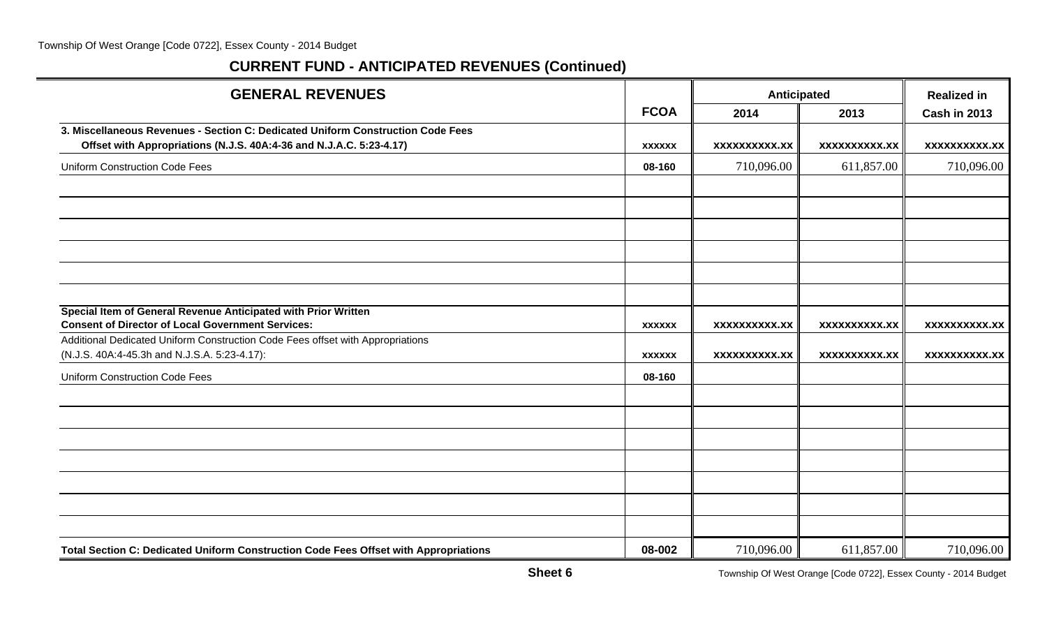## CURRENT FUND - ANTICIPATED REVENUES (Continued)

| GENERAL REVENUES | FCOA | Anticipated | | Realized in |
|---|---|---|---|---|
| | | 2014 | 2013 | Cash in 2013 |
| **3. Miscellaneous Revenues - Section C: Dedicated Uniform Construction Code Fees Offset with Appropriations (N.J.S. 40A:4-36 and N.J.A.C. 5:23-4.17)** | xxxxxx | xxxxxxxxxx.xx | xxxxxxxxxx.xx | xxxxxxxxxx.xx |
| Uniform Construction Code Fees | 08-160 | 710,096.00 | 611,857.00 | 710,096.00 |
| | | | | |
| | | | | |
| | | | | |
| | | | | |
| | | | | |
| | | | | |
| **Special Item of General Revenue Anticipated with Prior Written Consent of Director of Local Government Services:** | xxxxxx | xxxxxxxxxx.xx | xxxxxxxxxx.xx | xxxxxxxxxx.xx |
| Additional Dedicated Uniform Construction Code Fees offset with Appropriations (N.J.S. 40A:4-45.3h and N.J.S.A. 5:23-4.17): | xxxxxx | xxxxxxxxxx.xx | xxxxxxxxxx.xx | xxxxxxxxxx.xx |
| Uniform Construction Code Fees | 08-160 | | | |
| | | | | |
| | | | | |
| | | | | |
| | | | | |
| | | | | |
| | | | | |
| | | | | |
| **Total Section C: Dedicated Uniform Construction Code Fees Offset with Appropriations** | 08-002 | 710,096.00 | 611,857.00 | 710,096.00 |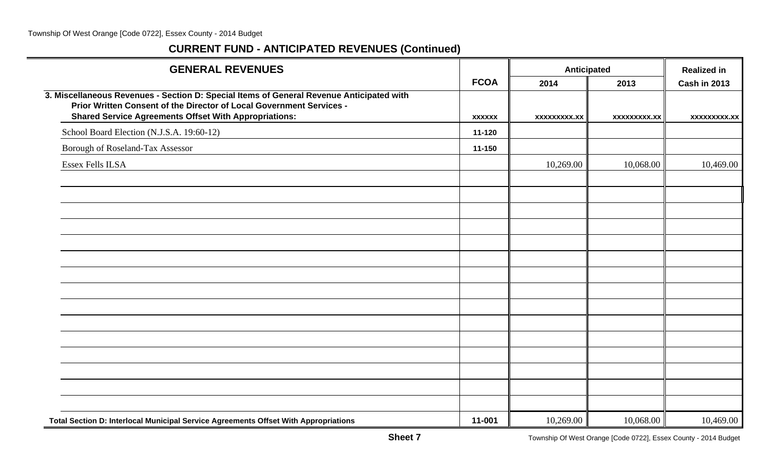## CURRENT FUND - ANTICIPATED REVENUES (Continued)

| GENERAL REVENUES | FCOA | Anticipated | | Realized in |
|---|---|---|---|---|
| | | 2014 | 2013 | Cash in 2013 |
| **3. Miscellaneous Revenues - Section D: Special Items of General Revenue Anticipated with Prior Written Consent of the Director of Local Government Services - Shared Service Agreements Offset With Appropriations:** | xxxxxx | xxxxxxxxx.xx | xxxxxxxxx.xx | xxxxxxxxx.xx |
| School Board Election (N.J.S.A. 19:60-12) | 11-120 | | | |
| Borough of Roseland-Tax Assessor | 11-150 | | | |
| Essex Fells ILSA | | 10,269.00 | 10,068.00 | 10,469.00 |
| | | | | |
| | | | | |
| | | | | |
| | | | | |
| | | | | |
| | | | | |
| | | | | |
| | | | | |
| | | | | |
| | | | | |
| | | | | |
| | | | | |
| | | | | |
| | | | | |
| | | | | |
| **Total Section D: Interlocal Municipal Service Agreements Offset With Appropriations** | 11-001 | 10,269.00 | 10,068.00 | 10,469.00 |

**Sheet 7**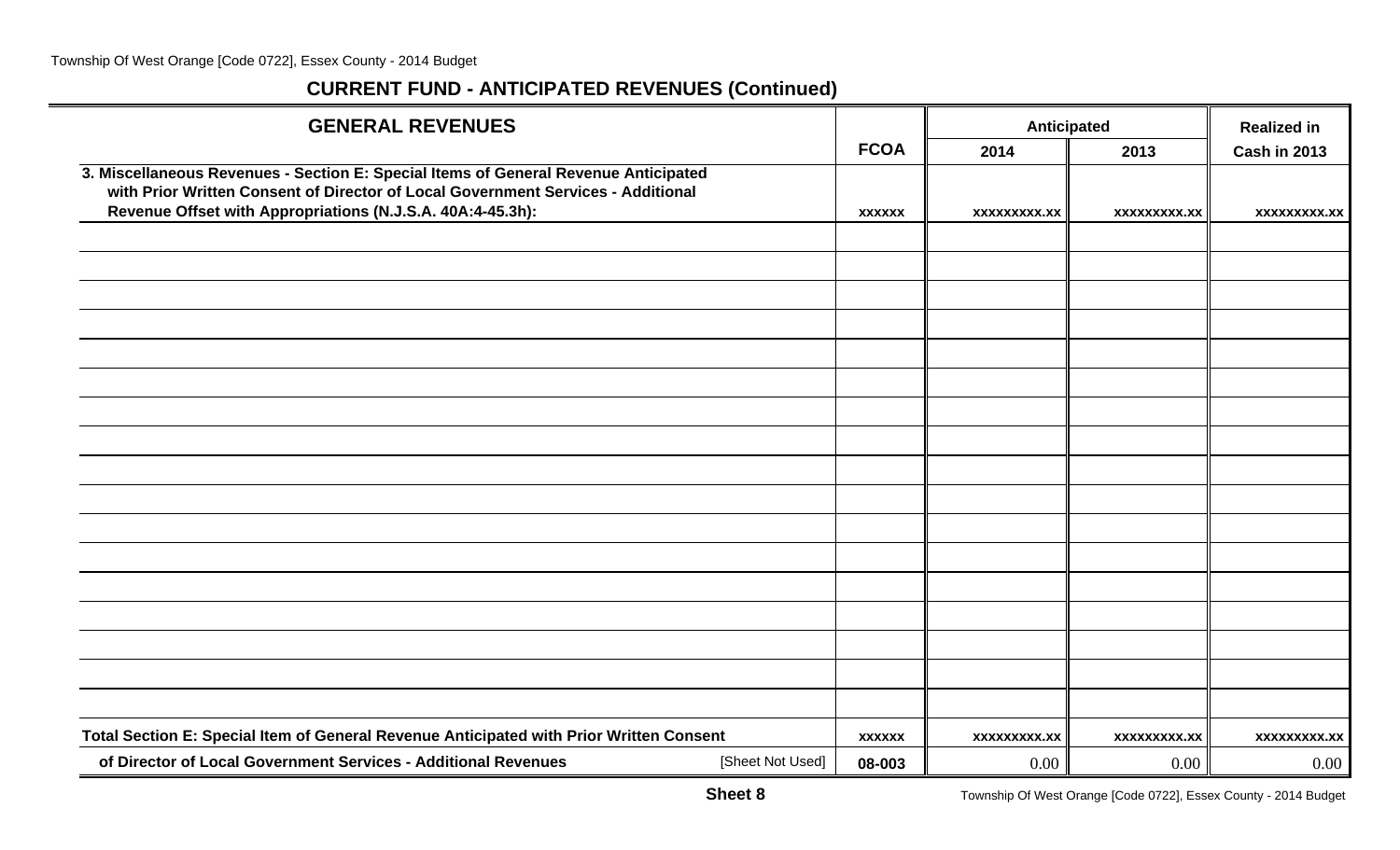## CURRENT FUND - ANTICIPATED REVENUES (Continued)

| GENERAL REVENUES | FCOA | Anticipated | | Realized in |
|---|---|---|---|---|
| | | 2014 | 2013 | Cash in 2013 |
| **3. Miscellaneous Revenues - Section E: Special Items of General Revenue Anticipated with Prior Written Consent of Director of Local Government Services - Additional Revenue Offset with Appropriations (N.J.S.A. 40A:4-45.3h):** | xxxxxx | xxxxxxxxx.xx | xxxxxxxxx.xx | xxxxxxxxx.xx |
| | | | | |
| | | | | |
| | | | | |
| | | | | |
| | | | | |
| | | | | |
| | | | | |
| | | | | |
| | | | | |
| | | | | |
| | | | | |
| | | | | |
| | | | | |
| | | | | |
| | | | | |
| | | | | |
| | | | | |
| **Total Section E: Special Item of General Revenue Anticipated with Prior Written Consent** | xxxxxx | xxxxxxxxx.xx | xxxxxxxxx.xx | xxxxxxxxx.xx |
| **of Director of Local Government Services - Additional Revenues** [Sheet Not Used] | 08-003 | 0.00 | 0.00 | 0.00 |

**Sheet 8**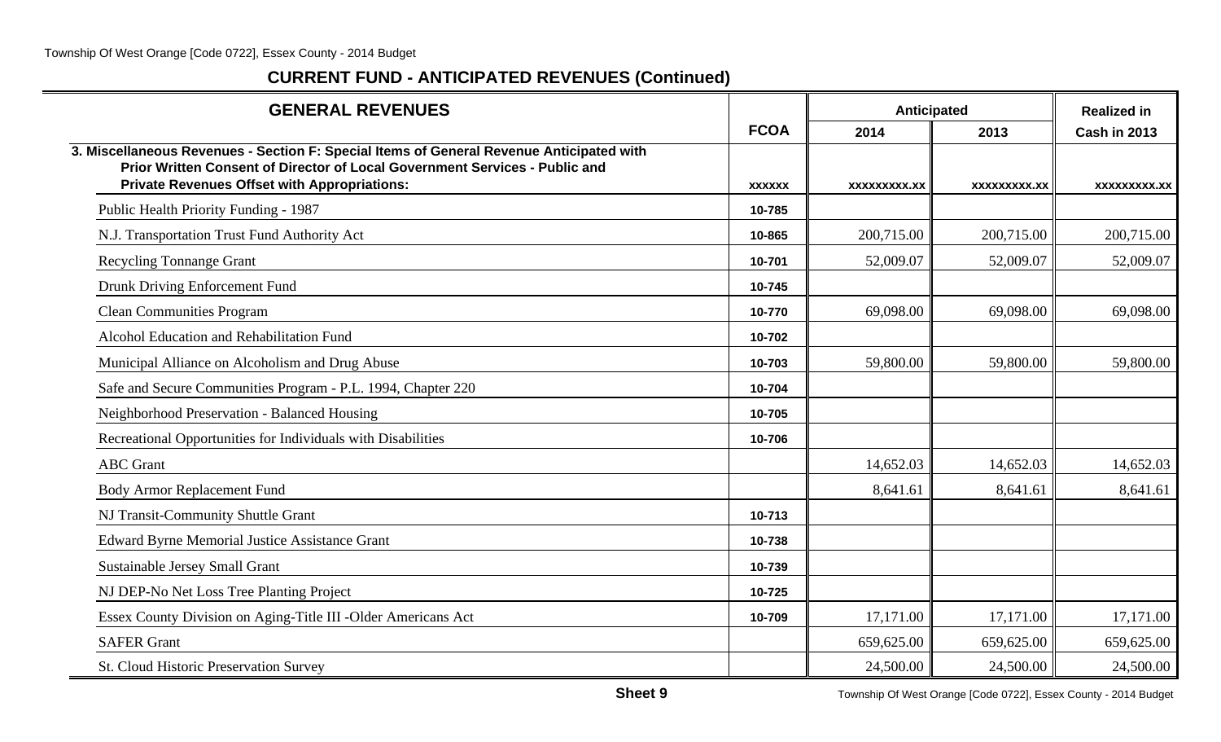## CURRENT FUND - ANTICIPATED REVENUES (Continued)

| GENERAL REVENUES | FCOA | Anticipated | | Realized in |
|---|---|---|---|---|
| | | 2014 | 2013 | Cash in 2013 |
| **3. Miscellaneous Revenues - Section F: Special Items of General Revenue Anticipated with Prior Written Consent of Director of Local Government Services - Public and Private Revenues Offset with Appropriations:** | xxxxxx | xxxxxxxxx.xx | xxxxxxxxx.xx | xxxxxxxxx.xx |
| Public Health Priority Funding - 1987 | 10-785 | | | |
| N.J. Transportation Trust Fund Authority Act | 10-865 | 200,715.00 | 200,715.00 | 200,715.00 |
| Recycling Tonnange Grant | 10-701 | 52,009.07 | 52,009.07 | 52,009.07 |
| Drunk Driving Enforcement Fund | 10-745 | | | |
| Clean Communities Program | 10-770 | 69,098.00 | 69,098.00 | 69,098.00 |
| Alcohol Education and Rehabilitation Fund | 10-702 | | | |
| Municipal Alliance on Alcoholism and Drug Abuse | 10-703 | 59,800.00 | 59,800.00 | 59,800.00 |
| Safe and Secure Communities Program - P.L. 1994, Chapter 220 | 10-704 | | | |
| Neighborhood Preservation - Balanced Housing | 10-705 | | | |
| Recreational Opportunities for Individuals with Disabilities | 10-706 | | | |
| ABC Grant | | 14,652.03 | 14,652.03 | 14,652.03 |
| Body Armor Replacement Fund | | 8,641.61 | 8,641.61 | 8,641.61 |
| NJ Transit-Community Shuttle Grant | 10-713 | | | |
| Edward Byrne Memorial Justice Assistance Grant | 10-738 | | | |
| Sustainable Jersey Small Grant | 10-739 | | | |
| NJ DEP-No Net Loss Tree Planting Project | 10-725 | | | |
| Essex County Division on Aging-Title III -Older Americans Act | 10-709 | 17,171.00 | 17,171.00 | 17,171.00 |
| SAFER Grant | | 659,625.00 | 659,625.00 | 659,625.00 |
| St. Cloud Historic Preservation Survey | | 24,500.00 | 24,500.00 | 24,500.00 |

**Sheet 9**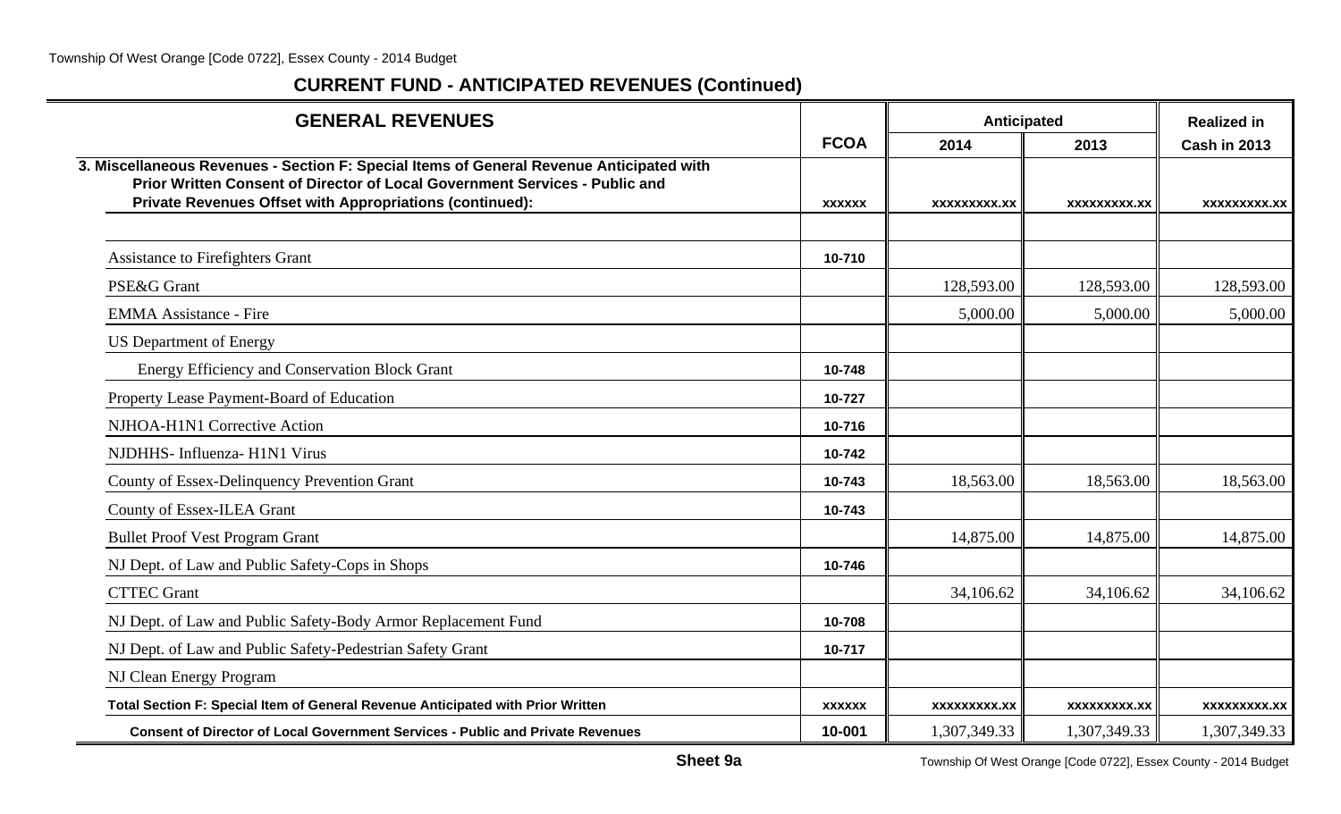## CURRENT FUND - ANTICIPATED REVENUES (Continued)

| GENERAL REVENUES | FCOA | Anticipated 2014 | Anticipated 2013 | Realized in Cash in 2013 |
|---|---|---|---|---|
| **3. Miscellaneous Revenues - Section F: Special Items of General Revenue Anticipated with Prior Written Consent of Director of Local Government Services - Public and Private Revenues Offset with Appropriations (continued):** | xxxxxx | xxxxxxxxx.xx | xxxxxxxxx.xx | xxxxxxxxx.xx |
| | | | | |
| Assistance to Firefighters Grant | 10-710 | | | |
| PSE&G Grant | | 128,593.00 | 128,593.00 | 128,593.00 |
| EMMA Assistance - Fire | | 5,000.00 | 5,000.00 | 5,000.00 |
| US Department of Energy | | | | |
| Energy Efficiency and Conservation Block Grant | 10-748 | | | |
| Property Lease Payment-Board of Education | 10-727 | | | |
| NJHOA-H1N1 Corrective Action | 10-716 | | | |
| NJDHHS- Influenza- H1N1 Virus | 10-742 | | | |
| County of Essex-Delinquency Prevention Grant | 10-743 | 18,563.00 | 18,563.00 | 18,563.00 |
| County of Essex-ILEA Grant | 10-743 | | | |
| Bullet Proof Vest Program Grant | | 14,875.00 | 14,875.00 | 14,875.00 |
| NJ Dept. of Law and Public Safety-Cops in Shops | 10-746 | | | |
| CTTEC Grant | | 34,106.62 | 34,106.62 | 34,106.62 |
| NJ Dept. of Law and Public Safety-Body Armor Replacement Fund | 10-708 | | | |
| NJ Dept. of Law and Public Safety-Pedestrian Safety Grant | 10-717 | | | |
| NJ Clean Energy Program | | | | |
| **Total Section F: Special Item of General Revenue Anticipated with Prior Written** | xxxxxx | xxxxxxxxx.xx | xxxxxxxxx.xx | xxxxxxxxx.xx |
| **Consent of Director of Local Government Services - Public and Private Revenues** | 10-001 | 1,307,349.33 | 1,307,349.33 | 1,307,349.33 |

**Sheet 9a**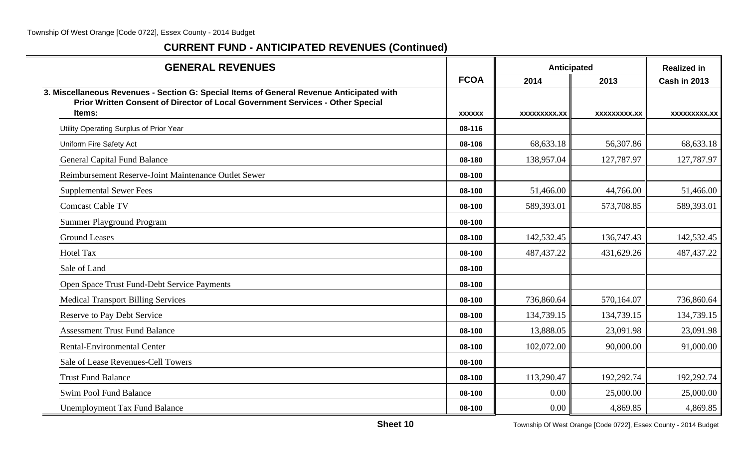## CURRENT FUND - ANTICIPATED REVENUES (Continued)

| GENERAL REVENUES | FCOA | Anticipated | | Realized in |
|---|---|---|---|---|
| | | 2014 | 2013 | Cash in 2013 |
| **3. Miscellaneous Revenues - Section G: Special Items of General Revenue Anticipated with Prior Written Consent of Director of Local Government Services - Other Special Items:** | xxxxxx | xxxxxxxxx.xx | xxxxxxxxx.xx | xxxxxxxxx.xx |
| Utility Operating Surplus of Prior Year | 08-116 | | | |
| Uniform Fire Safety Act | 08-106 | 68,633.18 | 56,307.86 | 68,633.18 |
| General Capital Fund Balance | 08-180 | 138,957.04 | 127,787.97 | 127,787.97 |
| Reimbursement Reserve-Joint Maintenance Outlet Sewer | 08-100 | | | |
| Supplemental Sewer Fees | 08-100 | 51,466.00 | 44,766.00 | 51,466.00 |
| Comcast Cable TV | 08-100 | 589,393.01 | 573,708.85 | 589,393.01 |
| Summer Playground Program | 08-100 | | | |
| Ground Leases | 08-100 | 142,532.45 | 136,747.43 | 142,532.45 |
| Hotel Tax | 08-100 | 487,437.22 | 431,629.26 | 487,437.22 |
| Sale of Land | 08-100 | | | |
| Open Space Trust Fund-Debt Service Payments | 08-100 | | | |
| Medical Transport Billing Services | 08-100 | 736,860.64 | 570,164.07 | 736,860.64 |
| Reserve to Pay Debt Service | 08-100 | 134,739.15 | 134,739.15 | 134,739.15 |
| Assessment Trust Fund Balance | 08-100 | 13,888.05 | 23,091.98 | 23,091.98 |
| Rental-Environmental Center | 08-100 | 102,072.00 | 90,000.00 | 91,000.00 |
| Sale of Lease Revenues-Cell Towers | 08-100 | | | |
| Trust Fund Balance | 08-100 | 113,290.47 | 192,292.74 | 192,292.74 |
| Swim Pool Fund Balance | 08-100 | 0.00 | 25,000.00 | 25,000.00 |
| Unemployment Tax Fund Balance | 08-100 | 0.00 | 4,869.85 | 4,869.85 |

Sheet 10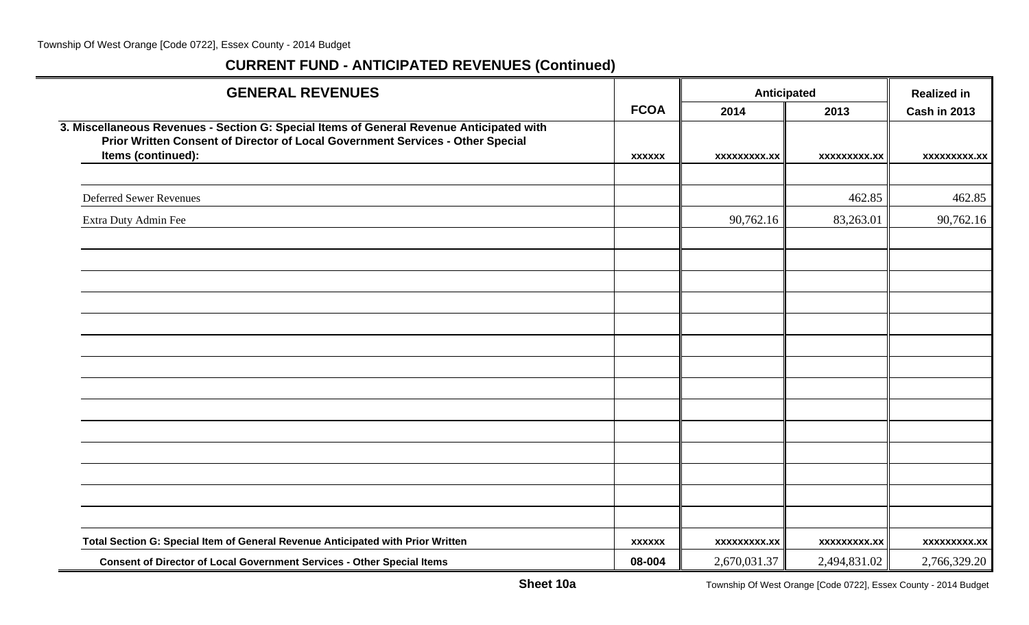## CURRENT FUND - ANTICIPATED REVENUES (Continued)

| GENERAL REVENUES | FCOA | Anticipated 2014 | Anticipated 2013 | Realized in Cash in 2013 |
|---|---|---|---|---|
| **3. Miscellaneous Revenues - Section G: Special Items of General Revenue Anticipated with Prior Written Consent of Director of Local Government Services - Other Special Items (continued):** | **xxxxxx** | **xxxxxxxxx.xx** | **xxxxxxxxx.xx** | **xxxxxxxxx.xx** |
| Deferred Sewer Revenues | | | 462.85 | 462.85 |
| Extra Duty Admin Fee | | 90,762.16 | 83,263.01 | 90,762.16 |
| **Total Section G: Special Item of General Revenue Anticipated with Prior Written** | **xxxxxx** | **xxxxxxxxx.xx** | **xxxxxxxxx.xx** | **xxxxxxxxx.xx** |
| **Consent of Director of Local Government Services - Other Special Items** | **08-004** | 2,670,031.37 | 2,494,831.02 | 2,766,329.20 |

**Sheet 10a**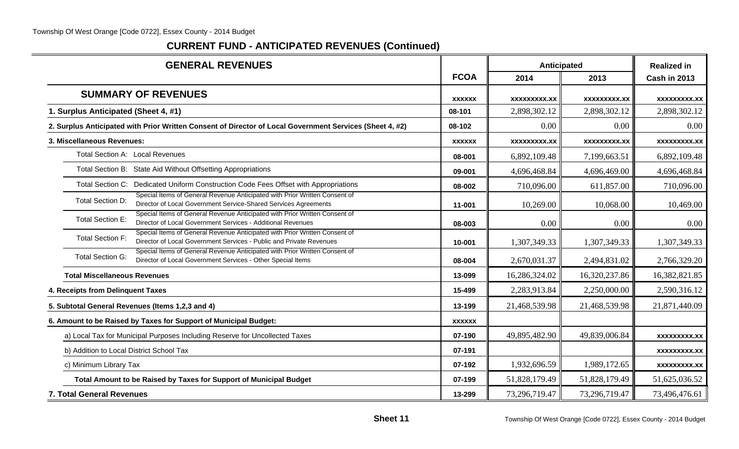## CURRENT FUND - ANTICIPATED REVENUES (Continued)

| GENERAL REVENUES | FCOA | Anticipated 2014 | Anticipated 2013 | Realized in Cash in 2013 |
|---|---|---|---|---|
| **SUMMARY OF REVENUES** | xxxxxx | xxxxxxxxx.xx | xxxxxxxxx.xx | xxxxxxxxx.xx |
| **1. Surplus Anticipated (Sheet 4, #1)** | 08-101 | 2,898,302.12 | 2,898,302.12 | 2,898,302.12 |
| **2. Surplus Anticipated with Prior Written Consent of Director of Local Government Services (Sheet 4, #2)** | 08-102 | 0.00 | 0.00 | 0.00 |
| **3. Miscellaneous Revenues:** | xxxxxx | xxxxxxxxx.xx | xxxxxxxxx.xx | xxxxxxxxx.xx |
| Total Section A: Local Revenues | 08-001 | 6,892,109.48 | 7,199,663.51 | 6,892,109.48 |
| Total Section B: State Aid Without Offsetting Appropriations | 09-001 | 4,696,468.84 | 4,696,469.00 | 4,696,468.84 |
| Total Section C: Dedicated Uniform Construction Code Fees Offset with Appropriations | 08-002 | 710,096.00 | 611,857.00 | 710,096.00 |
| Total Section D: Special Items of General Revenue Anticipated with Prior Written Consent of Director of Local Government Service-Shared Services Agreements | 11-001 | 10,269.00 | 10,068.00 | 10,469.00 |
| Total Section E: Special Items of General Revenue Anticipated with Prior Written Consent of Director of Local Government Services - Additional Revenues | 08-003 | 0.00 | 0.00 | 0.00 |
| Total Section F: Special Items of General Revenue Anticipated with Prior Written Consent of Director of Local Government Services - Public and Private Revenues | 10-001 | 1,307,349.33 | 1,307,349.33 | 1,307,349.33 |
| Total Section G: Special Items of General Revenue Anticipated with Prior Written Consent of Director of Local Government Services - Other Special Items | 08-004 | 2,670,031.37 | 2,494,831.02 | 2,766,329.20 |
| **Total Miscellaneous Revenues** | 13-099 | 16,286,324.02 | 16,320,237.86 | 16,382,821.85 |
| **4. Receipts from Delinquent Taxes** | 15-499 | 2,283,913.84 | 2,250,000.00 | 2,590,316.12 |
| **5. Subtotal General Revenues (Items 1,2,3 and 4)** | 13-199 | 21,468,539.98 | 21,468,539.98 | 21,871,440.09 |
| **6. Amount to be Raised by Taxes for Support of Municipal Budget:** | xxxxxx | | | |
| a) Local Tax for Municipal Purposes Including Reserve for Uncollected Taxes | 07-190 | 49,895,482.90 | 49,839,006.84 | xxxxxxxxx.xx |
| b) Addition to Local District School Tax | 07-191 | | | xxxxxxxxx.xx |
| c) Minimum Library Tax | 07-192 | 1,932,696.59 | 1,989,172.65 | xxxxxxxxx.xx |
| **Total Amount to be Raised by Taxes for Support of Municipal Budget** | 07-199 | 51,828,179.49 | 51,828,179.49 | 51,625,036.52 |
| **7. Total General Revenues** | 13-299 | 73,296,719.47 | 73,296,719.47 | 73,496,476.61 |

**Sheet 11**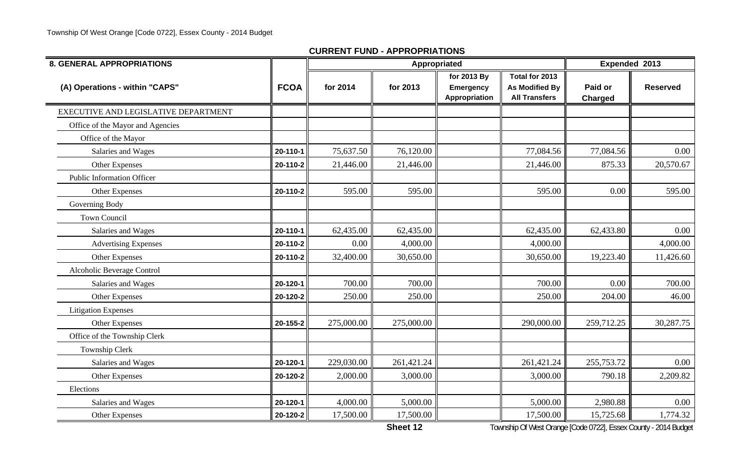## CURRENT FUND - APPROPRIATIONS

| 8. GENERAL APPROPRIATIONS | | Appropriated | | | | Expended 2013 | |
|---|---|---|---|---|---|---|---|
| (A) Operations - within "CAPS" | FCOA | for 2014 | for 2013 | for 2013 By Emergency Appropriation | Total for 2013 As Modified By All Transfers | Paid or Charged | Reserved |
| EXECUTIVE AND LEGISLATIVE DEPARTMENT | | | | | | | |
| Office of the Mayor and Agencies | | | | | | | |
| Office of the Mayor | | | | | | | |
| Salaries and Wages | 20-110-1 | 75,637.50 | 76,120.00 | | 77,084.56 | 77,084.56 | 0.00 |
| Other Expenses | 20-110-2 | 21,446.00 | 21,446.00 | | 21,446.00 | 875.33 | 20,570.67 |
| Public Information Officer | | | | | | | |
| Other Expenses | 20-110-2 | 595.00 | 595.00 | | 595.00 | 0.00 | 595.00 |
| Governing Body | | | | | | | |
| Town Council | | | | | | | |
| Salaries and Wages | 20-110-1 | 62,435.00 | 62,435.00 | | 62,435.00 | 62,433.80 | 0.00 |
| Advertising Expenses | 20-110-2 | 0.00 | 4,000.00 | | 4,000.00 | | 4,000.00 |
| Other Expenses | 20-110-2 | 32,400.00 | 30,650.00 | | 30,650.00 | 19,223.40 | 11,426.60 |
| Alcoholic Beverage Control | | | | | | | |
| Salaries and Wages | 20-120-1 | 700.00 | 700.00 | | 700.00 | 0.00 | 700.00 |
| Other Expenses | 20-120-2 | 250.00 | 250.00 | | 250.00 | 204.00 | 46.00 |
| Litigation Expenses | | | | | | | |
| Other Expenses | 20-155-2 | 275,000.00 | 275,000.00 | | 290,000.00 | 259,712.25 | 30,287.75 |
| Office of the Township Clerk | | | | | | | |
| Township Clerk | | | | | | | |
| Salaries and Wages | 20-120-1 | 229,030.00 | 261,421.24 | | 261,421.24 | 255,753.72 | 0.00 |
| Other Expenses | 20-120-2 | 2,000.00 | 3,000.00 | | 3,000.00 | 790.18 | 2,209.82 |
| Elections | | | | | | | |
| Salaries and Wages | 20-120-1 | 4,000.00 | 5,000.00 | | 5,000.00 | 2,980.88 | 0.00 |
| Other Expenses | 20-120-2 | 17,500.00 | 17,500.00 | | 17,500.00 | 15,725.68 | 1,774.32 |

Sheet 12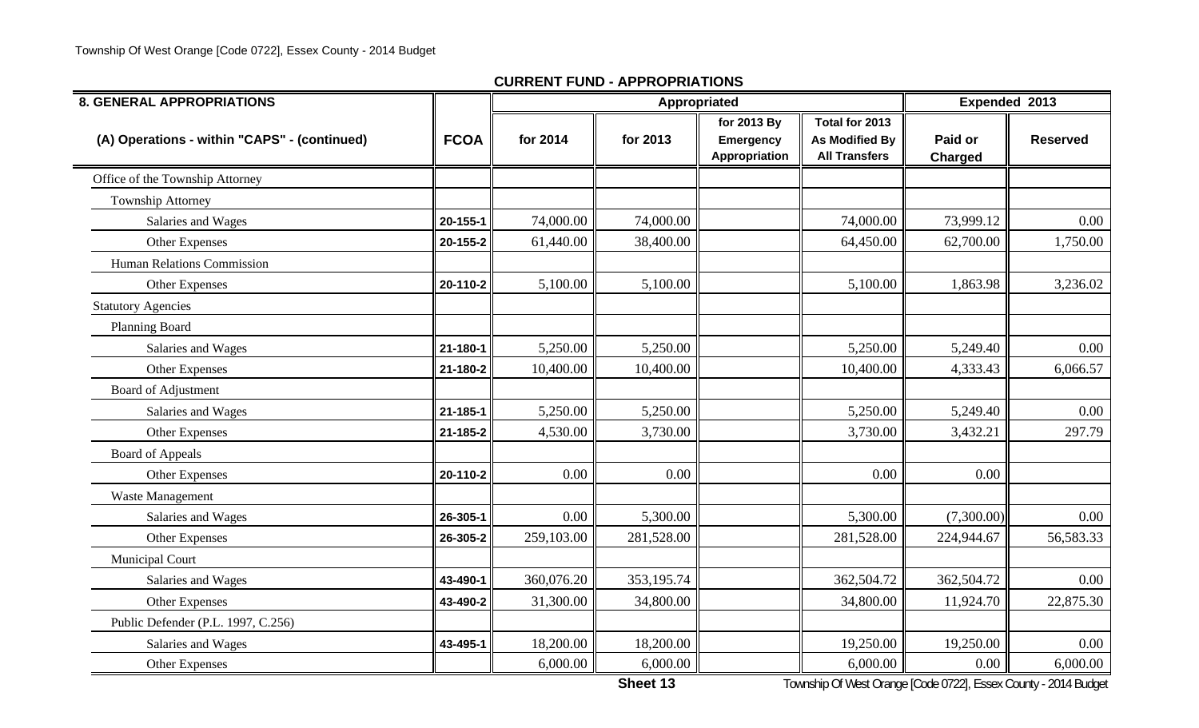## CURRENT FUND - APPROPRIATIONS

| 8. GENERAL APPROPRIATIONS | | Appropriated | | | | Expended 2013 | |
|---|---|---|---|---|---|---|---|
| (A) Operations - within "CAPS" - (continued) | FCOA | for 2014 | for 2013 | for 2013 By Emergency Appropriation | Total for 2013 As Modified By All Transfers | Paid or Charged | Reserved |
| Office of the Township Attorney | | | | | | | |
| Township Attorney | | | | | | | |
| Salaries and Wages | 20-155-1 | 74,000.00 | 74,000.00 | | 74,000.00 | 73,999.12 | 0.00 |
| Other Expenses | 20-155-2 | 61,440.00 | 38,400.00 | | 64,450.00 | 62,700.00 | 1,750.00 |
| Human Relations Commission | | | | | | | |
| Other Expenses | 20-110-2 | 5,100.00 | 5,100.00 | | 5,100.00 | 1,863.98 | 3,236.02 |
| Statutory Agencies | | | | | | | |
| Planning Board | | | | | | | |
| Salaries and Wages | 21-180-1 | 5,250.00 | 5,250.00 | | 5,250.00 | 5,249.40 | 0.00 |
| Other Expenses | 21-180-2 | 10,400.00 | 10,400.00 | | 10,400.00 | 4,333.43 | 6,066.57 |
| Board of Adjustment | | | | | | | |
| Salaries and Wages | 21-185-1 | 5,250.00 | 5,250.00 | | 5,250.00 | 5,249.40 | 0.00 |
| Other Expenses | 21-185-2 | 4,530.00 | 3,730.00 | | 3,730.00 | 3,432.21 | 297.79 |
| Board of Appeals | | | | | | | |
| Other Expenses | 20-110-2 | 0.00 | 0.00 | | 0.00 | 0.00 | |
| Waste Management | | | | | | | |
| Salaries and Wages | 26-305-1 | 0.00 | 5,300.00 | | 5,300.00 | (7,300.00) | 0.00 |
| Other Expenses | 26-305-2 | 259,103.00 | 281,528.00 | | 281,528.00 | 224,944.67 | 56,583.33 |
| Municipal Court | | | | | | | |
| Salaries and Wages | 43-490-1 | 360,076.20 | 353,195.74 | | 362,504.72 | 362,504.72 | 0.00 |
| Other Expenses | 43-490-2 | 31,300.00 | 34,800.00 | | 34,800.00 | 11,924.70 | 22,875.30 |
| Public Defender (P.L. 1997, C.256) | | | | | | | |
| Salaries and Wages | 43-495-1 | 18,200.00 | 18,200.00 | | 19,250.00 | 19,250.00 | 0.00 |
| Other Expenses | | 6,000.00 | 6,000.00 | | 6,000.00 | 0.00 | 6,000.00 |

Sheet 13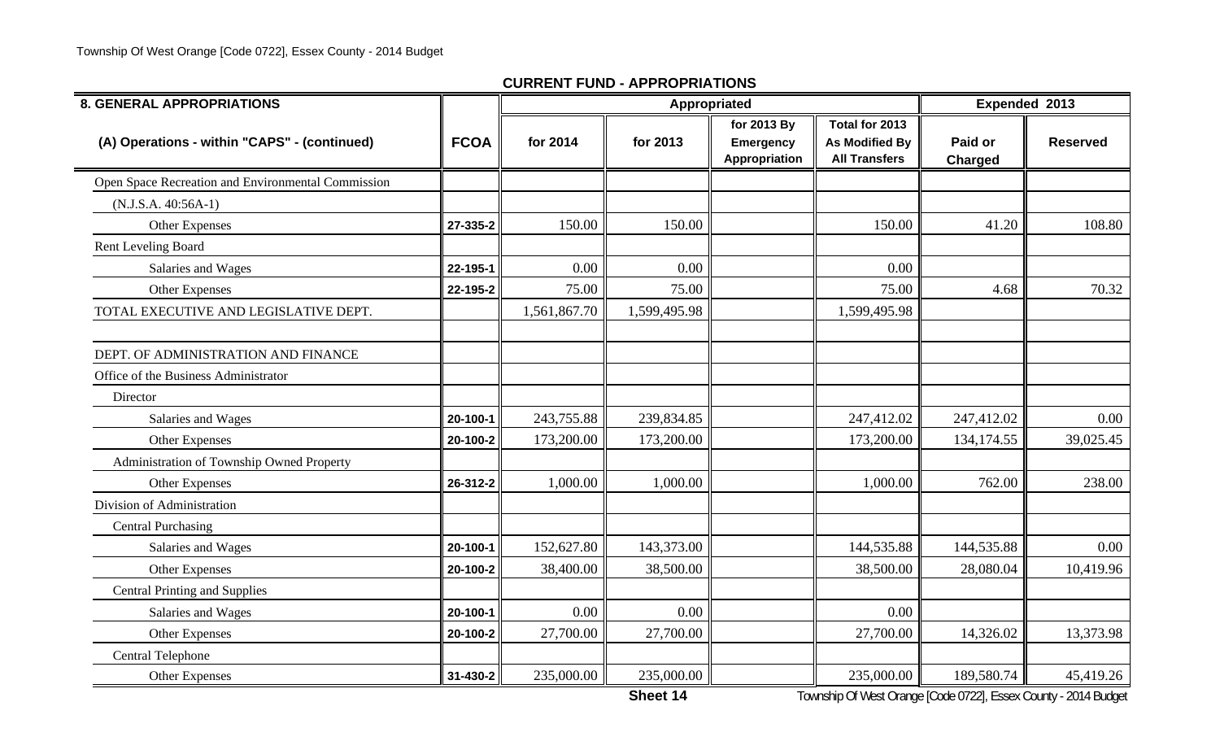## CURRENT FUND - APPROPRIATIONS

| 8. GENERAL APPROPRIATIONS | | Appropriated | | | | Expended 2013 | |
|---|---|---|---|---|---|---|---|
| (A) Operations - within "CAPS" - (continued) | FCOA | for 2014 | for 2013 | for 2013 By Emergency Appropriation | Total for 2013 As Modified By All Transfers | Paid or Charged | Reserved |
| Open Space Recreation and Environmental Commission | | | | | | | |
| (N.J.S.A. 40:56A-1) | | | | | | | |
| Other Expenses | 27-335-2 | 150.00 | 150.00 | | 150.00 | 41.20 | 108.80 |
| Rent Leveling Board | | | | | | | |
| Salaries and Wages | 22-195-1 | 0.00 | 0.00 | | 0.00 | | |
| Other Expenses | 22-195-2 | 75.00 | 75.00 | | 75.00 | 4.68 | 70.32 |
| TOTAL EXECUTIVE AND LEGISLATIVE DEPT. | | 1,561,867.70 | 1,599,495.98 | | 1,599,495.98 | | |
| | | | | | | | |
| DEPT. OF ADMINISTRATION AND FINANCE | | | | | | | |
| Office of the Business Administrator | | | | | | | |
| Director | | | | | | | |
| Salaries and Wages | 20-100-1 | 243,755.88 | 239,834.85 | | 247,412.02 | 247,412.02 | 0.00 |
| Other Expenses | 20-100-2 | 173,200.00 | 173,200.00 | | 173,200.00 | 134,174.55 | 39,025.45 |
| Administration of Township Owned Property | | | | | | | |
| Other Expenses | 26-312-2 | 1,000.00 | 1,000.00 | | 1,000.00 | 762.00 | 238.00 |
| Division of Administration | | | | | | | |
| Central Purchasing | | | | | | | |
| Salaries and Wages | 20-100-1 | 152,627.80 | 143,373.00 | | 144,535.88 | 144,535.88 | 0.00 |
| Other Expenses | 20-100-2 | 38,400.00 | 38,500.00 | | 38,500.00 | 28,080.04 | 10,419.96 |
| Central Printing and Supplies | | | | | | | |
| Salaries and Wages | 20-100-1 | 0.00 | 0.00 | | 0.00 | | |
| Other Expenses | 20-100-2 | 27,700.00 | 27,700.00 | | 27,700.00 | 14,326.02 | 13,373.98 |
| Central Telephone | | | | | | | |
| Other Expenses | 31-430-2 | 235,000.00 | 235,000.00 | | 235,000.00 | 189,580.74 | 45,419.26 |

Sheet 14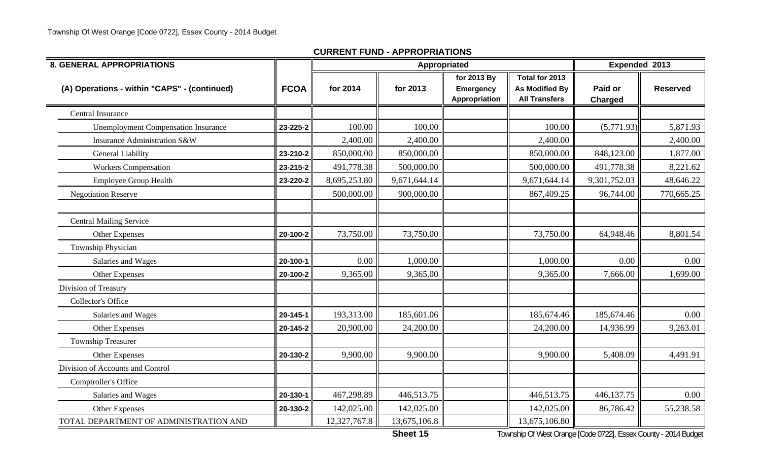## CURRENT FUND - APPROPRIATIONS

| 8. GENERAL APPROPRIATIONS | | Appropriated | | | | Expended 2013 | |
|---|---|---|---|---|---|---|---|
| (A) Operations - within "CAPS" - (continued) | FCOA | for 2014 | for 2013 | for 2013 By Emergency Appropriation | Total for 2013 As Modified By All Transfers | Paid or Charged | Reserved |
| Central Insurance | | | | | | | |
| Unemployment Compensation Insurance | 23-225-2 | 100.00 | 100.00 | | 100.00 | (5,771.93) | 5,871.93 |
| Insurance Administration S&W | | 2,400.00 | 2,400.00 | | 2,400.00 | | 2,400.00 |
| General Liability | 23-210-2 | 850,000.00 | 850,000.00 | | 850,000.00 | 848,123.00 | 1,877.00 |
| Workers Compensation | 23-215-2 | 491,778.38 | 500,000.00 | | 500,000.00 | 491,778.38 | 8,221.62 |
| Employee Group Health | 23-220-2 | 8,695,253.80 | 9,671,644.14 | | 9,671,644.14 | 9,301,752.03 | 48,646.22 |
| Negotiation Reserve | | 500,000.00 | 900,000.00 | | 867,409.25 | 96,744.00 | 770,665.25 |
| | | | | | | | |
| Central Mailing Service | | | | | | | |
| Other Expenses | 20-100-2 | 73,750.00 | 73,750.00 | | 73,750.00 | 64,948.46 | 8,801.54 |
| Township Physician | | | | | | | |
| Salaries and Wages | 20-100-1 | 0.00 | 1,000.00 | | 1,000.00 | 0.00 | 0.00 |
| Other Expenses | 20-100-2 | 9,365.00 | 9,365.00 | | 9,365.00 | 7,666.00 | 1,699.00 |
| Division of Treasury | | | | | | | |
| Collector's Office | | | | | | | |
| Salaries and Wages | 20-145-1 | 193,313.00 | 185,601.06 | | 185,674.46 | 185,674.46 | 0.00 |
| Other Expenses | 20-145-2 | 20,900.00 | 24,200.00 | | 24,200.00 | 14,936.99 | 9,263.01 |
| Township Treasurer | | | | | | | |
| Other Expenses | 20-130-2 | 9,900.00 | 9,900.00 | | 9,900.00 | 5,408.09 | 4,491.91 |
| Division of Accounts and Control | | | | | | | |
| Comptroller's Office | | | | | | | |
| Salaries and Wages | 20-130-1 | 467,298.89 | 446,513.75 | | 446,513.75 | 446,137.75 | 0.00 |
| Other Expenses | 20-130-2 | 142,025.00 | 142,025.00 | | 142,025.00 | 86,786.42 | 55,238.58 |
| TOTAL DEPARTMENT OF ADMINISTRATION AND | | 12,327,767.8 | 13,675,106.8 | | 13,675,106.80 | | |

Sheet 15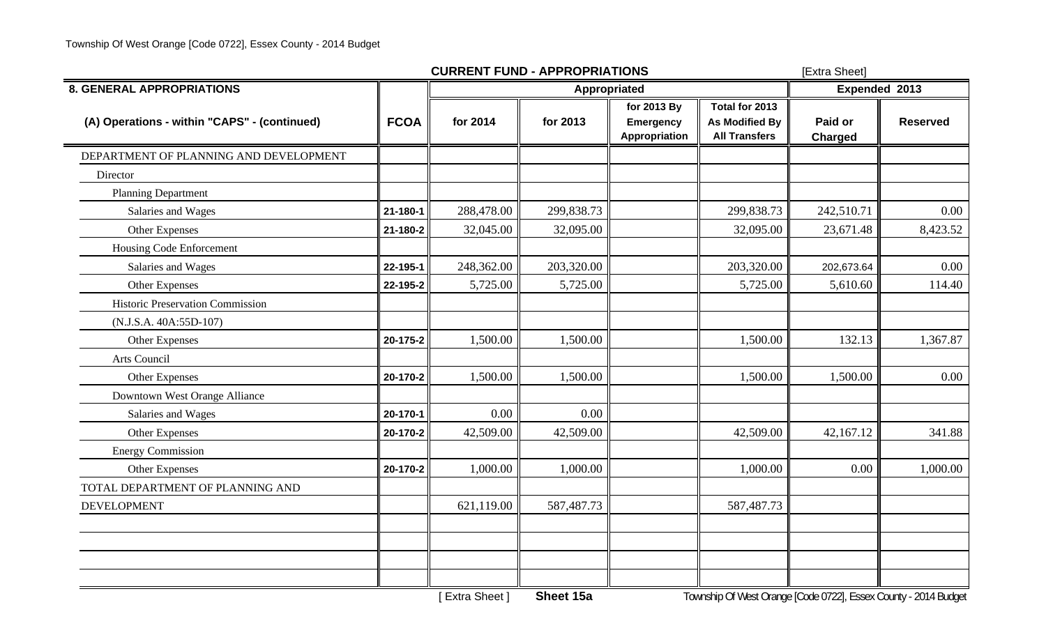## CURRENT FUND - APPROPRIATIONS

[Extra Sheet]

| 8. GENERAL APPROPRIATIONS | | Appropriated | | | | Expended 2013 | |
|---|---|---|---|---|---|---|---|
| (A) Operations - within "CAPS" - (continued) | FCOA | for 2014 | for 2013 | for 2013 By Emergency Appropriation | Total for 2013 As Modified By All Transfers | Paid or Charged | Reserved |
| DEPARTMENT OF PLANNING AND DEVELOPMENT | | | | | | | |
| Director | | | | | | | |
| Planning Department | | | | | | | |
| Salaries and Wages | 21-180-1 | 288,478.00 | 299,838.73 | | 299,838.73 | 242,510.71 | 0.00 |
| Other Expenses | 21-180-2 | 32,045.00 | 32,095.00 | | 32,095.00 | 23,671.48 | 8,423.52 |
| Housing Code Enforcement | | | | | | | |
| Salaries and Wages | 22-195-1 | 248,362.00 | 203,320.00 | | 203,320.00 | 202,673.64 | 0.00 |
| Other Expenses | 22-195-2 | 5,725.00 | 5,725.00 | | 5,725.00 | 5,610.60 | 114.40 |
| Historic Preservation Commission | | | | | | | |
| (N.J.S.A. 40A:55D-107) | | | | | | | |
| Other Expenses | 20-175-2 | 1,500.00 | 1,500.00 | | 1,500.00 | 132.13 | 1,367.87 |
| Arts Council | | | | | | | |
| Other Expenses | 20-170-2 | 1,500.00 | 1,500.00 | | 1,500.00 | 1,500.00 | 0.00 |
| Downtown West Orange Alliance | | | | | | | |
| Salaries and Wages | 20-170-1 | 0.00 | 0.00 | | | | |
| Other Expenses | 20-170-2 | 42,509.00 | 42,509.00 | | 42,509.00 | 42,167.12 | 341.88 |
| Energy Commission | | | | | | | |
| Other Expenses | 20-170-2 | 1,000.00 | 1,000.00 | | 1,000.00 | 0.00 | 1,000.00 |
| TOTAL DEPARTMENT OF PLANNING AND | | | | | | | |
| DEVELOPMENT | | 621,119.00 | 587,487.73 | | 587,487.73 | | |
| | | | | | | | |
| | | | | | | | |
| | | | | | | | |
| | | | | | | | |

[ Extra Sheet ] **Sheet 15a**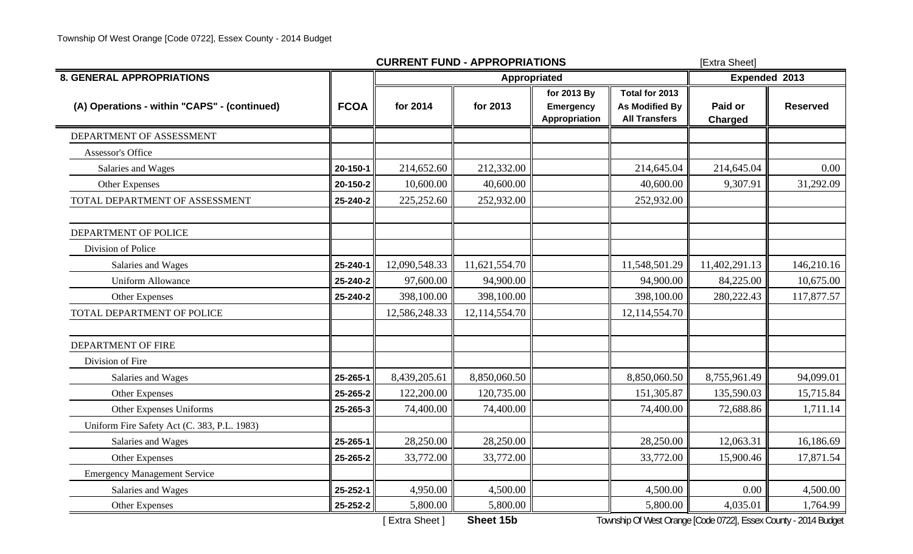## CURRENT FUND - APPROPRIATIONS

[Extra Sheet]

| 8. GENERAL APPROPRIATIONS | | Appropriated | | | | Expended 2013 | |
|---|---|---|---|---|---|---|---|
| (A) Operations - within "CAPS" - (continued) | FCOA | for 2014 | for 2013 | for 2013 By Emergency Appropriation | Total for 2013 As Modified By All Transfers | Paid or Charged | Reserved |
| DEPARTMENT OF ASSESSMENT | | | | | | | |
| Assessor's Office | | | | | | | |
| Salaries and Wages | 20-150-1 | 214,652.60 | 212,332.00 | | 214,645.04 | 214,645.04 | 0.00 |
| Other Expenses | 20-150-2 | 10,600.00 | 40,600.00 | | 40,600.00 | 9,307.91 | 31,292.09 |
| TOTAL DEPARTMENT OF ASSESSMENT | 25-240-2 | 225,252.60 | 252,932.00 | | 252,932.00 | | |
| | | | | | | | |
| DEPARTMENT OF POLICE | | | | | | | |
| Division of Police | | | | | | | |
| Salaries and Wages | 25-240-1 | 12,090,548.33 | 11,621,554.70 | | 11,548,501.29 | 11,402,291.13 | 146,210.16 |
| Uniform Allowance | 25-240-2 | 97,600.00 | 94,900.00 | | 94,900.00 | 84,225.00 | 10,675.00 |
| Other Expenses | 25-240-2 | 398,100.00 | 398,100.00 | | 398,100.00 | 280,222.43 | 117,877.57 |
| TOTAL DEPARTMENT OF POLICE | | 12,586,248.33 | 12,114,554.70 | | 12,114,554.70 | | |
| | | | | | | | |
| DEPARTMENT OF FIRE | | | | | | | |
| Division of Fire | | | | | | | |
| Salaries and Wages | 25-265-1 | 8,439,205.61 | 8,850,060.50 | | 8,850,060.50 | 8,755,961.49 | 94,099.01 |
| Other Expenses | 25-265-2 | 122,200.00 | 120,735.00 | | 151,305.87 | 135,590.03 | 15,715.84 |
| Other Expenses Uniforms | 25-265-3 | 74,400.00 | 74,400.00 | | 74,400.00 | 72,688.86 | 1,711.14 |
| Uniform Fire Safety Act (C. 383, P.L. 1983) | | | | | | | |
| Salaries and Wages | 25-265-1 | 28,250.00 | 28,250.00 | | 28,250.00 | 12,063.31 | 16,186.69 |
| Other Expenses | 25-265-2 | 33,772.00 | 33,772.00 | | 33,772.00 | 15,900.46 | 17,871.54 |
| Emergency Management Service | | | | | | | |
| Salaries and Wages | 25-252-1 | 4,950.00 | 4,500.00 | | 4,500.00 | 0.00 | 4,500.00 |
| Other Expenses | 25-252-2 | 5,800.00 | 5,800.00 | | 5,800.00 | 4,035.01 | 1,764.99 |

[ Extra Sheet ] **Sheet 15b**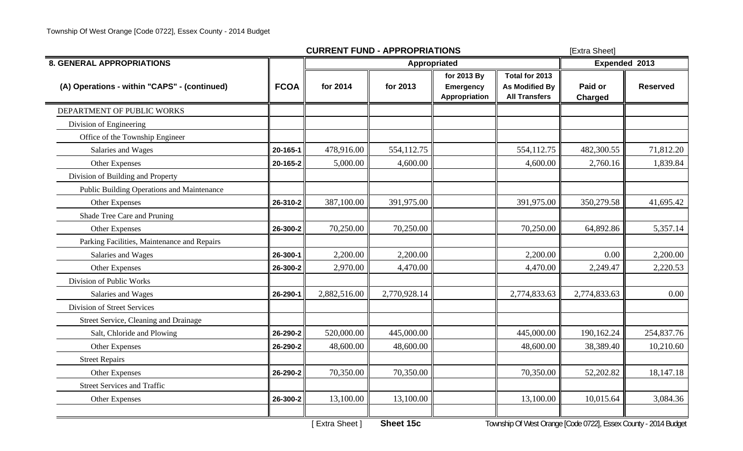## CURRENT FUND - APPROPRIATIONS

[Extra Sheet]

| 8. GENERAL APPROPRIATIONS | | Appropriated | | | | Expended 2013 | |
|---|---|---|---|---|---|---|---|
| (A) Operations - within "CAPS" - (continued) | FCOA | for 2014 | for 2013 | for 2013 By Emergency Appropriation | Total for 2013 As Modified By All Transfers | Paid or Charged | Reserved |
| DEPARTMENT OF PUBLIC WORKS | | | | | | | |
| Division of Engineering | | | | | | | |
| Office of the Township Engineer | | | | | | | |
| Salaries and Wages | 20-165-1 | 478,916.00 | 554,112.75 | | 554,112.75 | 482,300.55 | 71,812.20 |
| Other Expenses | 20-165-2 | 5,000.00 | 4,600.00 | | 4,600.00 | 2,760.16 | 1,839.84 |
| Division of Building and Property | | | | | | | |
| Public Building Operations and Maintenance | | | | | | | |
| Other Expenses | 26-310-2 | 387,100.00 | 391,975.00 | | 391,975.00 | 350,279.58 | 41,695.42 |
| Shade Tree Care and Pruning | | | | | | | |
| Other Expenses | 26-300-2 | 70,250.00 | 70,250.00 | | 70,250.00 | 64,892.86 | 5,357.14 |
| Parking Facilities, Maintenance and Repairs | | | | | | | |
| Salaries and Wages | 26-300-1 | 2,200.00 | 2,200.00 | | 2,200.00 | 0.00 | 2,200.00 |
| Other Expenses | 26-300-2 | 2,970.00 | 4,470.00 | | 4,470.00 | 2,249.47 | 2,220.53 |
| Division of Public Works | | | | | | | |
| Salaries and Wages | 26-290-1 | 2,882,516.00 | 2,770,928.14 | | 2,774,833.63 | 2,774,833.63 | 0.00 |
| Division of Street Services | | | | | | | |
| Street Service, Cleaning and Drainage | | | | | | | |
| Salt, Chloride and Plowing | 26-290-2 | 520,000.00 | 445,000.00 | | 445,000.00 | 190,162.24 | 254,837.76 |
| Other Expenses | 26-290-2 | 48,600.00 | 48,600.00 | | 48,600.00 | 38,389.40 | 10,210.60 |
| Street Repairs | | | | | | | |
| Other Expenses | 26-290-2 | 70,350.00 | 70,350.00 | | 70,350.00 | 52,202.82 | 18,147.18 |
| Street Services and Traffic | | | | | | | |
| Other Expenses | 26-300-2 | 13,100.00 | 13,100.00 | | 13,100.00 | 10,015.64 | 3,084.36 |

[ Extra Sheet ] **Sheet 15c**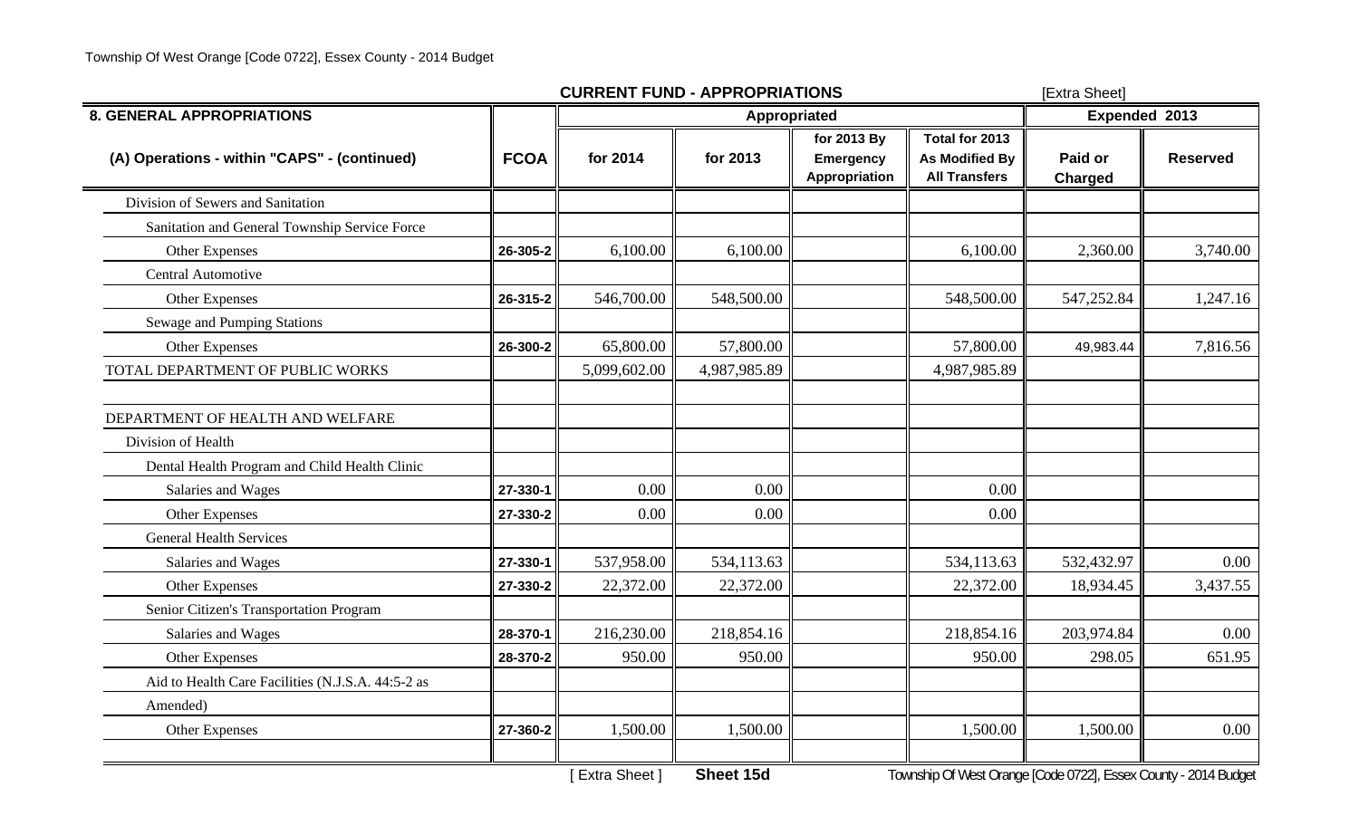**CURRENT FUNDS - APPROPRIATIONS** [Extra Sheet]

| 8. GENERAL APPROPRIATIONS | | Appropriated | | | | Expended 2013 | |
|---|---|---|---|---|---|---|---|
| (A) Operations - within "CAPS" - (continued) | FCOA | for 2014 | for 2013 | for 2013 By Emergency Appropriation | Total for 2013 As Modified By All Transfers | Paid or Charged | Reserved |
| Division of Sewers and Sanitation | | | | | | | |
| Sanitation and General Township Service Force | | | | | | | |
| Other Expenses | 26-305-2 | 6,100.00 | 6,100.00 | | 6,100.00 | 2,360.00 | 3,740.00 |
| Central Automotive | | | | | | | |
| Other Expenses | 26-315-2 | 546,700.00 | 548,500.00 | | 548,500.00 | 547,252.84 | 1,247.16 |
| Sewage and Pumping Stations | | | | | | | |
| Other Expenses | 26-300-2 | 65,800.00 | 57,800.00 | | 57,800.00 | 49,983.44 | 7,816.56 |
| TOTAL DEPARTMENT OF PUBLIC WORKS | | 5,099,602.00 | 4,987,985.89 | | 4,987,985.89 | | |
| | | | | | | | |
| DEPARTMENT OF HEALTH AND WELFARE | | | | | | | |
| Division of Health | | | | | | | |
| Dental Health Program and Child Health Clinic | | | | | | | |
| Salaries and Wages | 27-330-1 | 0.00 | 0.00 | | 0.00 | | |
| Other Expenses | 27-330-2 | 0.00 | 0.00 | | 0.00 | | |
| General Health Services | | | | | | | |
| Salaries and Wages | 27-330-1 | 537,958.00 | 534,113.63 | | 534,113.63 | 532,432.97 | 0.00 |
| Other Expenses | 27-330-2 | 22,372.00 | 22,372.00 | | 22,372.00 | 18,934.45 | 3,437.55 |
| Senior Citizen's Transportation Program | | | | | | | |
| Salaries and Wages | 28-370-1 | 216,230.00 | 218,854.16 | | 218,854.16 | 203,974.84 | 0.00 |
| Other Expenses | 28-370-2 | 950.00 | 950.00 | | 950.00 | 298.05 | 651.95 |
| Aid to Health Care Facilities (N.J.S.A. 44:5-2 as | | | | | | | |
| Amended) | | | | | | | |
| Other Expenses | 27-360-2 | 1,500.00 | 1,500.00 | | 1,500.00 | 1,500.00 | 0.00 |

[ Extra Sheet ] **Sheet 15d**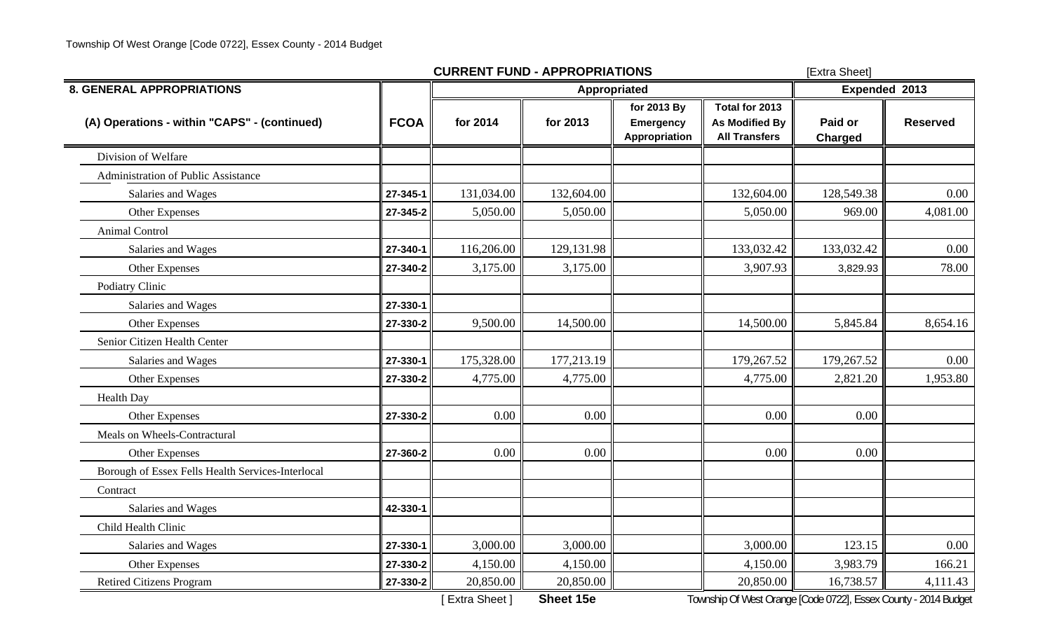## CURRENT FUND - APPROPRIATIONS

[Extra Sheet]

| 8. GENERAL APPROPRIATIONS | | Appropriated | | | | Expended 2013 | |
|---|---|---|---|---|---|---|---|
| (A) Operations - within "CAPS" - (continued) | FCOA | for 2014 | for 2013 | for 2013 By Emergency Appropriation | Total for 2013 As Modified By All Transfers | Paid or Charged | Reserved |
| Division of Welfare | | | | | | | |
| Administration of Public Assistance | | | | | | | |
| Salaries and Wages | 27-345-1 | 131,034.00 | 132,604.00 | | 132,604.00 | 128,549.38 | 0.00 |
| Other Expenses | 27-345-2 | 5,050.00 | 5,050.00 | | 5,050.00 | 969.00 | 4,081.00 |
| Animal Control | | | | | | | |
| Salaries and Wages | 27-340-1 | 116,206.00 | 129,131.98 | | 133,032.42 | 133,032.42 | 0.00 |
| Other Expenses | 27-340-2 | 3,175.00 | 3,175.00 | | 3,907.93 | 3,829.93 | 78.00 |
| Podiatry Clinic | | | | | | | |
| Salaries and Wages | 27-330-1 | | | | | | |
| Other Expenses | 27-330-2 | 9,500.00 | 14,500.00 | | 14,500.00 | 5,845.84 | 8,654.16 |
| Senior Citizen Health Center | | | | | | | |
| Salaries and Wages | 27-330-1 | 175,328.00 | 177,213.19 | | 179,267.52 | 179,267.52 | 0.00 |
| Other Expenses | 27-330-2 | 4,775.00 | 4,775.00 | | 4,775.00 | 2,821.20 | 1,953.80 |
| Health Day | | | | | | | |
| Other Expenses | 27-330-2 | 0.00 | 0.00 | | 0.00 | 0.00 | |
| Meals on Wheels-Contractural | | | | | | | |
| Other Expenses | 27-360-2 | 0.00 | 0.00 | | 0.00 | 0.00 | |
| Borough of Essex Fells Health Services-Interlocal | | | | | | | |
| Contract | | | | | | | |
| Salaries and Wages | 42-330-1 | | | | | | |
| Child Health Clinic | | | | | | | |
| Salaries and Wages | 27-330-1 | 3,000.00 | 3,000.00 | | 3,000.00 | 123.15 | 0.00 |
| Other Expenses | 27-330-2 | 4,150.00 | 4,150.00 | | 4,150.00 | 3,983.79 | 166.21 |
| Retired Citizens Program | 27-330-2 | 20,850.00 | 20,850.00 | | 20,850.00 | 16,738.57 | 4,111.43 |

[ Extra Sheet ] **Sheet 15e**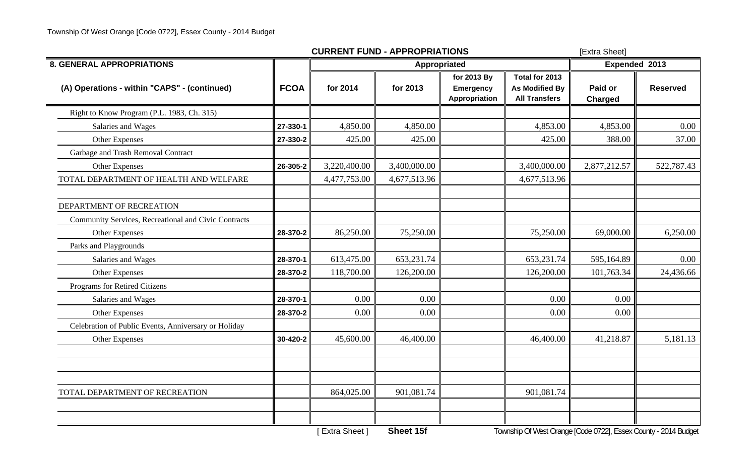## CURRENT FUND - APPROPRIATIONS

[Extra Sheet]

| 8. GENERAL APPROPRIATIONS | | Appropriated | | | | Expended 2013 | |
|---|---|---|---|---|---|---|---|
| (A) Operations - within "CAPS" - (continued) | FCOA | for 2014 | for 2013 | for 2013 By Emergency Appropriation | Total for 2013 As Modified By All Transfers | Paid or Charged | Reserved |
| Right to Know Program (P.L. 1983, Ch. 315) | | | | | | | |
| Salaries and Wages | 27-330-1 | 4,850.00 | 4,850.00 | | 4,853.00 | 4,853.00 | 0.00 |
| Other Expenses | 27-330-2 | 425.00 | 425.00 | | 425.00 | 388.00 | 37.00 |
| Garbage and Trash Removal Contract | | | | | | | |
| Other Expenses | 26-305-2 | 3,220,400.00 | 3,400,000.00 | | 3,400,000.00 | 2,877,212.57 | 522,787.43 |
| TOTAL DEPARTMENT OF HEALTH AND WELFARE | | 4,477,753.00 | 4,677,513.96 | | 4,677,513.96 | | |
| | | | | | | | |
| DEPARTMENT OF RECREATION | | | | | | | |
| Community Services, Recreational and Civic Contracts | | | | | | | |
| Other Expenses | 28-370-2 | 86,250.00 | 75,250.00 | | 75,250.00 | 69,000.00 | 6,250.00 |
| Parks and Playgrounds | | | | | | | |
| Salaries and Wages | 28-370-1 | 613,475.00 | 653,231.74 | | 653,231.74 | 595,164.89 | 0.00 |
| Other Expenses | 28-370-2 | 118,700.00 | 126,200.00 | | 126,200.00 | 101,763.34 | 24,436.66 |
| Programs for Retired Citizens | | | | | | | |
| Salaries and Wages | 28-370-1 | 0.00 | 0.00 | | 0.00 | 0.00 | |
| Other Expenses | 28-370-2 | 0.00 | 0.00 | | 0.00 | 0.00 | |
| Celebration of Public Events, Anniversary or Holiday | | | | | | | |
| Other Expenses | 30-420-2 | 45,600.00 | 46,400.00 | | 46,400.00 | 41,218.87 | 5,181.13 |
| | | | | | | | |
| | | | | | | | |
| | | | | | | | |
| TOTAL DEPARTMENT OF RECREATION | | 864,025.00 | 901,081.74 | | 901,081.74 | | |
| | | | | | | | |
| | | | | | | | |

[ Extra Sheet ] **Sheet 15f**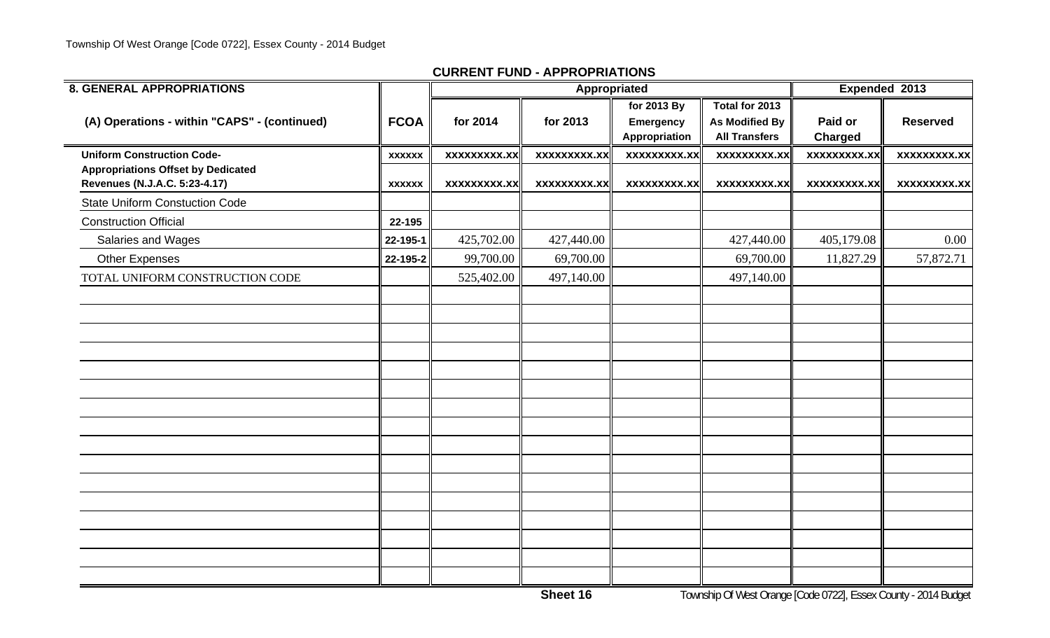## CURRENT FUND - APPROPRIATIONS

| 8. GENERAL APPROPRIATIONS | | Appropriated | | | | Expended 2013 | |
|---|---|---|---|---|---|---|---|
| (A) Operations - within "CAPS" - (continued) | FCOA | for 2014 | for 2013 | for 2013 By Emergency Appropriation | Total for 2013 As Modified By All Transfers | Paid or Charged | Reserved |
| **Uniform Construction Code-** | xxxxxx | xxxxxxxxx.xx | xxxxxxxxx.xx | xxxxxxxxx.xx | xxxxxxxxx.xx | xxxxxxxxx.xx | xxxxxxxxx.xx |
| **Appropriations Offset by Dedicated Revenues (N.J.A.C. 5:23-4.17)** | xxxxxx | xxxxxxxxx.xx | xxxxxxxxx.xx | xxxxxxxxx.xx | xxxxxxxxx.xx | xxxxxxxxx.xx | xxxxxxxxx.xx |
| State Uniform Constuction Code | | | | | | | |
| Construction Official | 22-195 | | | | | | |
| Salaries and Wages | 22-195-1 | 425,702.00 | 427,440.00 | | 427,440.00 | 405,179.08 | 0.00 |
| Other Expenses | 22-195-2 | 99,700.00 | 69,700.00 | | 69,700.00 | 11,827.29 | 57,872.71 |
| TOTAL UNIFORM CONSTRUCTION CODE | | 525,402.00 | 497,140.00 | | 497,140.00 | | |

Sheet 16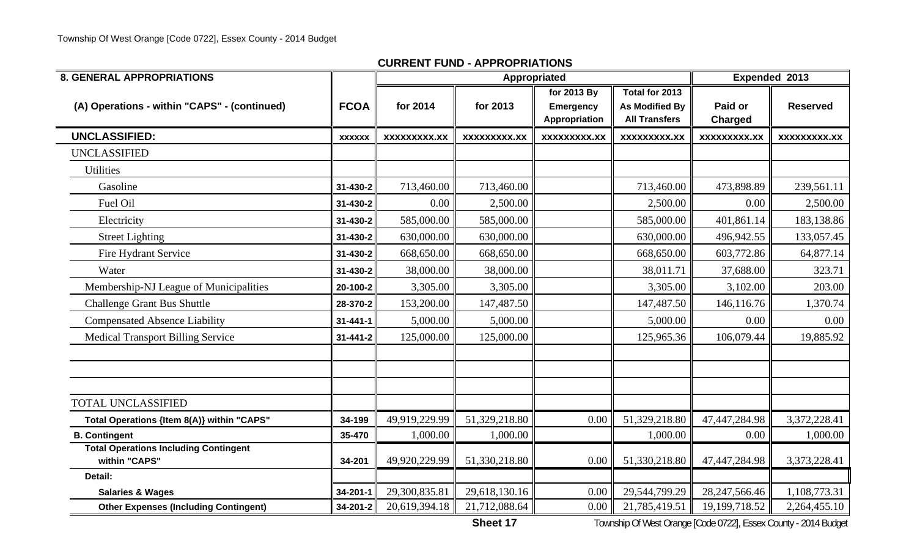## CURRENT FUND - APPROPRIATIONS

| 8. GENERAL APPROPRIATIONS | | Appropriated | | | | Expended 2013 | |
|---|---|---|---|---|---|---|---|
| (A) Operations - within "CAPS" - (continued) | FCOA | for 2014 | for 2013 | for 2013 By Emergency Appropriation | Total for 2013 As Modified By All Transfers | Paid or Charged | Reserved |
| **UNCLASSIFIED:** | XXXXXX | XXXXXXXXX.XX | XXXXXXXXX.XX | XXXXXXXXX.XX | XXXXXXXXX.XX | XXXXXXXXX.XX | XXXXXXXXX.XX |
| UNCLASSIFIED | | | | | | | |
| Utilities | | | | | | | |
| Gasoline | 31-430-2 | 713,460.00 | 713,460.00 | | 713,460.00 | 473,898.89 | 239,561.11 |
| Fuel Oil | 31-430-2 | 0.00 | 2,500.00 | | 2,500.00 | 0.00 | 2,500.00 |
| Electricity | 31-430-2 | 585,000.00 | 585,000.00 | | 585,000.00 | 401,861.14 | 183,138.86 |
| Street Lighting | 31-430-2 | 630,000.00 | 630,000.00 | | 630,000.00 | 496,942.55 | 133,057.45 |
| Fire Hydrant Service | 31-430-2 | 668,650.00 | 668,650.00 | | 668,650.00 | 603,772.86 | 64,877.14 |
| Water | 31-430-2 | 38,000.00 | 38,000.00 | | 38,011.71 | 37,688.00 | 323.71 |
| Membership-NJ League of Municipalities | 20-100-2 | 3,305.00 | 3,305.00 | | 3,305.00 | 3,102.00 | 203.00 |
| Challenge Grant Bus Shuttle | 28-370-2 | 153,200.00 | 147,487.50 | | 147,487.50 | 146,116.76 | 1,370.74 |
| Compensated Absence Liability | 31-441-1 | 5,000.00 | 5,000.00 | | 5,000.00 | 0.00 | 0.00 |
| Medical Transport Billing Service | 31-441-2 | 125,000.00 | 125,000.00 | | 125,965.36 | 106,079.44 | 19,885.92 |
| | | | | | | | |
| | | | | | | | |
| | | | | | | | |
| TOTAL UNCLASSIFIED | | | | | | | |
| **Total Operations {Item 8(A)} within "CAPS"** | 34-199 | 49,919,229.99 | 51,329,218.80 | 0.00 | 51,329,218.80 | 47,447,284.98 | 3,372,228.41 |
| **B. Contingent** | 35-470 | 1,000.00 | 1,000.00 | | 1,000.00 | 0.00 | 1,000.00 |
| **Total Operations Including Contingent within "CAPS"** | 34-201 | 49,920,229.99 | 51,330,218.80 | 0.00 | 51,330,218.80 | 47,447,284.98 | 3,373,228.41 |
| **Detail:** | | | | | | | |
| **Salaries & Wages** | 34-201-1 | 29,300,835.81 | 29,618,130.16 | 0.00 | 29,544,799.29 | 28,247,566.46 | 1,108,773.31 |
| **Other Expenses (Including Contingent)** | 34-201-2 | 20,619,394.18 | 21,712,088.64 | 0.00 | 21,785,419.51 | 19,199,718.52 | 2,264,455.10 |

**Sheet 17**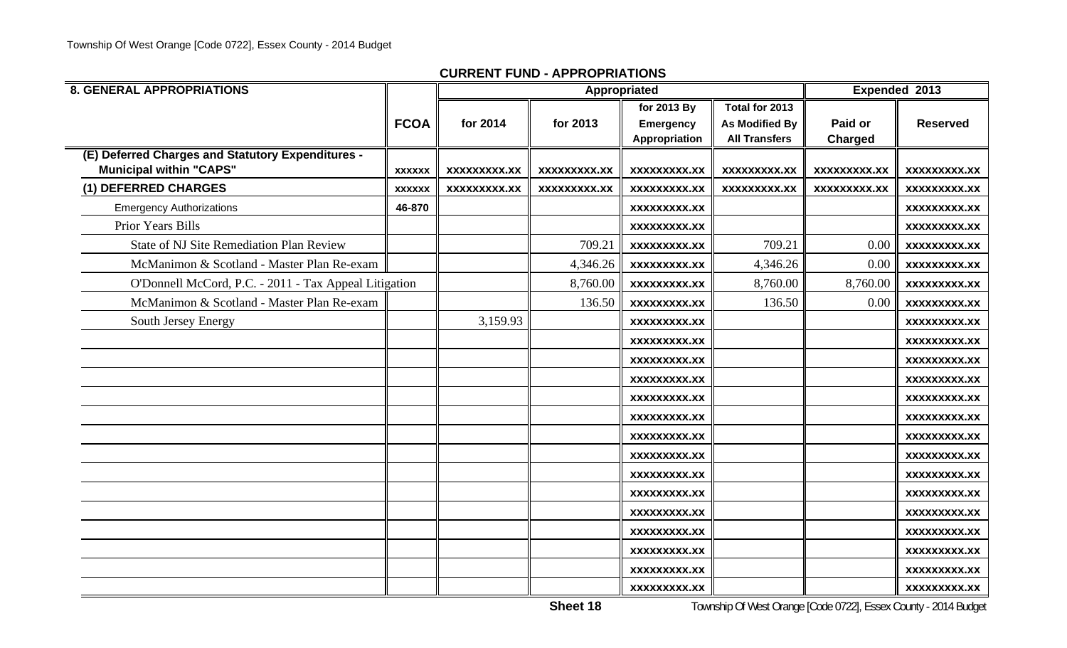**CURRENT FUND - APPROPRIATIONS**

| 8. GENERAL APPROPRIATIONS | | Appropriated | | | | Expended 2013 | |
|---|---|---|---|---|---|---|---|
| | FCOA | for 2014 | for 2013 | for 2013 By Emergency Appropriation | Total for 2013 As Modified By All Transfers | Paid or Charged | Reserved |
| **(E) Deferred Charges and Statutory Expenditures - Municipal within "CAPS"** | XXXXXX | XXXXXXXXX.XX | XXXXXXXXX.XX | XXXXXXXXX.XX | XXXXXXXXX.XX | XXXXXXXXX.XX | XXXXXXXXX.XX |
| **(1) DEFERRED CHARGES** | XXXXXX | XXXXXXXXX.XX | XXXXXXXXX.XX | XXXXXXXXX.XX | XXXXXXXXX.XX | XXXXXXXXX.XX | XXXXXXXXX.XX |
| Emergency Authorizations | 46-870 | | | XXXXXXXXX.XX | | | XXXXXXXXX.XX |
| Prior Years Bills | | | | XXXXXXXXX.XX | | | XXXXXXXXX.XX |
| State of NJ Site Remediation Plan Review | | | 709.21 | XXXXXXXXX.XX | 709.21 | 0.00 | XXXXXXXXX.XX |
| McManimon & Scotland - Master Plan Re-exam | | | 4,346.26 | XXXXXXXXX.XX | 4,346.26 | 0.00 | XXXXXXXXX.XX |
| O'Donnell McCord, P.C. - 2011 - Tax Appeal Litigation | | | 8,760.00 | XXXXXXXXX.XX | 8,760.00 | 8,760.00 | XXXXXXXXX.XX |
| McManimon & Scotland - Master Plan Re-exam | | | 136.50 | XXXXXXXXX.XX | 136.50 | 0.00 | XXXXXXXXX.XX |
| South Jersey Energy | | 3,159.93 | | XXXXXXXXX.XX | | | XXXXXXXXX.XX |
| | | | | XXXXXXXXX.XX | | | XXXXXXXXX.XX |
| | | | | XXXXXXXXX.XX | | | XXXXXXXXX.XX |
| | | | | XXXXXXXXX.XX | | | XXXXXXXXX.XX |
| | | | | XXXXXXXXX.XX | | | XXXXXXXXX.XX |
| | | | | XXXXXXXXX.XX | | | XXXXXXXXX.XX |
| | | | | XXXXXXXXX.XX | | | XXXXXXXXX.XX |
| | | | | XXXXXXXXX.XX | | | XXXXXXXXX.XX |
| | | | | XXXXXXXXX.XX | | | XXXXXXXXX.XX |
| | | | | XXXXXXXXX.XX | | | XXXXXXXXX.XX |
| | | | | XXXXXXXXX.XX | | | XXXXXXXXX.XX |
| | | | | XXXXXXXXX.XX | | | XXXXXXXXX.XX |
| | | | | XXXXXXXXX.XX | | | XXXXXXXXX.XX |
| | | | | XXXXXXXXX.XX | | | XXXXXXXXX.XX |
| | | | | XXXXXXXXX.XX | | | XXXXXXXXX.XX |

Sheet 18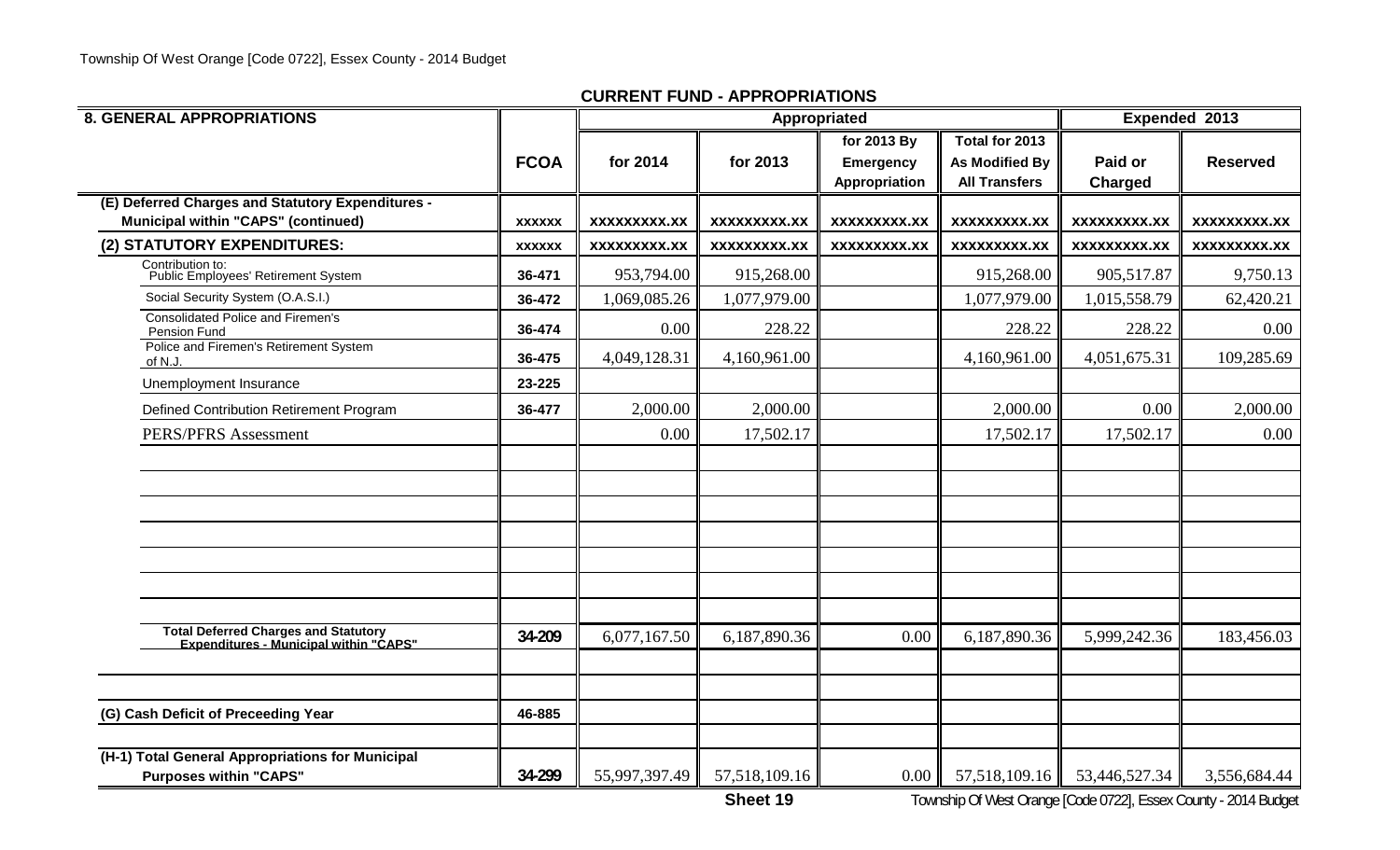## CURRENT FUND - APPROPRIATIONS

| 8. GENERAL APPROPRIATIONS | FCOA | Appropriated for 2014 | Appropriated for 2013 | for 2013 By Emergency Appropriation | Total for 2013 As Modified By All Transfers | Expended 2013 Paid or Charged | Expended 2013 Reserved |
|---|---|---|---|---|---|---|---|
| **(E) Deferred Charges and Statutory Expenditures - Municipal within "CAPS" (continued)** | xxxxxx | xxxxxxxxx.xx | xxxxxxxxx.xx | xxxxxxxxx.xx | xxxxxxxxx.xx | xxxxxxxxx.xx | xxxxxxxxx.xx |
| **(2) STATUTORY EXPENDITURES:** | xxxxxx | xxxxxxxxx.xx | xxxxxxxxx.xx | xxxxxxxxx.xx | xxxxxxxxx.xx | xxxxxxxxx.xx | xxxxxxxxx.xx |
| Contribution to: Public Employees' Retirement System | 36-471 | 953,794.00 | 915,268.00 | | 915,268.00 | 905,517.87 | 9,750.13 |
| Social Security System (O.A.S.I.) | 36-472 | 1,069,085.26 | 1,077,979.00 | | 1,077,979.00 | 1,015,558.79 | 62,420.21 |
| Consolidated Police and Firemen's Pension Fund | 36-474 | 0.00 | 228.22 | | 228.22 | 228.22 | 0.00 |
| Police and Firemen's Retirement System of N.J. | 36-475 | 4,049,128.31 | 4,160,961.00 | | 4,160,961.00 | 4,051,675.31 | 109,285.69 |
| Unemployment Insurance | 23-225 | | | | | | |
| Defined Contribution Retirement Program | 36-477 | 2,000.00 | 2,000.00 | | 2,000.00 | 0.00 | 2,000.00 |
| PERS/PFRS Assessment | | 0.00 | 17,502.17 | | 17,502.17 | 17,502.17 | 0.00 |
| **Total Deferred Charges and Statutory Expenditures - Municipal within "CAPS"** | 34-209 | 6,077,167.50 | 6,187,890.36 | 0.00 | 6,187,890.36 | 5,999,242.36 | 183,456.03 |
| **(G) Cash Deficit of Preceeding Year** | 46-885 | | | | | | |
| **(H-1) Total General Appropriations for Municipal Purposes within "CAPS"** | 34-299 | 55,997,397.49 | 57,518,109.16 | 0.00 | 57,518,109.16 | 53,446,527.34 | 3,556,684.44 |

Sheet 19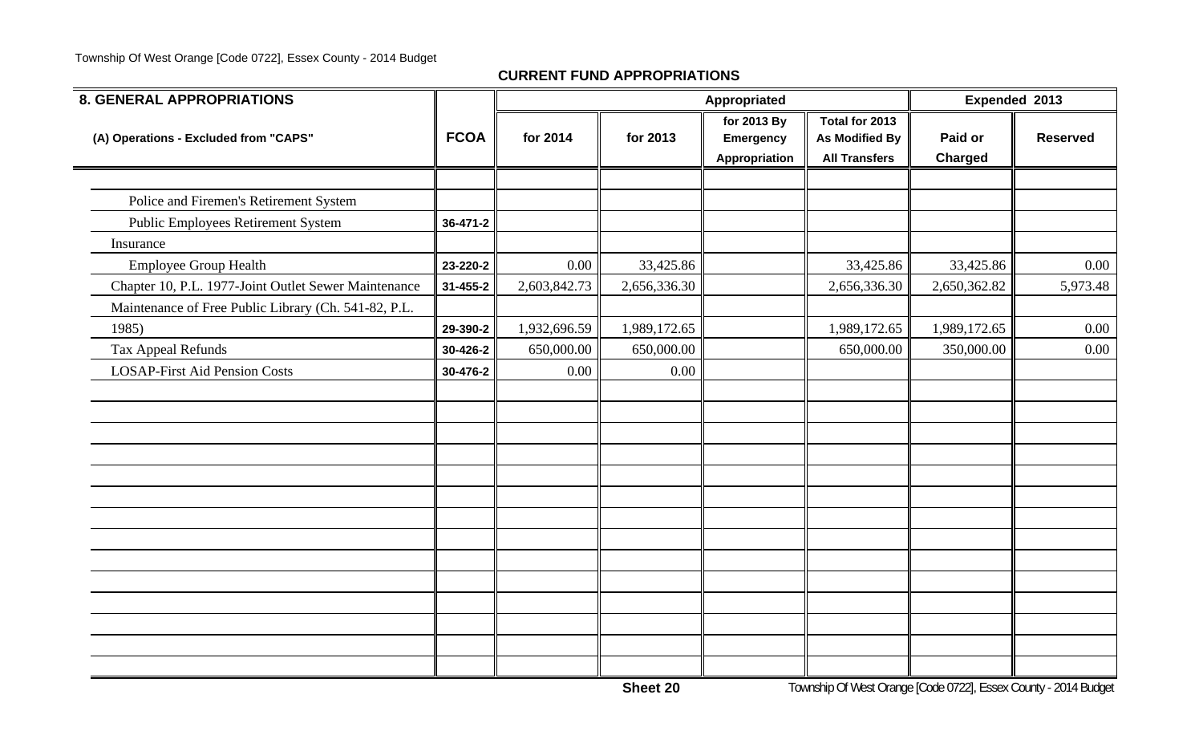## CURRENT FUND APPROPRIATIONS

| 8. GENERAL APPROPRIATIONS | | Appropriated | | | | Expended 2013 | |
|---|---|---|---|---|---|---|---|
| (A) Operations - Excluded from "CAPS" | FCOA | for 2014 | for 2013 | for 2013 By Emergency Appropriation | Total for 2013 As Modified By All Transfers | Paid or Charged | Reserved |
| | | | | | | | |
| Police and Firemen's Retirement System | | | | | | | |
| Public Employees Retirement System | 36-471-2 | | | | | | |
| Insurance | | | | | | | |
| Employee Group Health | 23-220-2 | 0.00 | 33,425.86 | | 33,425.86 | 33,425.86 | 0.00 |
| Chapter 10, P.L. 1977-Joint Outlet Sewer Maintenance | 31-455-2 | 2,603,842.73 | 2,656,336.30 | | 2,656,336.30 | 2,650,362.82 | 5,973.48 |
| Maintenance of Free Public Library (Ch. 541-82, P.L. 1985) | 29-390-2 | 1,932,696.59 | 1,989,172.65 | | 1,989,172.65 | 1,989,172.65 | 0.00 |
| Tax Appeal Refunds | 30-426-2 | 650,000.00 | 650,000.00 | | 650,000.00 | 350,000.00 | 0.00 |
| LOSAP-First Aid Pension Costs | 30-476-2 | 0.00 | 0.00 | | | | |
| | | | | | | | |
| | | | | | | | |
| | | | | | | | |
| | | | | | | | |
| | | | | | | | |
| | | | | | | | |
| | | | | | | | |
| | | | | | | | |
| | | | | | | | |
| | | | | | | | |
| | | | | | | | |
| | | | | | | | |
| | | | | | | | |
| | | | | | | | |

Sheet 20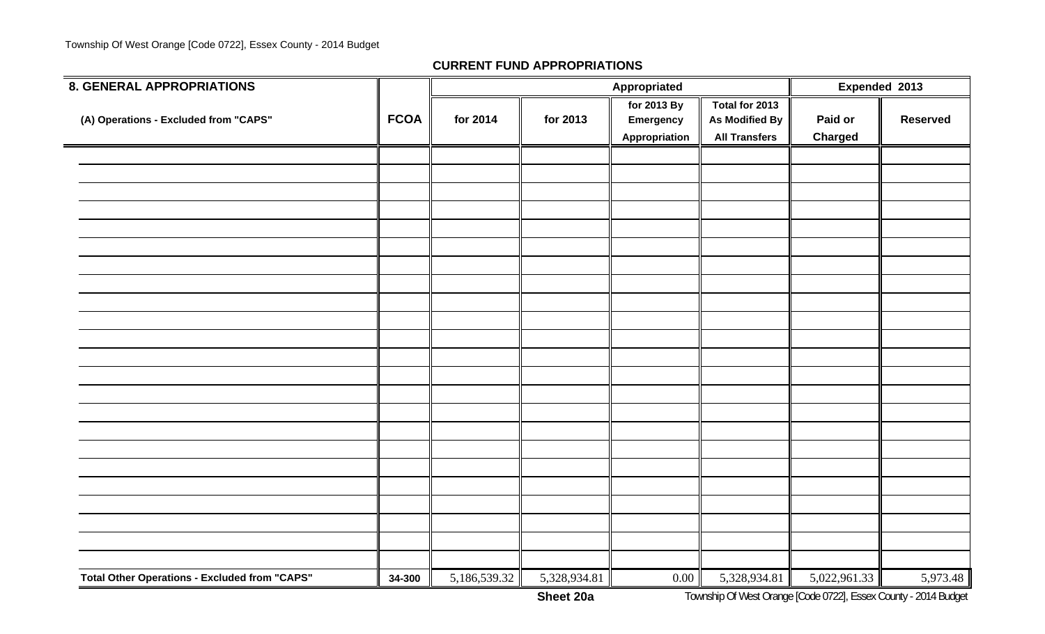## CURRENT FUND APPROPRIATIONS

| 8. GENERAL APPROPRIATIONS | | Appropriated | | | | Expended 2013 | |
|---|---|---|---|---|---|---|---|
| (A) Operations - Excluded from "CAPS" | FCOA | for 2014 | for 2013 | for 2013 By Emergency Appropriation | Total for 2013 As Modified By All Transfers | Paid or Charged | Reserved |
| | | | | | | | |
| | | | | | | | |
| | | | | | | | |
| | | | | | | | |
| | | | | | | | |
| | | | | | | | |
| | | | | | | | |
| | | | | | | | |
| | | | | | | | |
| | | | | | | | |
| | | | | | | | |
| | | | | | | | |
| | | | | | | | |
| | | | | | | | |
| | | | | | | | |
| | | | | | | | |
| | | | | | | | |
| | | | | | | | |
| | | | | | | | |
| | | | | | | | |
| | | | | | | | |
| | | | | | | | |
| | | | | | | | |
| **Total Other Operations - Excluded from "CAPS"** | 34-300 | 5,186,539.32 | 5,328,934.81 | 0.00 | 5,328,934.81 | 5,022,961.33 | 5,973.48 |

**Sheet 20a**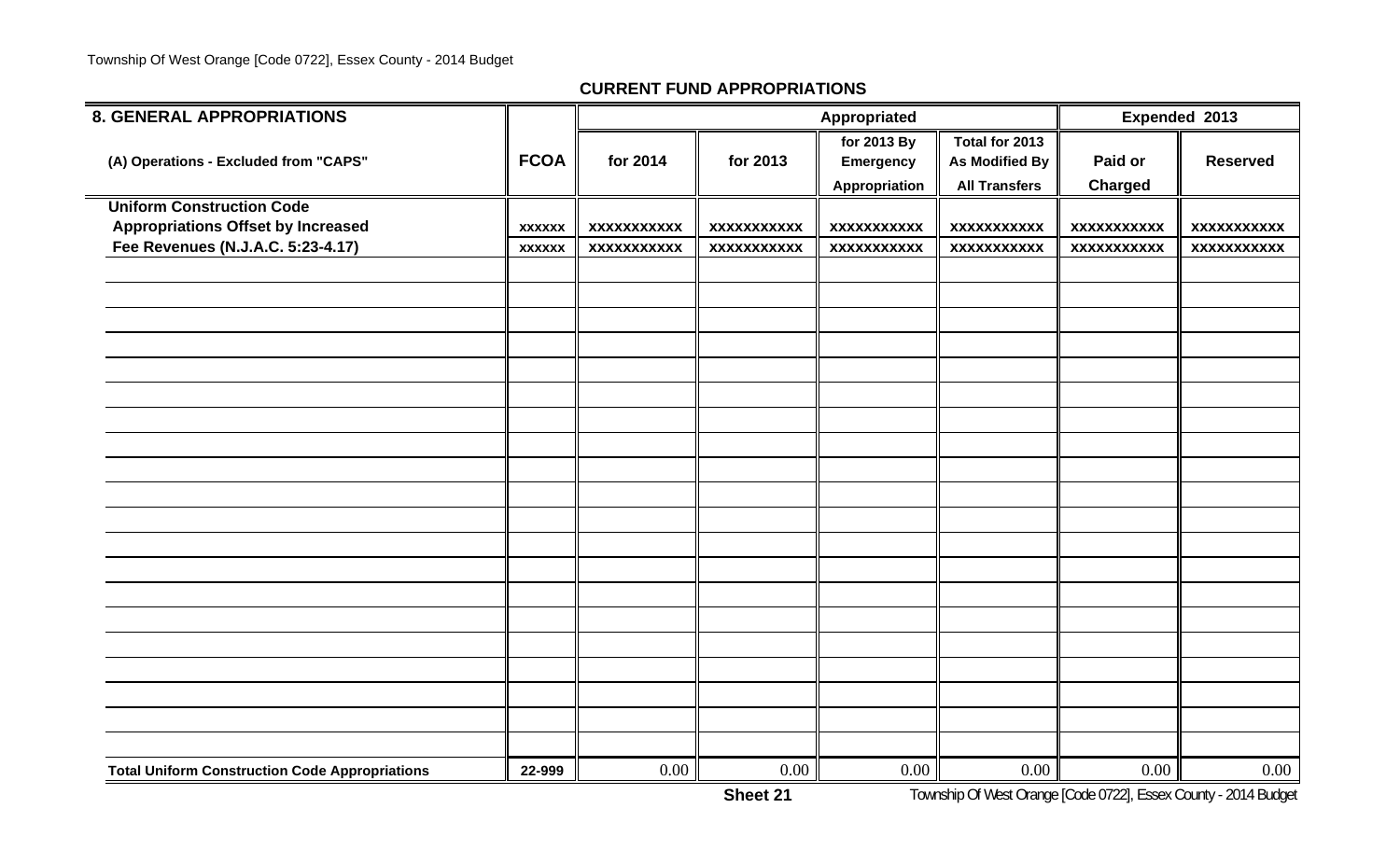## CURRENT FUND APPROPRIATIONS

| 8. GENERAL APPROPRIATIONS | | Appropriated | | | | Expended 2013 | |
|---|---|---|---|---|---|---|---|
| (A) Operations - Excluded from "CAPS" | FCOA | for 2014 | for 2013 | for 2013 By Emergency Appropriation | Total for 2013 As Modified By All Transfers | Paid or Charged | Reserved |
| **Uniform Construction Code** | | | | | | | |
| **Appropriations Offset by Increased** | xxxxxx | xxxxxxxxxxx | xxxxxxxxxxx | xxxxxxxxxxx | xxxxxxxxxxx | xxxxxxxxxxx | xxxxxxxxxxx |
| **Fee Revenues (N.J.A.C. 5:23-4.17)** | xxxxxx | xxxxxxxxxxx | xxxxxxxxxxx | xxxxxxxxxxx | xxxxxxxxxxx | xxxxxxxxxxx | xxxxxxxxxxx |
| | | | | | | | |
| | | | | | | | |
| | | | | | | | |
| | | | | | | | |
| | | | | | | | |
| | | | | | | | |
| | | | | | | | |
| | | | | | | | |
| | | | | | | | |
| | | | | | | | |
| | | | | | | | |
| | | | | | | | |
| | | | | | | | |
| | | | | | | | |
| | | | | | | | |
| | | | | | | | |
| | | | | | | | |
| | | | | | | | |
| | | | | | | | |
| | | | | | | | |
| **Total Uniform Construction Code Appropriations** | 22-999 | 0.00 | 0.00 | 0.00 | 0.00 | 0.00 | 0.00 |

**Sheet 21**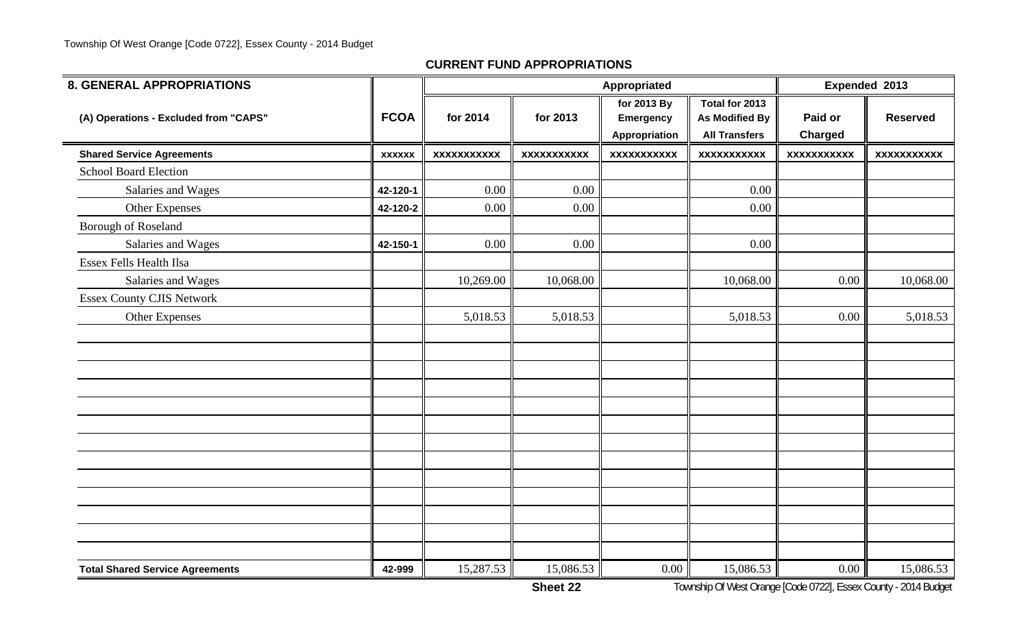## CURRENT FUND APPROPRIATIONS

| 8. GENERAL APPROPRIATIONS | | Appropriated | | | | Expended 2013 | |
|---|---|---|---|---|---|---|---|
| (A) Operations - Excluded from "CAPS" | FCOA | for 2014 | for 2013 | for 2013 By Emergency Appropriation | Total for 2013 As Modified By All Transfers | Paid or Charged | Reserved |
| **Shared Service Agreements** | xxxxxx | xxxxxxxxxxx | xxxxxxxxxxx | xxxxxxxxxxx | xxxxxxxxxxx | xxxxxxxxxxx | xxxxxxxxxxx |
| School Board Election | | | | | | | |
| Salaries and Wages | 42-120-1 | 0.00 | 0.00 | | 0.00 | | |
| Other Expenses | 42-120-2 | 0.00 | 0.00 | | 0.00 | | |
| Borough of Roseland | | | | | | | |
| Salaries and Wages | 42-150-1 | 0.00 | 0.00 | | 0.00 | | |
| Essex Fells Health Ilsa | | | | | | | |
| Salaries and Wages | | 10,269.00 | 10,068.00 | | 10,068.00 | 0.00 | 10,068.00 |
| Essex County CJIS Network | | | | | | | |
| Other Expenses | | 5,018.53 | 5,018.53 | | 5,018.53 | 0.00 | 5,018.53 |
| | | | | | | | |
| **Total Shared Service Agreements** | 42-999 | 15,287.53 | 15,086.53 | 0.00 | 15,086.53 | 0.00 | 15,086.53 |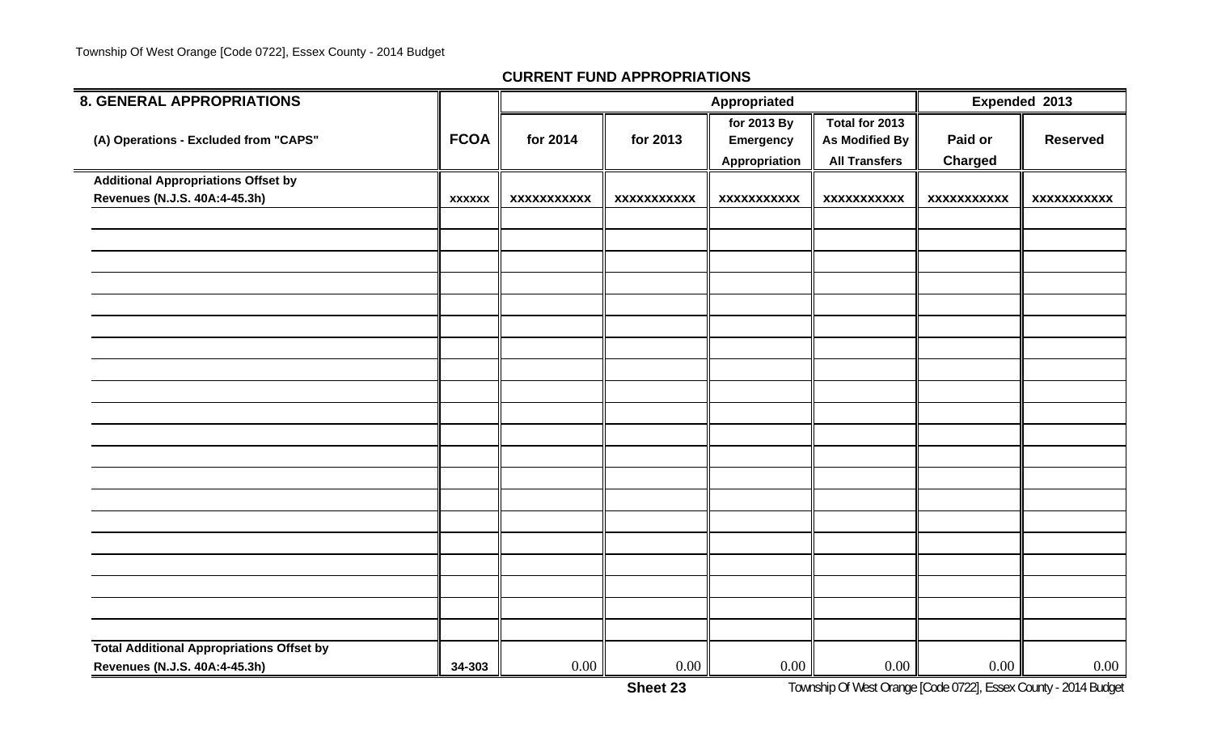## CURRENT FUND APPROPRIATIONS

| 8. GENERAL APPROPRIATIONS | | Appropriated | | | | Expended 2013 | |
|---|---|---|---|---|---|---|---|
| (A) Operations - Excluded from "CAPS" | FCOA | for 2014 | for 2013 | for 2013 By Emergency Appropriation | Total for 2013 As Modified By All Transfers | Paid or Charged | Reserved |
| Additional Appropriations Offset by Revenues (N.J.S. 40A:4-45.3h) | xxxxxx | xxxxxxxxxxx | xxxxxxxxxxx | xxxxxxxxxxx | xxxxxxxxxxx | xxxxxxxxxxx | xxxxxxxxxxx |
| | | | | | | | |
| | | | | | | | |
| | | | | | | | |
| | | | | | | | |
| | | | | | | | |
| | | | | | | | |
| | | | | | | | |
| | | | | | | | |
| | | | | | | | |
| | | | | | | | |
| | | | | | | | |
| | | | | | | | |
| | | | | | | | |
| | | | | | | | |
| | | | | | | | |
| | | | | | | | |
| | | | | | | | |
| | | | | | | | |
| | | | | | | | |
| | | | | | | | |
| Total Additional Appropriations Offset by Revenues (N.J.S. 40A:4-45.3h) | 34-303 | 0.00 | 0.00 | 0.00 | 0.00 | 0.00 | 0.00 |

Sheet 23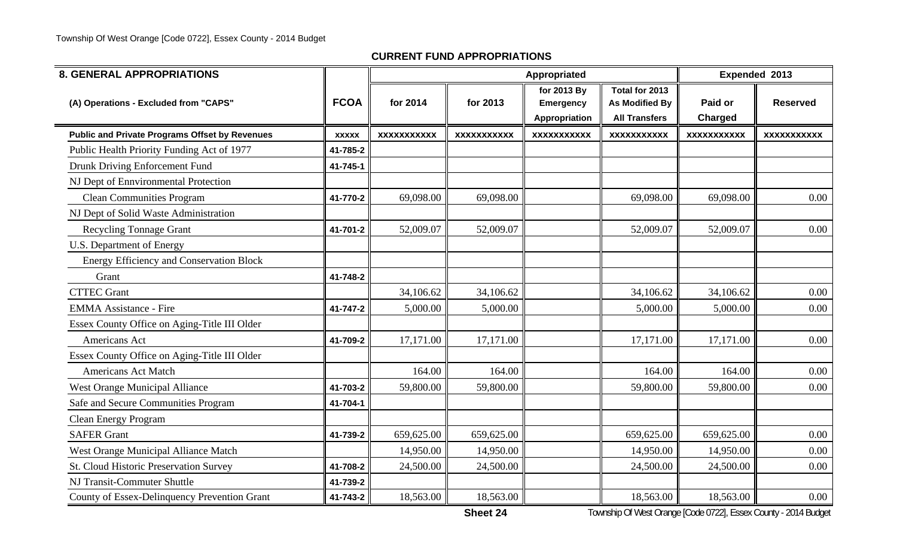## CURRENT FUND APPROPRIATIONS

| 8. GENERAL APPROPRIATIONS | | Appropriated | | | | Expended 2013 | |
|---|---|---|---|---|---|---|---|
| (A) Operations - Excluded from "CAPS" | FCOA | for 2014 | for 2013 | for 2013 By Emergency Appropriation | Total for 2013 As Modified By All Transfers | Paid or Charged | Reserved |
| **Public and Private Programs Offset by Revenues** | XXXXX | XXXXXXXXXXX | XXXXXXXXXXX | XXXXXXXXXXX | XXXXXXXXXXX | XXXXXXXXXXX | XXXXXXXXXXX |
| Public Health Priority Funding Act of 1977 | 41-785-2 | | | | | | |
| Drunk Driving Enforcement Fund | 41-745-1 | | | | | | |
| NJ Dept of Ennvironmental Protection | | | | | | | |
| Clean Communities Program | 41-770-2 | 69,098.00 | 69,098.00 | | 69,098.00 | 69,098.00 | 0.00 |
| NJ Dept of Solid Waste Administration | | | | | | | |
| Recycling Tonnage Grant | 41-701-2 | 52,009.07 | 52,009.07 | | 52,009.07 | 52,009.07 | 0.00 |
| U.S. Department of Energy | | | | | | | |
| Energy Efficiency and Conservation Block | | | | | | | |
| Grant | 41-748-2 | | | | | | |
| CTTEC Grant | | 34,106.62 | 34,106.62 | | 34,106.62 | 34,106.62 | 0.00 |
| EMMA Assistance - Fire | 41-747-2 | 5,000.00 | 5,000.00 | | 5,000.00 | 5,000.00 | 0.00 |
| Essex County Office on Aging-Title III Older | | | | | | | |
| Americans Act | 41-709-2 | 17,171.00 | 17,171.00 | | 17,171.00 | 17,171.00 | 0.00 |
| Essex County Office on Aging-Title III Older | | | | | | | |
| Americans Act Match | | 164.00 | 164.00 | | 164.00 | 164.00 | 0.00 |
| West Orange Municipal Alliance | 41-703-2 | 59,800.00 | 59,800.00 | | 59,800.00 | 59,800.00 | 0.00 |
| Safe and Secure Communities Program | 41-704-1 | | | | | | |
| Clean Energy Program | | | | | | | |
| SAFER Grant | 41-739-2 | 659,625.00 | 659,625.00 | | 659,625.00 | 659,625.00 | 0.00 |
| West Orange Municipal Alliance Match | | 14,950.00 | 14,950.00 | | 14,950.00 | 14,950.00 | 0.00 |
| St. Cloud Historic Preservation Survey | 41-708-2 | 24,500.00 | 24,500.00 | | 24,500.00 | 24,500.00 | 0.00 |
| NJ Transit-Commuter Shuttle | 41-739-2 | | | | | | |
| County of Essex-Delinquency Prevention Grant | 41-743-2 | 18,563.00 | 18,563.00 | | 18,563.00 | 18,563.00 | 0.00 |

Sheet 24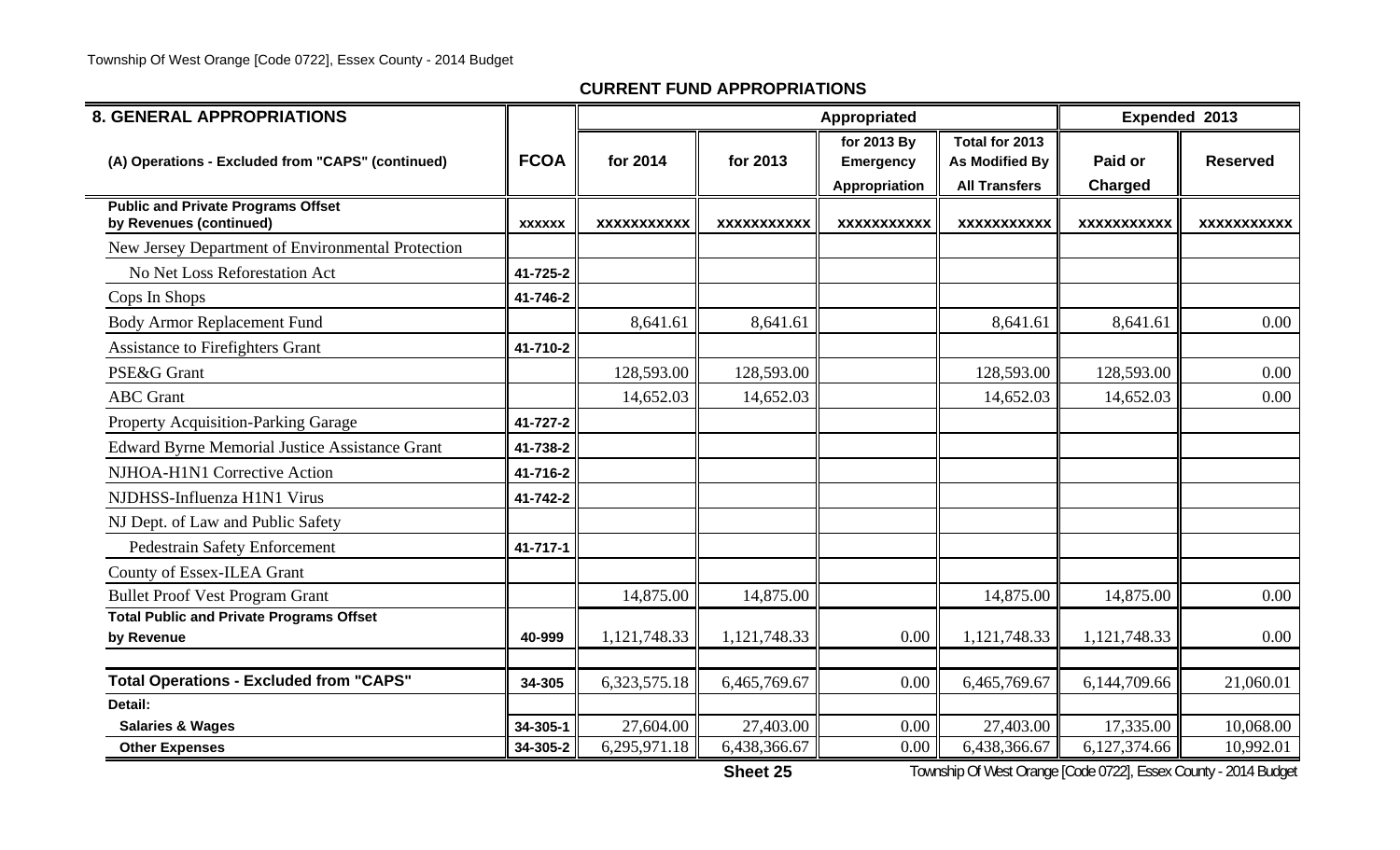## CURRENT FUND APPROPRIATIONS

| 8. GENERAL APPROPRIATIONS | | Appropriated | | | | Expended 2013 | |
|---|---|---|---|---|---|---|---|
| (A) Operations - Excluded from "CAPS" (continued) | FCOA | for 2014 | for 2013 | for 2013 By Emergency Appropriation | Total for 2013 As Modified By All Transfers | Paid or Charged | Reserved |
| **Public and Private Programs Offset by Revenues (continued)** | XXXXXX | XXXXXXXXXXX | XXXXXXXXXXX | XXXXXXXXXXX | XXXXXXXXXXX | XXXXXXXXXXX | XXXXXXXXXXX |
| New Jersey Department of Environmental Protection | | | | | | | |
| No Net Loss Reforestation Act | 41-725-2 | | | | | | |
| Cops In Shops | 41-746-2 | | | | | | |
| Body Armor Replacement Fund | | 8,641.61 | 8,641.61 | | 8,641.61 | 8,641.61 | 0.00 |
| Assistance to Firefighters Grant | 41-710-2 | | | | | | |
| PSE&G Grant | | 128,593.00 | 128,593.00 | | 128,593.00 | 128,593.00 | 0.00 |
| ABC Grant | | 14,652.03 | 14,652.03 | | 14,652.03 | 14,652.03 | 0.00 |
| Property Acquisition-Parking Garage | 41-727-2 | | | | | | |
| Edward Byrne Memorial Justice Assistance Grant | 41-738-2 | | | | | | |
| NJHOA-H1N1 Corrective Action | 41-716-2 | | | | | | |
| NJDHSS-Influenza H1N1 Virus | 41-742-2 | | | | | | |
| NJ Dept. of Law and Public Safety | | | | | | | |
| Pedestrain Safety Enforcement | 41-717-1 | | | | | | |
| County of Essex-ILEA Grant | | | | | | | |
| Bullet Proof Vest Program Grant | | 14,875.00 | 14,875.00 | | 14,875.00 | 14,875.00 | 0.00 |
| **Total Public and Private Programs Offset by Revenue** | 40-999 | 1,121,748.33 | 1,121,748.33 | 0.00 | 1,121,748.33 | 1,121,748.33 | 0.00 |
| **Total Operations - Excluded from "CAPS"** | 34-305 | 6,323,575.18 | 6,465,769.67 | 0.00 | 6,465,769.67 | 6,144,709.66 | 21,060.01 |
| **Detail:** | | | | | | | |
| **Salaries & Wages** | 34-305-1 | 27,604.00 | 27,403.00 | 0.00 | 27,403.00 | 17,335.00 | 10,068.00 |
| **Other Expenses** | 34-305-2 | 6,295,971.18 | 6,438,366.67 | 0.00 | 6,438,366.67 | 6,127,374.66 | 10,992.01 |

**Sheet 25**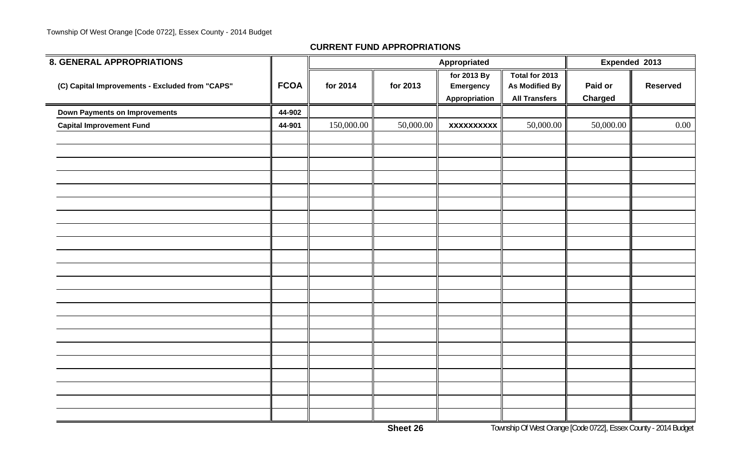## CURRENT FUND APPROPRIATIONS

| 8. GENERAL APPROPRIATIONS | | Appropriated | | | | Expended 2013 | |
|---|---|---|---|---|---|---|---|
| (C) Capital Improvements - Excluded from "CAPS" | FCOA | for 2014 | for 2013 | for 2013 By Emergency Appropriation | Total for 2013 As Modified By All Transfers | Paid or Charged | Reserved |
| Down Payments on Improvements | 44-902 | | | | | | |
| Capital Improvement Fund | 44-901 | 150,000.00 | 50,000.00 | XXXXXXXXXX | 50,000.00 | 50,000.00 | 0.00 |

Sheet 26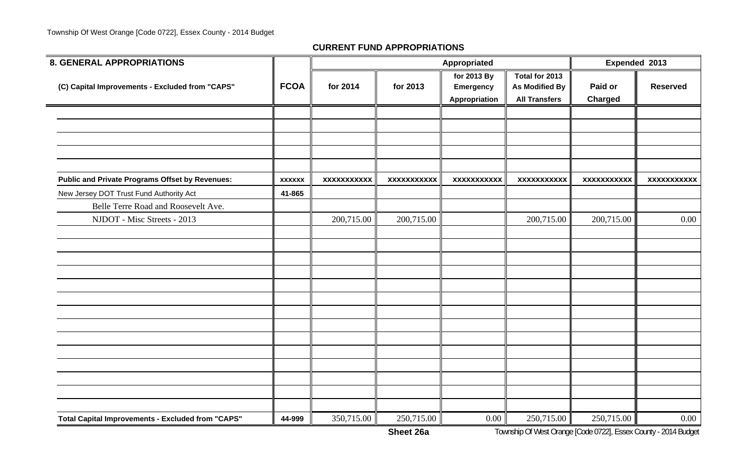## CURRENT FUND APPROPRIATIONS

| 8. GENERAL APPROPRIATIONS | | Appropriated | | | | Expended 2013 | |
|---|---|---|---|---|---|---|---|
| (C) Capital Improvements - Excluded from "CAPS" | FCOA | for 2014 | for 2013 | for 2013 By Emergency Appropriation | Total for 2013 As Modified By All Transfers | Paid or Charged | Reserved |
| | | | | | | | |
| | | | | | | | |
| | | | | | | | |
| | | | | | | | |
| | | | | | | | |
| **Public and Private Programs Offset by Revenues:** | xxxxxx | xxxxxxxxxxx | xxxxxxxxxxx | xxxxxxxxxxx | xxxxxxxxxxx | xxxxxxxxxxx | xxxxxxxxxxx |
| New Jersey DOT Trust Fund Authority Act | 41-865 | | | | | | |
| Belle Terre Road and Roosevelt Ave. | | | | | | | |
| NJDOT - Misc Streets - 2013 | | 200,715.00 | 200,715.00 | | 200,715.00 | 200,715.00 | 0.00 |
| | | | | | | | |
| | | | | | | | |
| | | | | | | | |
| | | | | | | | |
| | | | | | | | |
| | | | | | | | |
| | | | | | | | |
| | | | | | | | |
| | | | | | | | |
| | | | | | | | |
| | | | | | | | |
| | | | | | | | |
| | | | | | | | |
| | | | | | | | |
| **Total Capital Improvements - Excluded from "CAPS"** | 44-999 | 350,715.00 | 250,715.00 | 0.00 | 250,715.00 | 250,715.00 | 0.00 |

**Sheet 26a**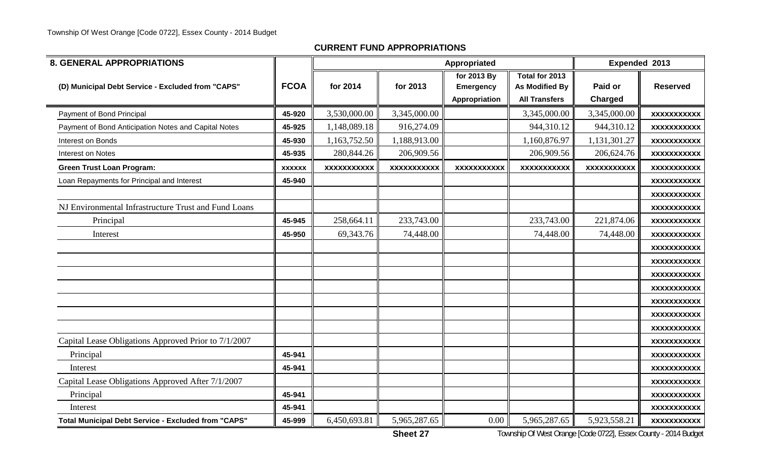## CURRENT FUND APPROPRIATIONS

| 8. GENERAL APPROPRIATIONS | | Appropriated | | | | Expended 2013 | |
|---|---|---|---|---|---|---|---|
| (D) Municipal Debt Service - Excluded from "CAPS" | FCOA | for 2014 | for 2013 | for 2013 By Emergency Appropriation | Total for 2013 As Modified By All Transfers | Paid or Charged | Reserved |
| Payment of Bond Principal | 45-920 | 3,530,000.00 | 3,345,000.00 | | 3,345,000.00 | 3,345,000.00 | xxxxxxxxxxx |
| Payment of Bond Anticipation Notes and Capital Notes | 45-925 | 1,148,089.18 | 916,274.09 | | 944,310.12 | 944,310.12 | xxxxxxxxxxx |
| Interest on Bonds | 45-930 | 1,163,752.50 | 1,188,913.00 | | 1,160,876.97 | 1,131,301.27 | xxxxxxxxxxx |
| Interest on Notes | 45-935 | 280,844.26 | 206,909.56 | | 206,909.56 | 206,624.76 | xxxxxxxxxxx |
| **Green Trust Loan Program:** | xxxxxx | xxxxxxxxxxx | xxxxxxxxxxx | xxxxxxxxxxx | xxxxxxxxxxx | xxxxxxxxxxx | xxxxxxxxxxx |
| Loan Repayments for Principal and Interest | 45-940 | | | | | | xxxxxxxxxxx |
| | | | | | | | xxxxxxxxxxx |
| NJ Environmental Infrastructure Trust and Fund Loans | | | | | | | xxxxxxxxxxx |
| Principal | 45-945 | 258,664.11 | 233,743.00 | | 233,743.00 | 221,874.06 | xxxxxxxxxxx |
| Interest | 45-950 | 69,343.76 | 74,448.00 | | 74,448.00 | 74,448.00 | xxxxxxxxxxx |
| | | | | | | | xxxxxxxxxxx |
| | | | | | | | xxxxxxxxxxx |
| | | | | | | | xxxxxxxxxxx |
| | | | | | | | xxxxxxxxxxx |
| | | | | | | | xxxxxxxxxxx |
| | | | | | | | xxxxxxxxxxx |
| | | | | | | | xxxxxxxxxxx |
| Capital Lease Obligations Approved Prior to 7/1/2007 | | | | | | | xxxxxxxxxxx |
| Principal | 45-941 | | | | | | xxxxxxxxxxx |
| Interest | 45-941 | | | | | | xxxxxxxxxxx |
| Capital Lease Obligations Approved After 7/1/2007 | | | | | | | xxxxxxxxxxx |
| Principal | 45-941 | | | | | | xxxxxxxxxxx |
| Interest | 45-941 | | | | | | xxxxxxxxxxx |
| **Total Municipal Debt Service - Excluded from "CAPS"** | 45-999 | 6,450,693.81 | 5,965,287.65 | 0.00 | 5,965,287.65 | 5,923,558.21 | xxxxxxxxxxx |

**Sheet 27**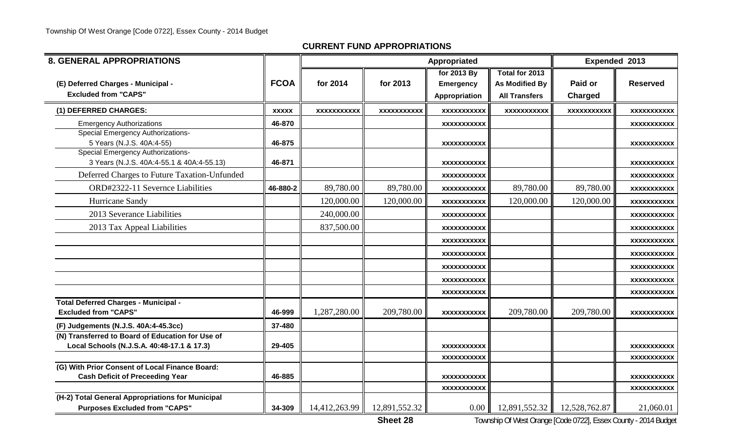## CURRENT FUND APPROPRIATIONS

| 8. GENERAL APPROPRIATIONS | | Appropriated | | | | Expended 2013 | |
|---|---|---|---|---|---|---|---|
| (E) Deferred Charges - Municipal - Excluded from "CAPS" | FCOA | for 2014 | for 2013 | for 2013 By Emergency Appropriation | Total for 2013 As Modified By All Transfers | Paid or Charged | Reserved |
| (1) DEFERRED CHARGES: | XXXXX | XXXXXXXXXXX | XXXXXXXXXXX | XXXXXXXXXXX | XXXXXXXXXXX | XXXXXXXXXXX | XXXXXXXXXXX |
| Emergency Authorizations | 46-870 | | | XXXXXXXXXXX | | | XXXXXXXXXXX |
| Special Emergency Authorizations- 5 Years (N.J.S. 40A:4-55) | 46-875 | | | XXXXXXXXXXX | | | XXXXXXXXXXX |
| Special Emergency Authorizations- 3 Years (N.J.S. 40A:4-55.1 & 40A:4-55.13) | 46-871 | | | XXXXXXXXXXX | | | XXXXXXXXXXX |
| Deferred Charges to Future Taxation-Unfunded | | | | XXXXXXXXXXX | | | XXXXXXXXXXX |
| ORD#2322-11 Severnce Liabilities | 46-880-2 | 89,780.00 | 89,780.00 | XXXXXXXXXXX | 89,780.00 | 89,780.00 | XXXXXXXXXXX |
| Hurricane Sandy | | 120,000.00 | 120,000.00 | XXXXXXXXXXX | 120,000.00 | 120,000.00 | XXXXXXXXXXX |
| 2013 Severance Liabilities | | 240,000.00 | | XXXXXXXXXXX | | | XXXXXXXXXXX |
| 2013 Tax Appeal Liabilities | | 837,500.00 | | XXXXXXXXXXX | | | XXXXXXXXXXX |
| | | | | XXXXXXXXXXX | | | XXXXXXXXXXX |
| | | | | XXXXXXXXXXX | | | XXXXXXXXXXX |
| | | | | XXXXXXXXXXX | | | XXXXXXXXXXX |
| | | | | XXXXXXXXXXX | | | XXXXXXXXXXX |
| | | | | XXXXXXXXXXX | | | XXXXXXXXXXX |
| Total Deferred Charges - Municipal - Excluded from "CAPS" | 46-999 | 1,287,280.00 | 209,780.00 | XXXXXXXXXXX | 209,780.00 | 209,780.00 | XXXXXXXXXXX |
| (F) Judgements (N.J.S. 40A:4-45.3cc) | 37-480 | | | | | | |
| (N) Transferred to Board of Education for Use of Local Schools (N.J.S.A. 40:48-17.1 & 17.3) | 29-405 | | | XXXXXXXXXXX | | | XXXXXXXXXXX |
| | | | | XXXXXXXXXXX | | | XXXXXXXXXXX |
| (G) With Prior Consent of Local Finance Board: Cash Deficit of Preceeding Year | 46-885 | | | XXXXXXXXXXX | | | XXXXXXXXXXX |
| | | | | XXXXXXXXXXX | | | XXXXXXXXXXX |
| (H-2) Total General Appropriations for Municipal Purposes Excluded from "CAPS" | 34-309 | 14,412,263.99 | 12,891,552.32 | 0.00 | 12,891,552.32 | 12,528,762.87 | 21,060.01 |

Sheet 28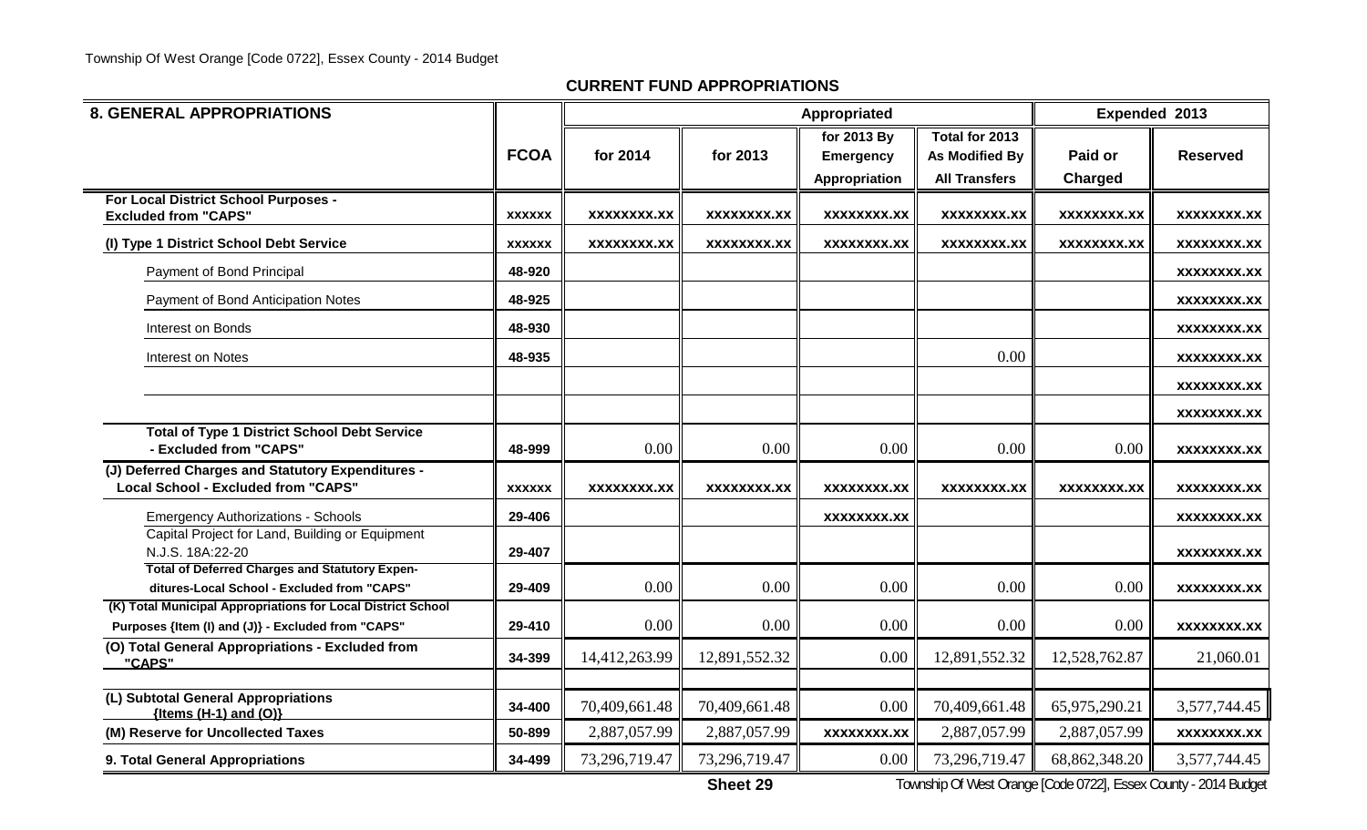## CURRENT FUND APPROPRIATIONS

| 8. GENERAL APPROPRIATIONS | FCOA | Appropriated for 2014 | Appropriated for 2013 | for 2013 By Emergency Appropriation | Total for 2013 As Modified By All Transfers | Expended 2013 Paid or Charged | Expended 2013 Reserved |
|---|---|---|---|---|---|---|---|
| **For Local District School Purposes - Excluded from "CAPS"** | xxxxxx | xxxxxxxx.xx | xxxxxxxx.xx | xxxxxxxx.xx | xxxxxxxx.xx | xxxxxxxx.xx | xxxxxxxx.xx |
| **(I) Type 1 District School Debt Service** | xxxxxx | xxxxxxxx.xx | xxxxxxxx.xx | xxxxxxxx.xx | xxxxxxxx.xx | xxxxxxxx.xx | xxxxxxxx.xx |
| Payment of Bond Principal | 48-920 | | | | | | xxxxxxxx.xx |
| Payment of Bond Anticipation Notes | 48-925 | | | | | | xxxxxxxx.xx |
| Interest on Bonds | 48-930 | | | | | | xxxxxxxx.xx |
| Interest on Notes | 48-935 | | | | 0.00 | | xxxxxxxx.xx |
| | | | | | | | xxxxxxxx.xx |
| | | | | | | | xxxxxxxx.xx |
| **Total of Type 1 District School Debt Service - Excluded from "CAPS"** | 48-999 | 0.00 | 0.00 | 0.00 | 0.00 | 0.00 | xxxxxxxx.xx |
| **(J) Deferred Charges and Statutory Expenditures - Local School - Excluded from "CAPS"** | xxxxxx | xxxxxxxx.xx | xxxxxxxx.xx | xxxxxxxx.xx | xxxxxxxx.xx | xxxxxxxx.xx | xxxxxxxx.xx |
| Emergency Authorizations - Schools | 29-406 | | | xxxxxxxx.xx | | | xxxxxxxx.xx |
| Capital Project for Land, Building or Equipment N.J.S. 18A:22-20 | 29-407 | | | | | | xxxxxxxx.xx |
| **Total of Deferred Charges and Statutory Expenditures-Local School - Excluded from "CAPS"** | 29-409 | 0.00 | 0.00 | 0.00 | 0.00 | 0.00 | xxxxxxxx.xx |
| **(K) Total Municipal Appropriations for Local District School Purposes {Item (I) and (J)} - Excluded from "CAPS"** | 29-410 | 0.00 | 0.00 | 0.00 | 0.00 | 0.00 | xxxxxxxx.xx |
| **(O) Total General Appropriations - Excluded from "CAPS"** | 34-399 | 14,412,263.99 | 12,891,552.32 | 0.00 | 12,891,552.32 | 12,528,762.87 | 21,060.01 |
| | | | | | | | |
| **(L) Subtotal General Appropriations {Items (H-1) and (O)}** | 34-400 | 70,409,661.48 | 70,409,661.48 | 0.00 | 70,409,661.48 | 65,975,290.21 | 3,577,744.45 |
| **(M) Reserve for Uncollected Taxes** | 50-899 | 2,887,057.99 | 2,887,057.99 | xxxxxxxx.xx | 2,887,057.99 | 2,887,057.99 | xxxxxxxx.xx |
| **9. Total General Appropriations** | 34-499 | 73,296,719.47 | 73,296,719.47 | 0.00 | 73,296,719.47 | 68,862,348.20 | 3,577,744.45 |

**Sheet 29**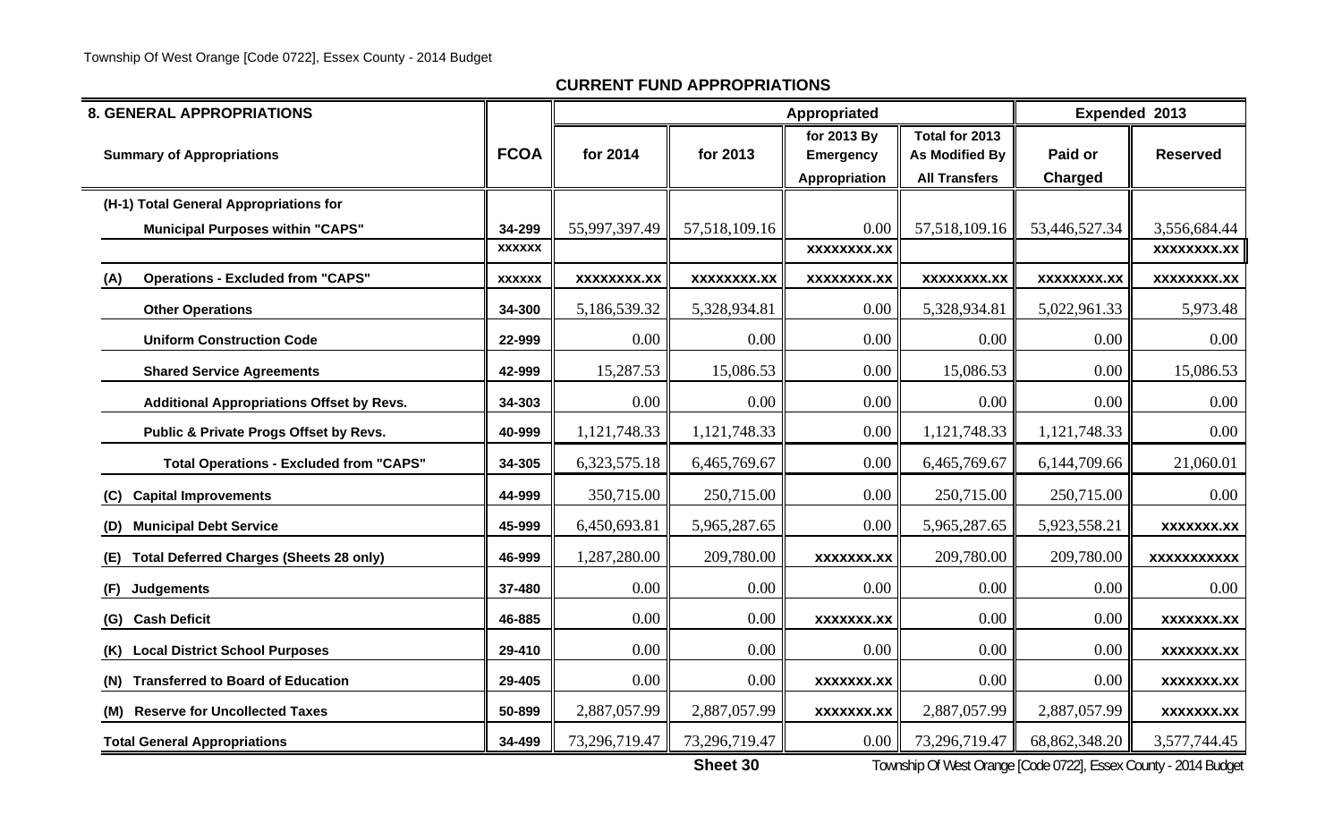## CURRENT FUND APPROPRIATIONS

| 8. GENERAL APPROPRIATIONS | | Appropriated | | | | Expended 2013 | |
|---|---|---|---|---|---|---|---|
| Summary of Appropriations | FCOA | for 2014 | for 2013 | for 2013 By Emergency Appropriation | Total for 2013 As Modified By All Transfers | Paid or Charged | Reserved |
| (H-1) Total General Appropriations for Municipal Purposes within "CAPS" | 34-299 | 55,997,397.49 | 57,518,109.16 | 0.00 | 57,518,109.16 | 53,446,527.34 | 3,556,684.44 |
| | xxxxxx | | | xxxxxxxx.xx | | | xxxxxxxx.xx |
| (A) Operations - Excluded from "CAPS" | xxxxxx | xxxxxxxx.xx | xxxxxxxx.xx | xxxxxxxx.xx | xxxxxxxx.xx | xxxxxxxx.xx | xxxxxxxx.xx |
| Other Operations | 34-300 | 5,186,539.32 | 5,328,934.81 | 0.00 | 5,328,934.81 | 5,022,961.33 | 5,973.48 |
| Uniform Construction Code | 22-999 | 0.00 | 0.00 | 0.00 | 0.00 | 0.00 | 0.00 |
| Shared Service Agreements | 42-999 | 15,287.53 | 15,086.53 | 0.00 | 15,086.53 | 0.00 | 15,086.53 |
| Additional Appropriations Offset by Revs. | 34-303 | 0.00 | 0.00 | 0.00 | 0.00 | 0.00 | 0.00 |
| Public & Private Progs Offset by Revs. | 40-999 | 1,121,748.33 | 1,121,748.33 | 0.00 | 1,121,748.33 | 1,121,748.33 | 0.00 |
| Total Operations - Excluded from "CAPS" | 34-305 | 6,323,575.18 | 6,465,769.67 | 0.00 | 6,465,769.67 | 6,144,709.66 | 21,060.01 |
| (C) Capital Improvements | 44-999 | 350,715.00 | 250,715.00 | 0.00 | 250,715.00 | 250,715.00 | 0.00 |
| (D) Municipal Debt Service | 45-999 | 6,450,693.81 | 5,965,287.65 | 0.00 | 5,965,287.65 | 5,923,558.21 | xxxxxxx.xx |
| (E) Total Deferred Charges (Sheets 28 only) | 46-999 | 1,287,280.00 | 209,780.00 | xxxxxxx.xx | 209,780.00 | 209,780.00 | xxxxxxxxxxx |
| (F) Judgements | 37-480 | 0.00 | 0.00 | 0.00 | 0.00 | 0.00 | 0.00 |
| (G) Cash Deficit | 46-885 | 0.00 | 0.00 | xxxxxxx.xx | 0.00 | 0.00 | xxxxxxx.xx |
| (K) Local District School Purposes | 29-410 | 0.00 | 0.00 | 0.00 | 0.00 | 0.00 | xxxxxxx.xx |
| (N) Transferred to Board of Education | 29-405 | 0.00 | 0.00 | xxxxxxx.xx | 0.00 | 0.00 | xxxxxxx.xx |
| (M) Reserve for Uncollected Taxes | 50-899 | 2,887,057.99 | 2,887,057.99 | xxxxxxx.xx | 2,887,057.99 | 2,887,057.99 | xxxxxxx.xx |
| Total General Appropriations | 34-499 | 73,296,719.47 | 73,296,719.47 | 0.00 | 73,296,719.47 | 68,862,348.20 | 3,577,744.45 |

Sheet 30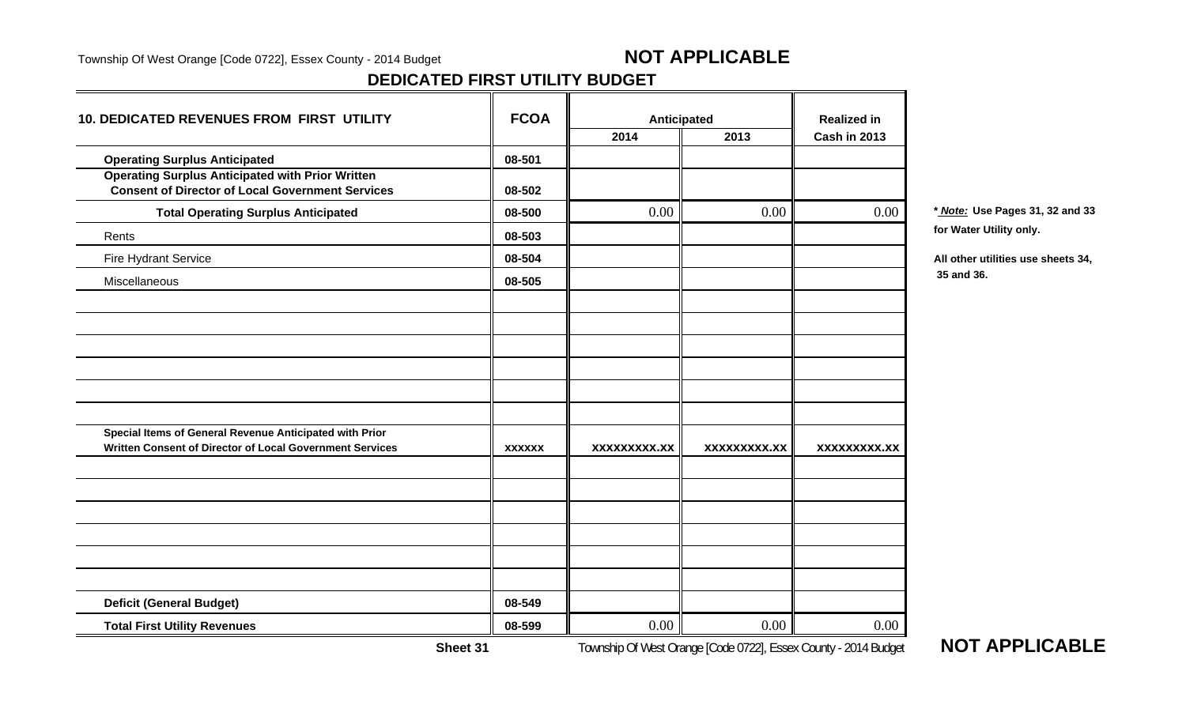**NOT APPLICABLE**

## DEDICATED FIRST UTILITY BUDGET

| 10. DEDICATED REVENUES FROM FIRST UTILITY | FCOA | Anticipated | | Realized in |
|---|---|---|---|---|
| | | 2014 | 2013 | Cash in 2013 |
| **Operating Surplus Anticipated** | 08-501 | | | |
| **Operating Surplus Anticipated with Prior Written Consent of Director of Local Government Services** | 08-502 | | | |
| **Total Operating Surplus Anticipated** | 08-500 | 0.00 | 0.00 | 0.00 |
| Rents | 08-503 | | | |
| Fire Hydrant Service | 08-504 | | | |
| Miscellaneous | 08-505 | | | |
| | | | | |
| | | | | |
| | | | | |
| | | | | |
| | | | | |
| | | | | |
| **Special Items of General Revenue Anticipated with Prior Written Consent of Director of Local Government Services** | xxxxxx | xxxxxxxxx.xx | xxxxxxxxx.xx | xxxxxxxxx.xx |
| | | | | |
| | | | | |
| | | | | |
| | | | | |
| | | | | |
| | | | | |
| **Deficit (General Budget)** | 08-549 | | | |
| **Total First Utility Revenues** | 08-599 | 0.00 | 0.00 | 0.00 |

**\* *Note:* Use Pages 31, 32 and 33 for Water Utility only.**

**All other utilities use sheets 34, 35 and 36.**

**Sheet 31**

**NOT APPLICABLE**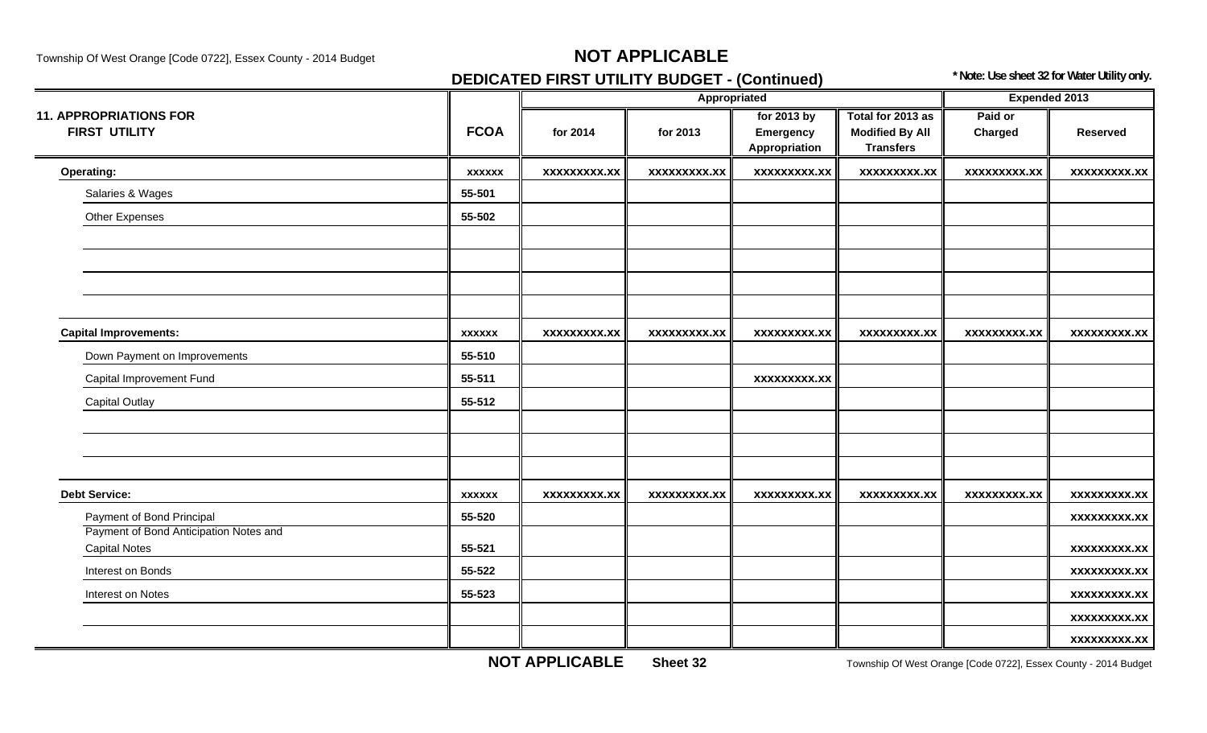# NOT APPLICABLE

## DEDICATED FIRST UTILITY BUDGET - (Continued)

**\* Note: Use sheet 32 for Water Utility only.**

| 11. APPROPRIATIONS FOR FIRST UTILITY | FCOA | Appropriated | | | | Expended 2013 | |
|---|---|---|---|---|---|---|---|
| | | for 2014 | for 2013 | for 2013 by Emergency Appropriation | Total for 2013 as Modified By All Transfers | Paid or Charged | Reserved |
| **Operating:** | **xxxxxx** | **xxxxxxxxx.xx** | **xxxxxxxxx.xx** | **xxxxxxxxx.xx** | **xxxxxxxxx.xx** | **xxxxxxxxx.xx** | **xxxxxxxxx.xx** |
| Salaries & Wages | **55-501** | | | | | | |
| Other Expenses | **55-502** | | | | | | |
| | | | | | | | |
| | | | | | | | |
| | | | | | | | |
| | | | | | | | |
| **Capital Improvements:** | **xxxxxx** | **xxxxxxxxx.xx** | **xxxxxxxxx.xx** | **xxxxxxxxx.xx** | **xxxxxxxxx.xx** | **xxxxxxxxx.xx** | **xxxxxxxxx.xx** |
| Down Payment on Improvements | **55-510** | | | | | | |
| Capital Improvement Fund | **55-511** | | | **xxxxxxxxx.xx** | | | |
| Capital Outlay | **55-512** | | | | | | |
| | | | | | | | |
| | | | | | | | |
| | | | | | | | |
| **Debt Service:** | **xxxxxx** | **xxxxxxxxx.xx** | **xxxxxxxxx.xx** | **xxxxxxxxx.xx** | **xxxxxxxxx.xx** | **xxxxxxxxx.xx** | **xxxxxxxxx.xx** |
| Payment of Bond Principal | **55-520** | | | | | | **xxxxxxxxx.xx** |
| Payment of Bond Anticipation Notes and Capital Notes | **55-521** | | | | | | **xxxxxxxxx.xx** |
| Interest on Bonds | **55-522** | | | | | | **xxxxxxxxx.xx** |
| Interest on Notes | **55-523** | | | | | | **xxxxxxxxx.xx** |
| | | | | | | | **xxxxxxxxx.xx** |
| | | | | | | | **xxxxxxxxx.xx** |

**NOT APPLICABLE** **Sheet 32**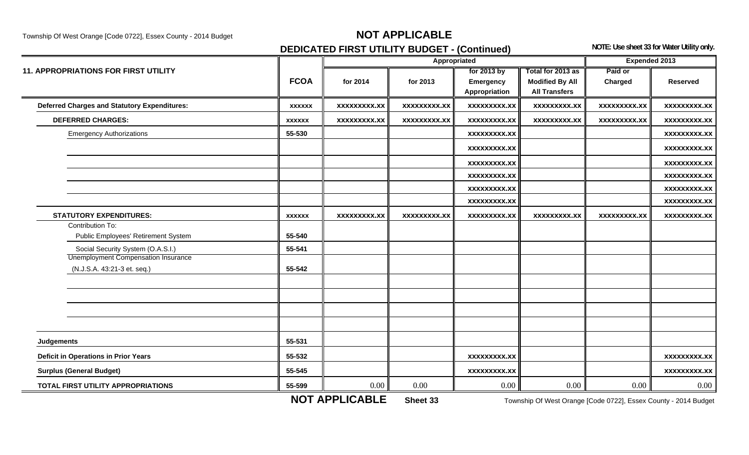# NOT APPLICABLE

## DEDICATED FIRST UTILITY BUDGET - (Continued)

**NOTE: Use sheet 33 for Water Utility only.**

| 11. APPROPRIATIONS FOR FIRST UTILITY | FCOA | Appropriated | | | | Expended 2013 | |
|---|---|---|---|---|---|---|---|
| | | for 2014 | for 2013 | for 2013 by Emergency Appropriation | Total for 2013 as Modified By All Transfers | Paid or Charged | Reserved |
| **Deferred Charges and Statutory Expenditures:** | xxxxxx | xxxxxxxxx.xx | xxxxxxxxx.xx | xxxxxxxxx.xx | xxxxxxxxx.xx | xxxxxxxxx.xx | xxxxxxxxx.xx |
| **DEFERRED CHARGES:** | xxxxxx | xxxxxxxxx.xx | xxxxxxxxx.xx | xxxxxxxxx.xx | xxxxxxxxx.xx | xxxxxxxxx.xx | xxxxxxxxx.xx |
| Emergency Authorizations | 55-530 | | | xxxxxxxxx.xx | | | xxxxxxxxx.xx |
| | | | | xxxxxxxxx.xx | | | xxxxxxxxx.xx |
| | | | | xxxxxxxxx.xx | | | xxxxxxxxx.xx |
| | | | | xxxxxxxxx.xx | | | xxxxxxxxx.xx |
| | | | | xxxxxxxxx.xx | | | xxxxxxxxx.xx |
| | | | | xxxxxxxxx.xx | | | xxxxxxxxx.xx |
| **STATUTORY EXPENDITURES:** | xxxxxx | xxxxxxxxx.xx | xxxxxxxxx.xx | xxxxxxxxx.xx | xxxxxxxxx.xx | xxxxxxxxx.xx | xxxxxxxxx.xx |
| Contribution To: Public Employees' Retirement System | 55-540 | | | | | | |
| Social Security System (O.A.S.I.) | 55-541 | | | | | | |
| Unemployment Compensation Insurance (N.J.S.A. 43:21-3 et. seq.) | 55-542 | | | | | | |
| | | | | | | | |
| | | | | | | | |
| | | | | | | | |
| | | | | | | | |
| **Judgements** | 55-531 | | | | | | |
| **Deficit in Operations in Prior Years** | 55-532 | | | xxxxxxxxx.xx | | | xxxxxxxxx.xx |
| **Surplus (General Budget)** | 55-545 | | | xxxxxxxxx.xx | | | xxxxxxxxx.xx |
| **TOTAL FIRST UTILITY APPROPRIATIONS** | 55-599 | 0.00 | 0.00 | 0.00 | 0.00 | 0.00 | 0.00 |

**NOT APPLICABLE** **Sheet 33**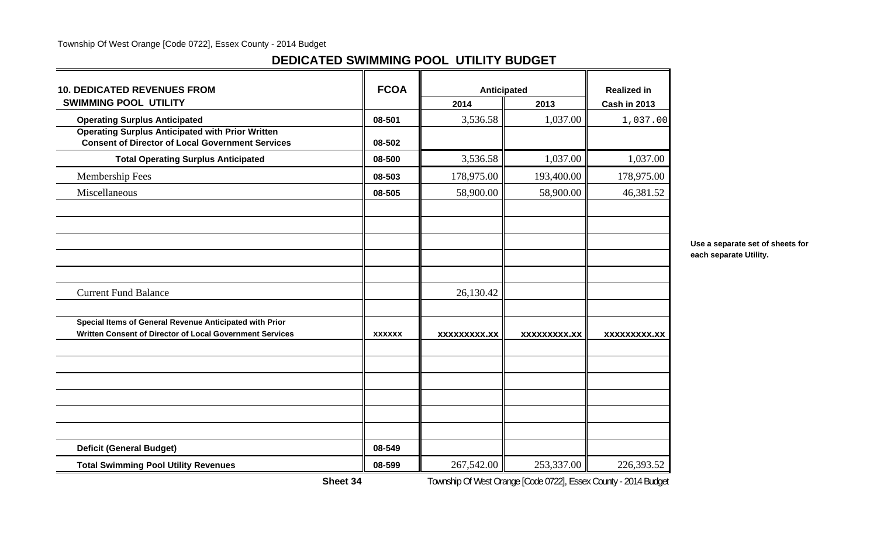## DEDICATED SWIMMING POOL UTILITY BUDGET

| 10. DEDICATED REVENUES FROM SWIMMING POOL UTILITY | FCOA | Anticipated 2014 | Anticipated 2013 | Realized in Cash in 2013 |
|---|---|---|---|---|
| **Operating Surplus Anticipated** | 08-501 | 3,536.58 | 1,037.00 | 1,037.00 |
| **Operating Surplus Anticipated with Prior Written Consent of Director of Local Government Services** | 08-502 | | | |
| **Total Operating Surplus Anticipated** | 08-500 | 3,536.58 | 1,037.00 | 1,037.00 |
| Membership Fees | 08-503 | 178,975.00 | 193,400.00 | 178,975.00 |
| Miscellaneous | 08-505 | 58,900.00 | 58,900.00 | 46,381.52 |
| | | | | |
| | | | | |
| | | | | |
| | | | | |
| | | | | |
| Current Fund Balance | | 26,130.42 | | |
| | | | | |
| **Special Items of General Revenue Anticipated with Prior Written Consent of Director of Local Government Services** | xxxxxx | xxxxxxxxx.xx | xxxxxxxxx.xx | xxxxxxxxx.xx |
| | | | | |
| | | | | |
| | | | | |
| | | | | |
| | | | | |
| | | | | |
| **Deficit (General Budget)** | 08-549 | | | |
| **Total Swimming Pool Utility Revenues** | 08-599 | 267,542.00 | 253,337.00 | 226,393.52 |

**Use a separate set of sheets for each separate Utility.**

**Sheet 34**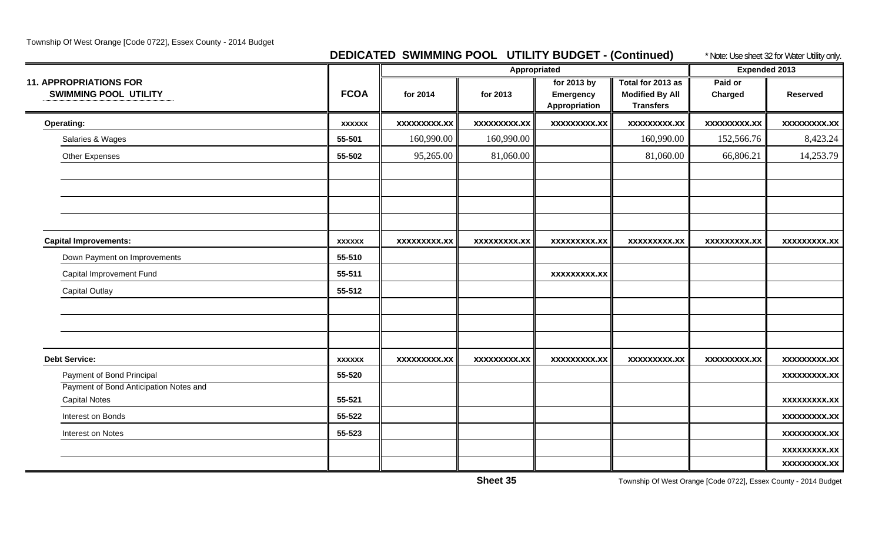## DEDICATED SWIMMING POOL UTILITY BUDGET - (Continued)

* Note: Use sheet 32 for Water Utility only.

| 11. APPROPRIATIONS FOR SWIMMING POOL UTILITY | FCOA | Appropriated for 2014 | Appropriated for 2013 | for 2013 by Emergency Appropriation | Total for 2013 as Modified By All Transfers | Expended 2013 Paid or Charged | Expended 2013 Reserved |
|---|---|---|---|---|---|---|---|
| **Operating:** | xxxxxx | xxxxxxxxx.xx | xxxxxxxxx.xx | xxxxxxxxx.xx | xxxxxxxxx.xx | xxxxxxxxx.xx | xxxxxxxxx.xx |
| Salaries & Wages | 55-501 | 160,990.00 | 160,990.00 | | 160,990.00 | 152,566.76 | 8,423.24 |
| Other Expenses | 55-502 | 95,265.00 | 81,060.00 | | 81,060.00 | 66,806.21 | 14,253.79 |
| | | | | | | | |
| | | | | | | | |
| | | | | | | | |
| | | | | | | | |
| **Capital Improvements:** | xxxxxx | xxxxxxxxx.xx | xxxxxxxxx.xx | xxxxxxxxx.xx | xxxxxxxxx.xx | xxxxxxxxx.xx | xxxxxxxxx.xx |
| Down Payment on Improvements | 55-510 | | | | | | |
| Capital Improvement Fund | 55-511 | | | xxxxxxxxx.xx | | | |
| Capital Outlay | 55-512 | | | | | | |
| | | | | | | | |
| | | | | | | | |
| | | | | | | | |
| **Debt Service:** | xxxxxx | xxxxxxxxx.xx | xxxxxxxxx.xx | xxxxxxxxx.xx | xxxxxxxxx.xx | xxxxxxxxx.xx | xxxxxxxxx.xx |
| Payment of Bond Principal | 55-520 | | | | | | xxxxxxxxx.xx |
| Payment of Bond Anticipation Notes and Capital Notes | 55-521 | | | | | | xxxxxxxxx.xx |
| Interest on Bonds | 55-522 | | | | | | xxxxxxxxx.xx |
| Interest on Notes | 55-523 | | | | | | xxxxxxxxx.xx |
| | | | | | | | xxxxxxxxx.xx |
| | | | | | | | xxxxxxxxx.xx |

Sheet 35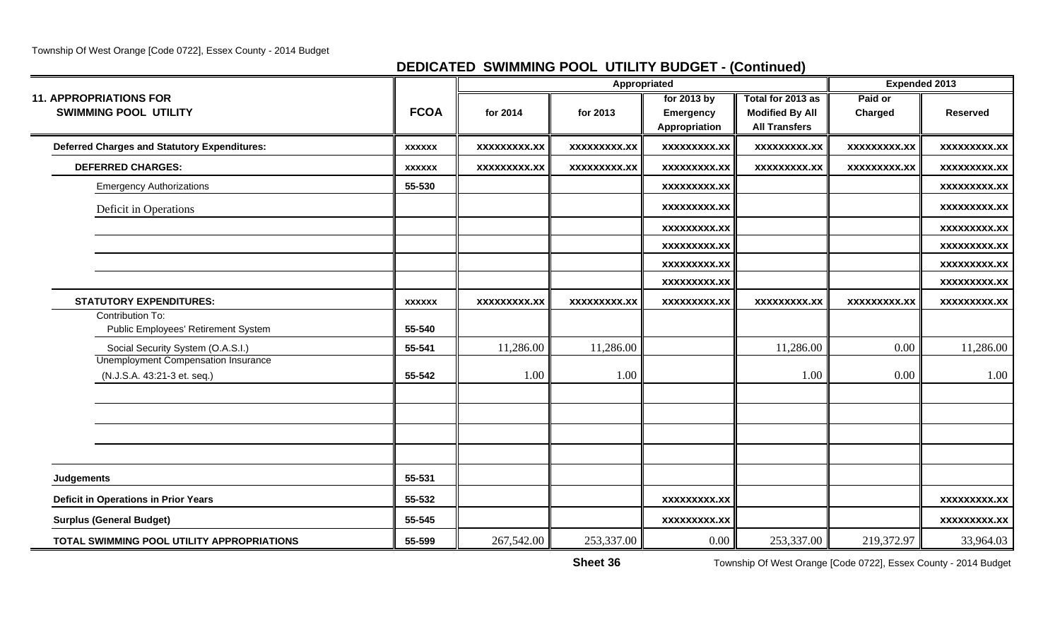## DEDICATED SWIMMING POOL UTILITY BUDGET - (Continued)

| 11. APPROPRIATIONS FOR SWIMMING POOL UTILITY | FCOA | Appropriated | | | | Expended 2013 | |
|---|---|---|---|---|---|---|---|
| | | for 2014 | for 2013 | for 2013 by Emergency Appropriation | Total for 2013 as Modified By All Transfers | Paid or Charged | Reserved |
| **Deferred Charges and Statutory Expenditures:** | xxxxxx | xxxxxxxxx.xx | xxxxxxxxx.xx | xxxxxxxxx.xx | xxxxxxxxx.xx | xxxxxxxxx.xx | xxxxxxxxx.xx |
| **DEFERRED CHARGES:** | xxxxxx | xxxxxxxxx.xx | xxxxxxxxx.xx | xxxxxxxxx.xx | xxxxxxxxx.xx | xxxxxxxxx.xx | xxxxxxxxx.xx |
| Emergency Authorizations | 55-530 | | | xxxxxxxxx.xx | | | xxxxxxxxx.xx |
| Deficit in Operations | | | | xxxxxxxxx.xx | | | xxxxxxxxx.xx |
| | | | | xxxxxxxxx.xx | | | xxxxxxxxx.xx |
| | | | | xxxxxxxxx.xx | | | xxxxxxxxx.xx |
| | | | | xxxxxxxxx.xx | | | xxxxxxxxx.xx |
| | | | | xxxxxxxxx.xx | | | xxxxxxxxx.xx |
| **STATUTORY EXPENDITURES:** | xxxxxx | xxxxxxxxx.xx | xxxxxxxxx.xx | xxxxxxxxx.xx | xxxxxxxxx.xx | xxxxxxxxx.xx | xxxxxxxxx.xx |
| Contribution To: Public Employees' Retirement System | 55-540 | | | | | | |
| Social Security System (O.A.S.I.) | 55-541 | 11,286.00 | 11,286.00 | | 11,286.00 | 0.00 | 11,286.00 |
| Unemployment Compensation Insurance (N.J.S.A. 43:21-3 et. seq.) | 55-542 | 1.00 | 1.00 | | 1.00 | 0.00 | 1.00 |
| | | | | | | | |
| | | | | | | | |
| | | | | | | | |
| | | | | | | | |
| **Judgements** | 55-531 | | | | | | |
| **Deficit in Operations in Prior Years** | 55-532 | | | xxxxxxxxx.xx | | | xxxxxxxxx.xx |
| **Surplus (General Budget)** | 55-545 | | | xxxxxxxxx.xx | | | xxxxxxxxx.xx |
| **TOTAL SWIMMING POOL UTILITY APPROPRIATIONS** | 55-599 | 267,542.00 | 253,337.00 | 0.00 | 253,337.00 | 219,372.97 | 33,964.03 |

**Sheet 36**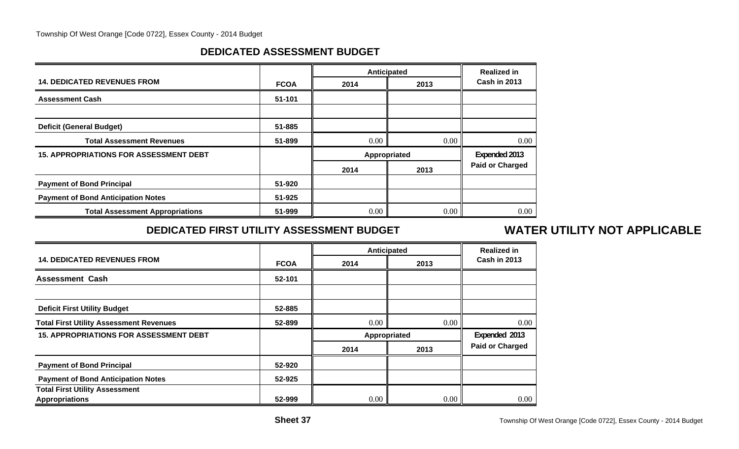## DEDICATED ASSESSMENT BUDGET

| 14. DEDICATED REVENUES FROM | FCOA | Anticipated 2014 | Anticipated 2013 | Realized in Cash in 2013 |
|---|---|---|---|---|
| Assessment Cash | 51-101 | | | |
| | | | | |
| Deficit (General Budget) | 51-885 | | | |
| Total Assessment Revenues | 51-899 | 0.00 | 0.00 | 0.00 |
| **15. APPROPRIATIONS FOR ASSESSMENT DEBT** | | **Appropriated 2014** | **Appropriated 2013** | **Expended 2013 Paid or Charged** |
| Payment of Bond Principal | 51-920 | | | |
| Payment of Bond Anticipation Notes | 51-925 | | | |
| Total Assessment Appropriations | 51-999 | 0.00 | 0.00 | 0.00 |

## DEDICATED FIRST UTILITY ASSESSMENT BUDGET

**WATER UTILITY NOT APPLICABLE**

| 14. DEDICATED REVENUES FROM | FCOA | Anticipated 2014 | Anticipated 2013 | Realized in Cash in 2013 |
|---|---|---|---|---|
| Assessment Cash | 52-101 | | | |
| | | | | |
| Deficit First Utility Budget | 52-885 | | | |
| Total First Utility Assessment Revenues | 52-899 | 0.00 | 0.00 | 0.00 |
| **15. APPROPRIATIONS FOR ASSESSMENT DEBT** | | **Appropriated 2014** | **Appropriated 2013** | **Expended 2013 Paid or Charged** |
| Payment of Bond Principal | 52-920 | | | |
| Payment of Bond Anticipation Notes | 52-925 | | | |
| Total First Utility Assessment Appropriations | 52-999 | 0.00 | 0.00 | 0.00 |

**Sheet 37**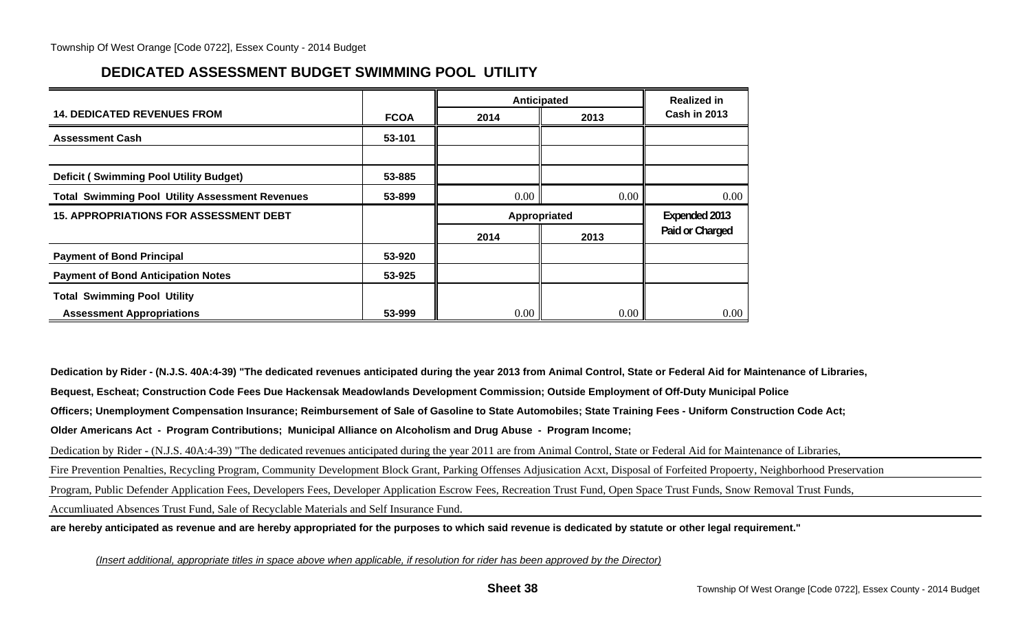## DEDICATED ASSESSMENT BUDGET SWIMMING POOL UTILITY

| 14. DEDICATED REVENUES FROM | FCOA | Anticipated 2014 | Anticipated 2013 | Realized in Cash in 2013 |
|---|---|---|---|---|
| Assessment Cash | 53-101 | | | |
| | | | | |
| Deficit ( Swimming Pool Utility Budget) | 53-885 | | | |
| Total Swimming Pool Utility Assessment Revenues | 53-899 | 0.00 | 0.00 | 0.00 |
| **15. APPROPRIATIONS FOR ASSESSMENT DEBT** | | **Appropriated 2014** | **Appropriated 2013** | **Expended 2013 Paid or Charged** |
| Payment of Bond Principal | 53-920 | | | |
| Payment of Bond Anticipation Notes | 53-925 | | | |
| Total Swimming Pool Utility Assessment Appropriations | 53-999 | 0.00 | 0.00 | 0.00 |

**Dedication by Rider - (N.J.S. 40A:4-39) "The dedicated revenues anticipated during the year 2013 from Animal Control, State or Federal Aid for Maintenance of Libraries, Bequest, Escheat; Construction Code Fees Due Hackensak Meadowlands Development Commission; Outside Employment of Off-Duty Municipal Police Officers; Unemployment Compensation Insurance; Reimbursement of Sale of Gasoline to State Automobiles; State Training Fees - Uniform Construction Code Act; Older Americans Act - Program Contributions; Municipal Alliance on Alcoholism and Drug Abuse - Program Income;**

Dedication by Rider - (N.J.S. 40A:4-39) "The dedicated revenues anticipated during the year 2011 are from Animal Control, State or Federal Aid for Maintenance of Libraries, Fire Prevention Penalties, Recycling Program, Community Development Block Grant, Parking Offenses Adjusication Acxt, Disposal of Forfeited Propoerty, Neighborhood Preservation Program, Public Defender Application Fees, Developers Fees, Developer Application Escrow Fees, Recreation Trust Fund, Open Space Trust Funds, Snow Removal Trust Funds, Accumliuated Absences Trust Fund, Sale of Recyclable Materials and Self Insurance Fund.

**are hereby anticipated as revenue and are hereby appropriated for the purposes to which said revenue is dedicated by statute or other legal requirement."**

*(Insert additional, appropriate titles in space above when applicable, if resolution for rider has been approved by the Director)*

**Sheet 38**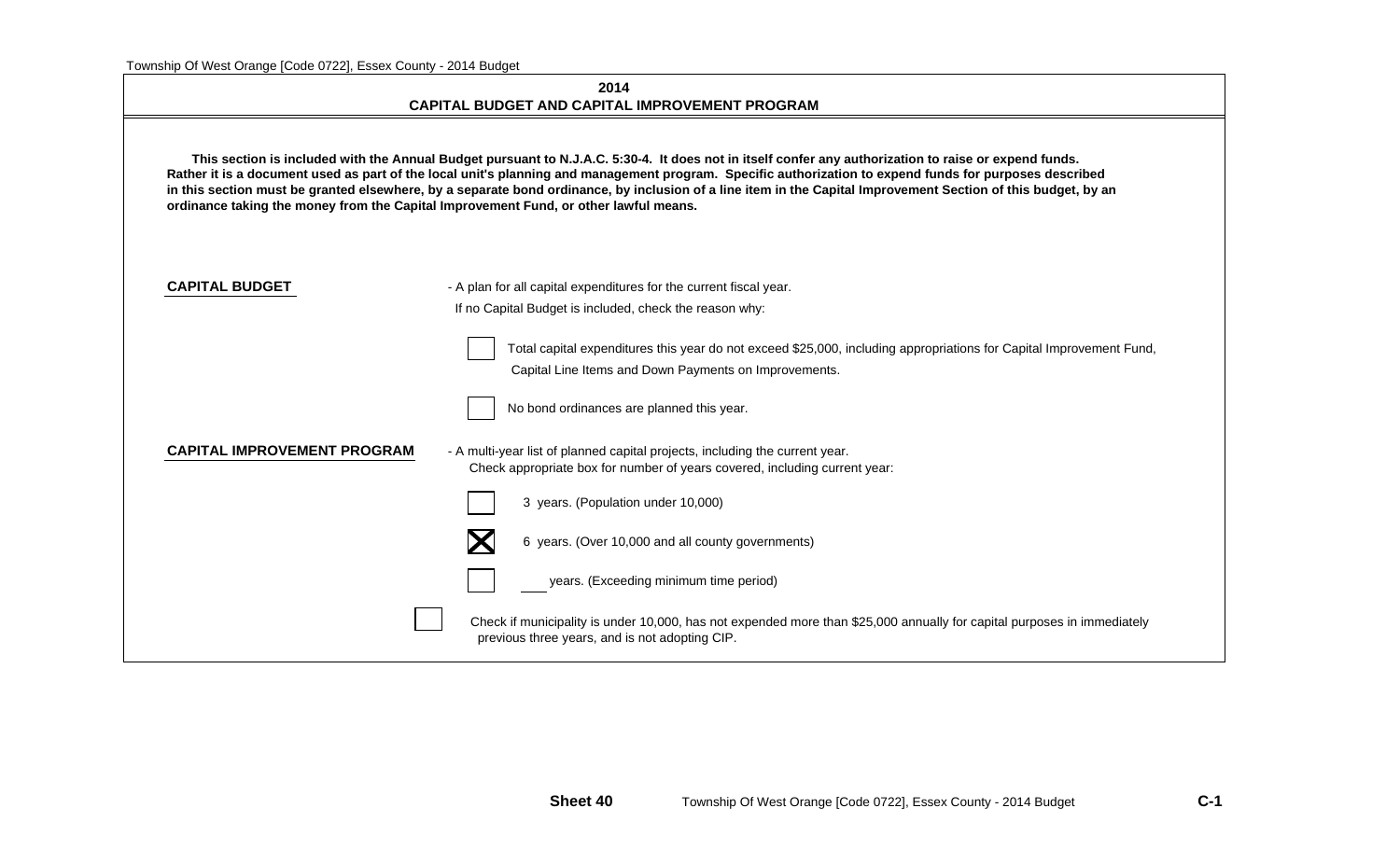## 2014
## CAPITAL BUDGET AND CAPITAL IMPROVEMENT PROGRAM

**This section is included with the Annual Budget pursuant to N.J.A.C. 5:30-4. It does not in itself confer any authorization to raise or expend funds. Rather it is a document used as part of the local unit's planning and management program. Specific authorization to expend funds for purposes described in this section must be granted elsewhere, by a separate bond ordinance, by inclusion of a line item in the Capital Improvement Section of this budget, by an ordinance taking the money from the Capital Improvement Fund, or other lawful means.**

**CAPITAL BUDGET** - A plan for all capital expenditures for the current fiscal year.

If no Capital Budget is included, check the reason why:

- [ ] Total capital expenditures this year do not exceed $25,000, including appropriations for Capital Improvement Fund, Capital Line Items and Down Payments on Improvements.
- [ ] No bond ordinances are planned this year.

**CAPITAL IMPROVEMENT PROGRAM** - A multi-year list of planned capital projects, including the current year.

Check appropriate box for number of years covered, including current year:

- [ ] 3 years. (Population under 10,000)
- [X] 6 years. (Over 10,000 and all county governments)
- [ ] ___ years. (Exceeding minimum time period)

- [ ] Check if municipality is under 10,000, has not expended more than $25,000 annually for capital purposes in immediately previous three years, and is not adopting CIP.

Sheet 40

C-1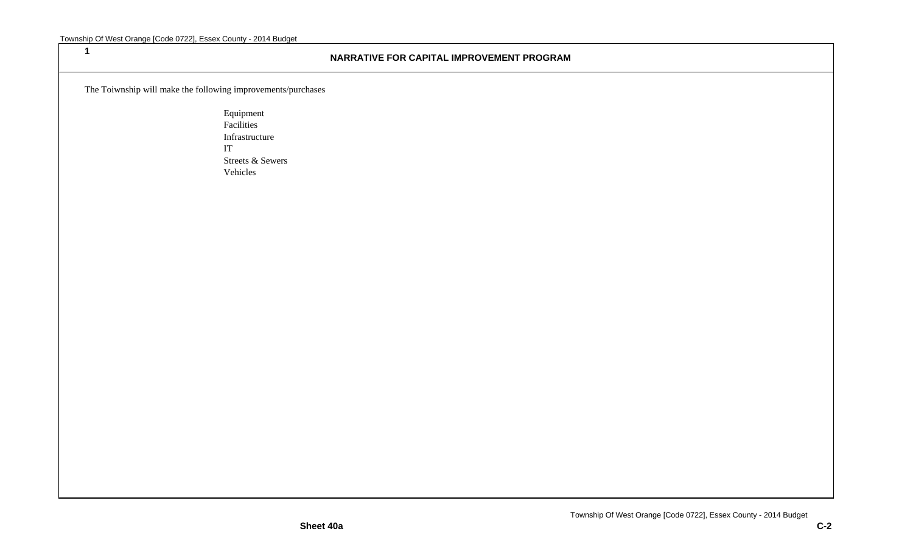1

## NARRATIVE FOR CAPITAL IMPROVEMENT PROGRAM

The Toiwnship will make the following improvements/purchases

- Equipment
- Facilities
- Infrastructure
- IT
- Streets & Sewers
- Vehicles

**Sheet 40a**

**C-2**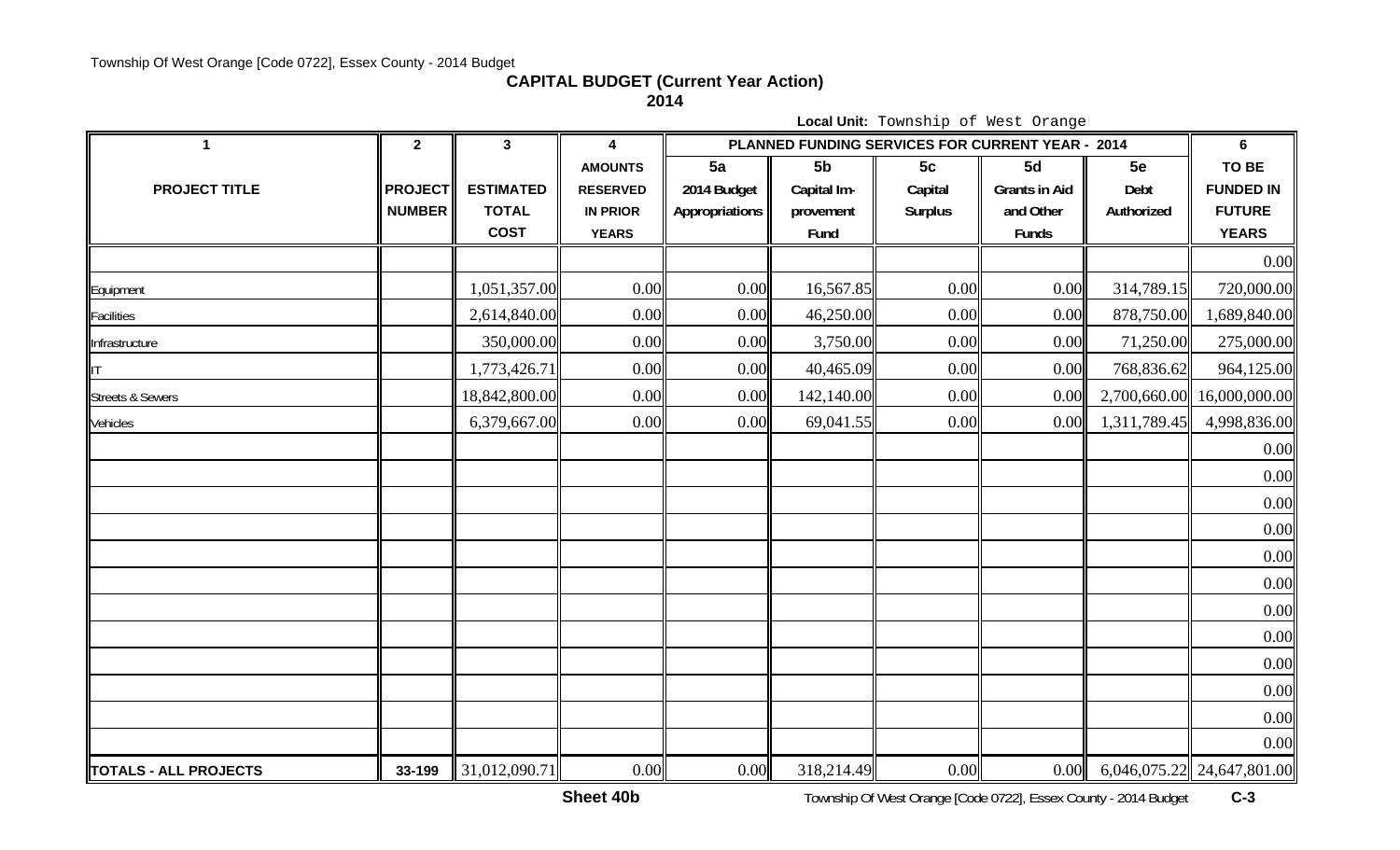## CAPITAL BUDGET (Current Year Action)

### 2014

**Local Unit:** Township of West Orange

| 1 | 2 | 3 | 4 | PLANNED FUNDING SERVICES FOR CURRENT YEAR - 2014 | | | | | 6 |
|---|---|---|---|---|---|---|---|---|---|
| | | | **AMOUNTS** | **5a** | **5b** | **5c** | **5d** | **5e** | **TO BE** |
| **PROJECT TITLE** | **PROJECT NUMBER** | **ESTIMATED TOTAL COST** | **RESERVED IN PRIOR YEARS** | **2014 Budget Appropriations** | **Capital Im-provement Fund** | **Capital Surplus** | **Grants in Aid and Other Funds** | **Debt Authorized** | **FUNDED IN FUTURE YEARS** |
| | | | | | | | | | 0.00 |
| Equipment | | 1,051,357.00 | 0.00 | 0.00 | 16,567.85 | 0.00 | 0.00 | 314,789.15 | 720,000.00 |
| Facilities | | 2,614,840.00 | 0.00 | 0.00 | 46,250.00 | 0.00 | 0.00 | 878,750.00 | 1,689,840.00 |
| Infrastructure | | 350,000.00 | 0.00 | 0.00 | 3,750.00 | 0.00 | 0.00 | 71,250.00 | 275,000.00 |
| IT | | 1,773,426.71 | 0.00 | 0.00 | 40,465.09 | 0.00 | 0.00 | 768,836.62 | 964,125.00 |
| Streets & Sewers | | 18,842,800.00 | 0.00 | 0.00 | 142,140.00 | 0.00 | 0.00 | 2,700,660.00 | 16,000,000.00 |
| Vehicles | | 6,379,667.00 | 0.00 | 0.00 | 69,041.55 | 0.00 | 0.00 | 1,311,789.45 | 4,998,836.00 |
| | | | | | | | | | 0.00 |
| | | | | | | | | | 0.00 |
| | | | | | | | | | 0.00 |
| | | | | | | | | | 0.00 |
| | | | | | | | | | 0.00 |
| | | | | | | | | | 0.00 |
| | | | | | | | | | 0.00 |
| | | | | | | | | | 0.00 |
| | | | | | | | | | 0.00 |
| | | | | | | | | | 0.00 |
| | | | | | | | | | 0.00 |
| | | | | | | | | | 0.00 |
| **TOTALS - ALL PROJECTS** | **33-199** | 31,012,090.71 | 0.00 | 0.00 | 318,214.49 | 0.00 | 0.00 | 6,046,075.22 | 24,647,801.00 |

**Sheet 40b**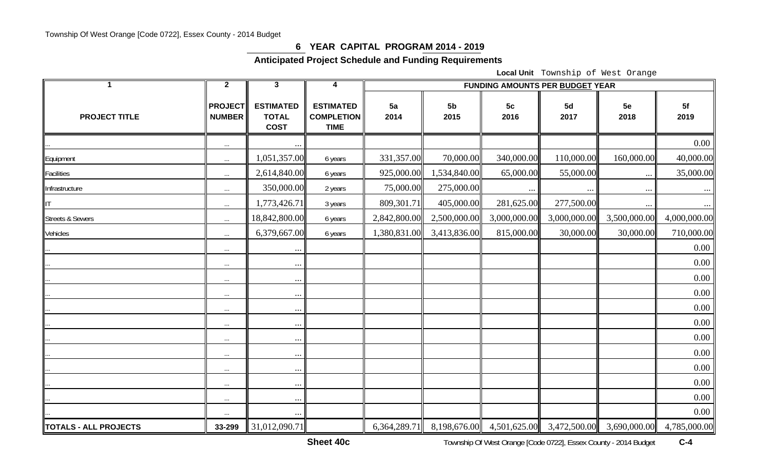## 6 YEAR CAPITAL PROGRAM 2014 - 2019

### Anticipated Project Schedule and Funding Requirements

**Local Unit** Township of West Orange

| 1 | 2 | 3 | 4 | FUNDING AMOUNTS PER BUDGET YEAR | | | | | |
|---|---|---|---|---|---|---|---|---|---|
| PROJECT TITLE | PROJECT NUMBER | ESTIMATED TOTAL COST | ESTIMATED COMPLETION TIME | 5a 2014 | 5b 2015 | 5c 2016 | 5d 2017 | 5e 2018 | 5f 2019 |
| ... | ... | ... | | | | | | | 0.00 |
| Equipment | ... | 1,051,357.00 | 6 years | 331,357.00 | 70,000.00 | 340,000.00 | 110,000.00 | 160,000.00 | 40,000.00 |
| Facilities | ... | 2,614,840.00 | 6 years | 925,000.00 | 1,534,840.00 | 65,000.00 | 55,000.00 | ... | 35,000.00 |
| Infrastructure | ... | 350,000.00 | 2 years | 75,000.00 | 275,000.00 | ... | ... | ... | ... |
| IT | ... | 1,773,426.71 | 3 years | 809,301.71 | 405,000.00 | 281,625.00 | 277,500.00 | ... | ... |
| Streets & Sewers | ... | 18,842,800.00 | 6 years | 2,842,800.00 | 2,500,000.00 | 3,000,000.00 | 3,000,000.00 | 3,500,000.00 | 4,000,000.00 |
| Vehicles | ... | 6,379,667.00 | 6 years | 1,380,831.00 | 3,413,836.00 | 815,000.00 | 30,000.00 | 30,000.00 | 710,000.00 |
| ... | ... | ... | | | | | | | 0.00 |
| ... | ... | ... | | | | | | | 0.00 |
| ... | ... | ... | | | | | | | 0.00 |
| ... | ... | ... | | | | | | | 0.00 |
| ... | ... | ... | | | | | | | 0.00 |
| ... | ... | ... | | | | | | | 0.00 |
| ... | ... | ... | | | | | | | 0.00 |
| ... | ... | ... | | | | | | | 0.00 |
| ... | ... | ... | | | | | | | 0.00 |
| ... | ... | ... | | | | | | | 0.00 |
| ... | ... | ... | | | | | | | 0.00 |
| ... | ... | ... | | | | | | | 0.00 |
| **TOTALS - ALL PROJECTS** | 33-299 | 31,012,090.71 | | 6,364,289.71 | 8,198,676.00 | 4,501,625.00 | 3,472,500.00 | 3,690,000.00 | 4,785,000.00 |

**Sheet 40c**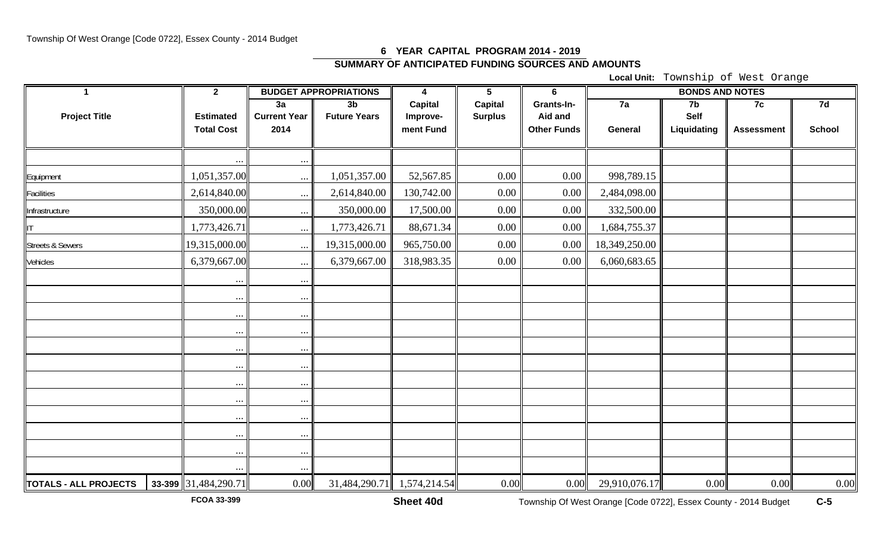# 6 YEAR CAPITAL PROGRAM 2014 - 2019

## SUMMARY OF ANTICIPATED FUNDING SOURCES AND AMOUNTS

**Local Unit:** Township of West Orange

| 1 | | 2 | BUDGET APPROPRIATIONS | | 4 | 5 | 6 | BONDS AND NOTES | | | |
|---|---|---|---|---|---|---|---|---|---|---|---|
| **Project Title** | | **Estimated Total Cost** | **3a Current Year 2014** | **3b Future Years** | **Capital Improvement Fund** | **Capital Surplus** | **Grants-In-Aid and Other Funds** | **7a General** | **7b Self Liquidating** | **7c Assessment** | **7d School** |
| | | ... | ... | | | | | | | | |
| Equipment | | 1,051,357.00 | ... | 1,051,357.00 | 52,567.85 | 0.00 | 0.00 | 998,789.15 | | | |
| Facilities | | 2,614,840.00 | ... | 2,614,840.00 | 130,742.00 | 0.00 | 0.00 | 2,484,098.00 | | | |
| Infrastructure | | 350,000.00 | ... | 350,000.00 | 17,500.00 | 0.00 | 0.00 | 332,500.00 | | | |
| IT | | 1,773,426.71 | ... | 1,773,426.71 | 88,671.34 | 0.00 | 0.00 | 1,684,755.37 | | | |
| Streets & Sewers | | 19,315,000.00 | ... | 19,315,000.00 | 965,750.00 | 0.00 | 0.00 | 18,349,250.00 | | | |
| Vehicles | | 6,379,667.00 | ... | 6,379,667.00 | 318,983.35 | 0.00 | 0.00 | 6,060,683.65 | | | |
| | | ... | ... | | | | | | | | |
| | | ... | ... | | | | | | | | |
| | | ... | ... | | | | | | | | |
| | | ... | ... | | | | | | | | |
| | | ... | ... | | | | | | | | |
| | | ... | ... | | | | | | | | |
| | | ... | ... | | | | | | | | |
| | | ... | ... | | | | | | | | |
| | | ... | ... | | | | | | | | |
| | | ... | ... | | | | | | | | |
| | | ... | ... | | | | | | | | |
| | | ... | ... | | | | | | | | |
| **TOTALS - ALL PROJECTS** | **33-399** | 31,484,290.71 | 0.00 | 31,484,290.71 | 1,574,214.54 | 0.00 | 0.00 | 29,910,076.17 | 0.00 | 0.00 | 0.00 |

FCOA 33-399

**Sheet 40d**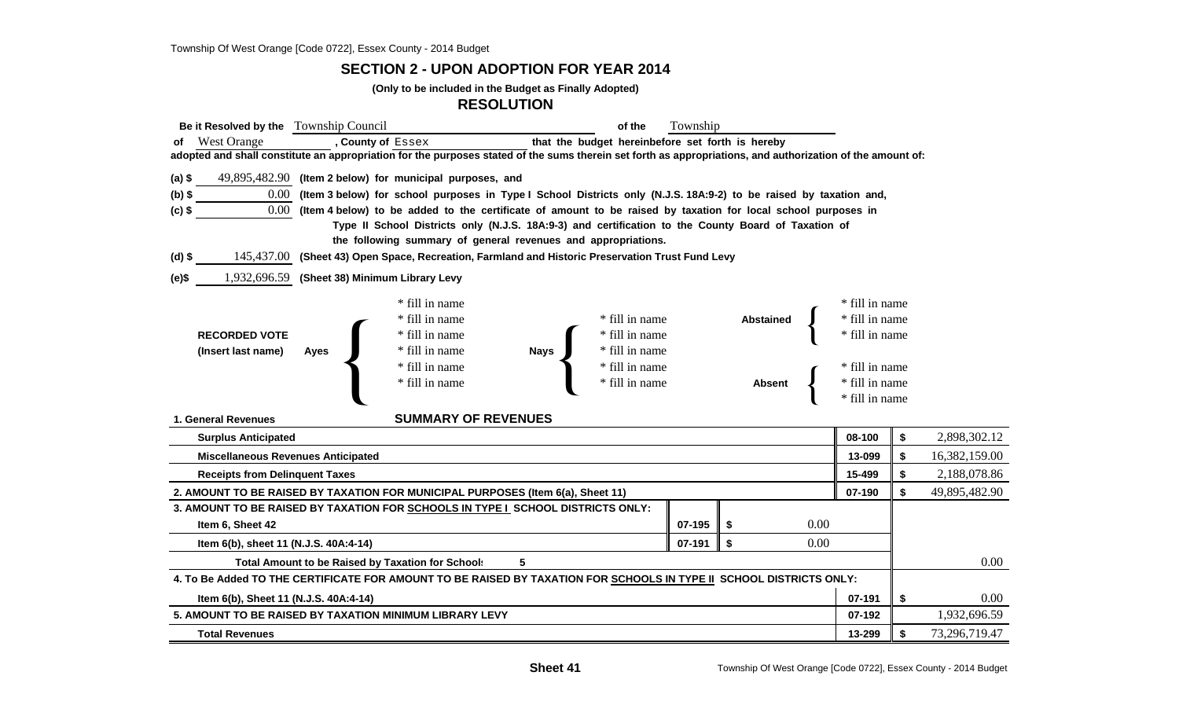## SECTION 2 - UPON ADOPTION FOR YEAR 2014

**(Only to be included in the Budget as Finally Adopted)**

### RESOLUTION

**Be it Resolved by the** Township Council **of the** Township **of** West Orange **, County of** Essex **that the budget hereinbefore set forth is hereby adopted and shall constitute an appropriation for the purposes stated of the sums therein set forth as appropriations, and authorization of the amount of:**

**(a) $** 49,895,482.90 **(Item 2 below) for municipal purposes, and**

**(b) $** 0.00 **(Item 3 below) for school purposes in Type I School Districts only (N.J.S. 18A:9-2) to be raised by taxation and,**

**(c) $** 0.00 **(Item 4 below) to be added to the certificate of amount to be raised by taxation for local school purposes in Type II School Districts only (N.J.S. 18A:9-3) and certification to the County Board of Taxation of the following summary of general revenues and appropriations.**

**(d) $** 145,437.00 **(Sheet 43) Open Space, Recreation, Farmland and Historic Preservation Trust Fund Levy**

**(e)$** 1,932,696.59 **(Sheet 38) Minimum Library Levy**

**RECORDED VOTE (Insert last name)**

| Ayes | Nays | Abstained | Absent |
|---|---|---|---|
| * fill in name | * fill in name | * fill in name | * fill in name |
| * fill in name | * fill in name | * fill in name | * fill in name |
| * fill in name | * fill in name | * fill in name | * fill in name |
| * fill in name | * fill in name | | |
| * fill in name | | | |
| * fill in name | | | |

**SUMMARY OF REVENUES**

| **1. General Revenues** | | | | |
|---|---|---|---|---|
| **Surplus Anticipated** | | | 08-100 | $ 2,898,302.12 |
| **Miscellaneous Revenues Anticipated** | | | 13-099 | $ 16,382,159.00 |
| **Receipts from Delinquent Taxes** | | | 15-499 | $ 2,188,078.86 |
| **2. AMOUNT TO BE RAISED BY TAXATION FOR MUNICIPAL PURPOSES (Item 6(a), Sheet 11)** | | | 07-190 | $ 49,895,482.90 |
| **3. AMOUNT TO BE RAISED BY TAXATION FOR SCHOOLS IN TYPE I SCHOOL DISTRICTS ONLY:** | | | | |
| **Item 6, Sheet 42** | 07-195 | $ 0.00 | | |
| **Item 6(b), sheet 11 (N.J.S. 40A:4-14)** | 07-191 | $ 0.00 | | |
| **Total Amount to be Raised by Taxation for Schools 5** | | | | 0.00 |
| **4. To Be Added TO THE CERTIFICATE FOR AMOUNT TO BE RAISED BY TAXATION FOR SCHOOLS IN TYPE II SCHOOL DISTRICTS ONLY:** | | | | |
| **Item 6(b), Sheet 11 (N.J.S. 40A:4-14)** | | | 07-191 | $ 0.00 |
| **5. AMOUNT TO BE RAISED BY TAXATION MINIMUM LIBRARY LEVY** | | | 07-192 | 1,932,696.59 |
| **Total Revenues** | | | 13-299 | $ 73,296,719.47 |

**Sheet 41**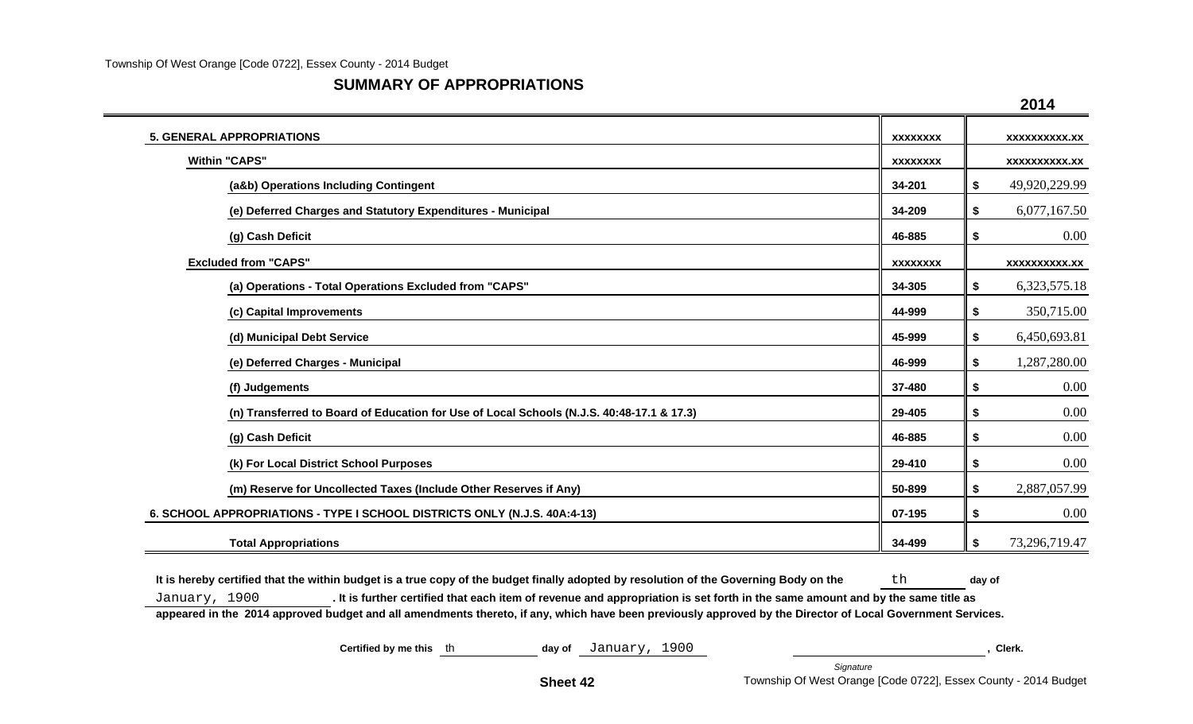## SUMMARY OF APPROPRIATIONS

| | | 2014 |
|---|---|---|
| **5. GENERAL APPROPRIATIONS** | XXXXXXXX | XXXXXXXXXX.XX |
| **Within "CAPS"** | XXXXXXXX | XXXXXXXXXX.XX |
| **(a&b) Operations Including Contingent** | 34-201 | $ 49,920,229.99 |
| **(e) Deferred Charges and Statutory Expenditures - Municipal** | 34-209 | $ 6,077,167.50 |
| **(g) Cash Deficit** | 46-885 | $ 0.00 |
| **Excluded from "CAPS"** | XXXXXXXX | XXXXXXXXXX.XX |
| **(a) Operations - Total Operations Excluded from "CAPS"** | 34-305 | $ 6,323,575.18 |
| **(c) Capital Improvements** | 44-999 | $ 350,715.00 |
| **(d) Municipal Debt Service** | 45-999 | $ 6,450,693.81 |
| **(e) Deferred Charges - Municipal** | 46-999 | $ 1,287,280.00 |
| **(f) Judgements** | 37-480 | $ 0.00 |
| **(n) Transferred to Board of Education for Use of Local Schools (N.J.S. 40:48-17.1 & 17.3)** | 29-405 | $ 0.00 |
| **(g) Cash Deficit** | 46-885 | $ 0.00 |
| **(k) For Local District School Purposes** | 29-410 | $ 0.00 |
| **(m) Reserve for Uncollected Taxes (Include Other Reserves if Any)** | 50-899 | $ 2,887,057.99 |
| **6. SCHOOL APPROPRIATIONS - TYPE I SCHOOL DISTRICTS ONLY (N.J.S. 40A:4-13)** | 07-195 | $ 0.00 |
| **Total Appropriations** | 34-499 | $ 73,296,719.47 |

**It is hereby certified that the within budget is a true copy of the budget finally adopted by resolution of the Governing Body on the** th **day of** January, 1900 **. It is further certified that each item of revenue and appropriation is set forth in the same amount and by the same title as appeared in the 2014 approved budget and all amendments thereto, if any, which have been previously approved by the Director of Local Government Services.**

**Certified by me this** th **day of** January, 1900 ______________________ **, Clerk.**

*Signature*

**Sheet 42**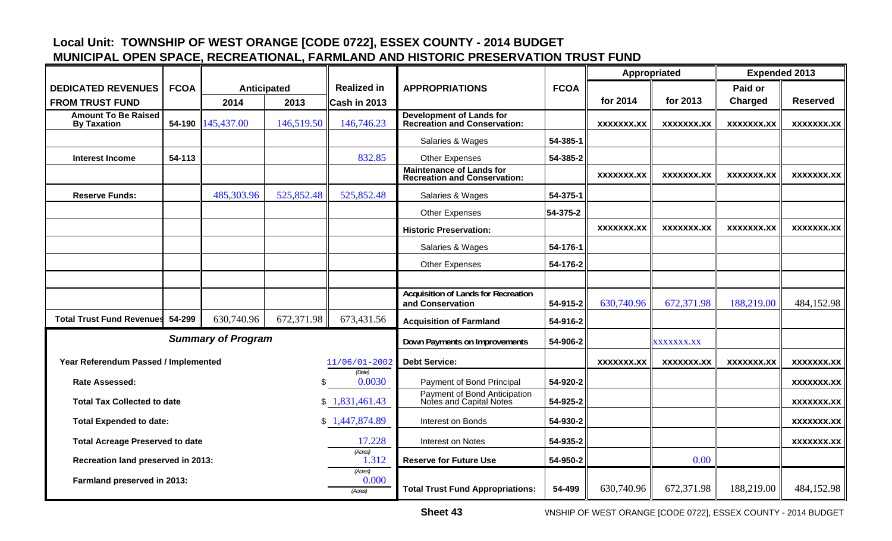## Local Unit: TOWNSHIP OF WEST ORANGE [CODE 0722], ESSEX COUNTY - 2014 BUDGET
## MUNICIPAL OPEN SPACE, RECREATIONAL, FARMLAND AND HISTORIC PRESERVATION TRUST FUND

| DEDICATED REVENUES FROM TRUST FUND | FCOA | Anticipated 2014 | Anticipated 2013 | Realized in Cash in 2013 | APPROPRIATIONS | FCOA | Appropriated for 2014 | Appropriated for 2013 | Expended 2013 Paid or Charged | Expended 2013 Reserved |
|---|---|---|---|---|---|---|---|---|---|---|
| Amount To Be Raised By Taxation | 54-190 | 145,437.00 | 146,519.50 | 146,746.23 | Development of Lands for Recreation and Conservation: | | XXXXXXX.XX | XXXXXXX.XX | XXXXXXX.XX | XXXXXXX.XX |
| | | | | | Salaries & Wages | 54-385-1 | | | | |
| Interest Income | 54-113 | | | 832.85 | Other Expenses | 54-385-2 | | | | |
| | | | | | Maintenance of Lands for Recreation and Conservation: | | XXXXXXX.XX | XXXXXXX.XX | XXXXXXX.XX | XXXXXXX.XX |
| Reserve Funds: | | 485,303.96 | 525,852.48 | 525,852.48 | Salaries & Wages | 54-375-1 | | | | |
| | | | | | Other Expenses | 54-375-2 | | | | |
| | | | | | Historic Preservation: | | XXXXXXX.XX | XXXXXXX.XX | XXXXXXX.XX | XXXXXXX.XX |
| | | | | | Salaries & Wages | 54-176-1 | | | | |
| | | | | | Other Expenses | 54-176-2 | | | | |
| | | | | | | | | | | |
| | | | | | Acquisition of Lands for Recreation and Conservation | 54-915-2 | 630,740.96 | 672,371.98 | 188,219.00 | 484,152.98 |
| Total Trust Fund Revenues | 54-299 | 630,740.96 | 672,371.98 | 673,431.56 | Acquisition of Farmland | 54-916-2 | | | | |
| **Summary of Program** | | | | | Down Payments on Improvements | 54-906-2 | | XXXXXXX.XX | | |
| Year Referendum Passed / Implemented | | | | 11/06/01-2002 (Date) | Debt Service: | | XXXXXXX.XX | XXXXXXX.XX | XXXXXXX.XX | XXXXXXX.XX |
| Rate Assessed: | | | | $ 0.0030 | Payment of Bond Principal | 54-920-2 | | | | XXXXXXX.XX |
| Total Tax Collected to date | | | | $ 1,831,461.43 | Payment of Bond Anticipation Notes and Capital Notes | 54-925-2 | | | | XXXXXXX.XX |
| Total Expended to date: | | | | $ 1,447,874.89 | Interest on Bonds | 54-930-2 | | | | XXXXXXX.XX |
| Total Acreage Preserved to date | | | | 17.228 (Acres) | Interest on Notes | 54-935-2 | | | | XXXXXXX.XX |
| Recreation land preserved in 2013: | | | | 1.312 (Acres) | Reserve for Future Use | 54-950-2 | | 0.00 | | |
| Farmland preserved in 2013: | | | | 0.000 (Acres) | Total Trust Fund Appropriations: | 54-499 | 630,740.96 | 672,371.98 | 188,219.00 | 484,152.98 |

Sheet 43